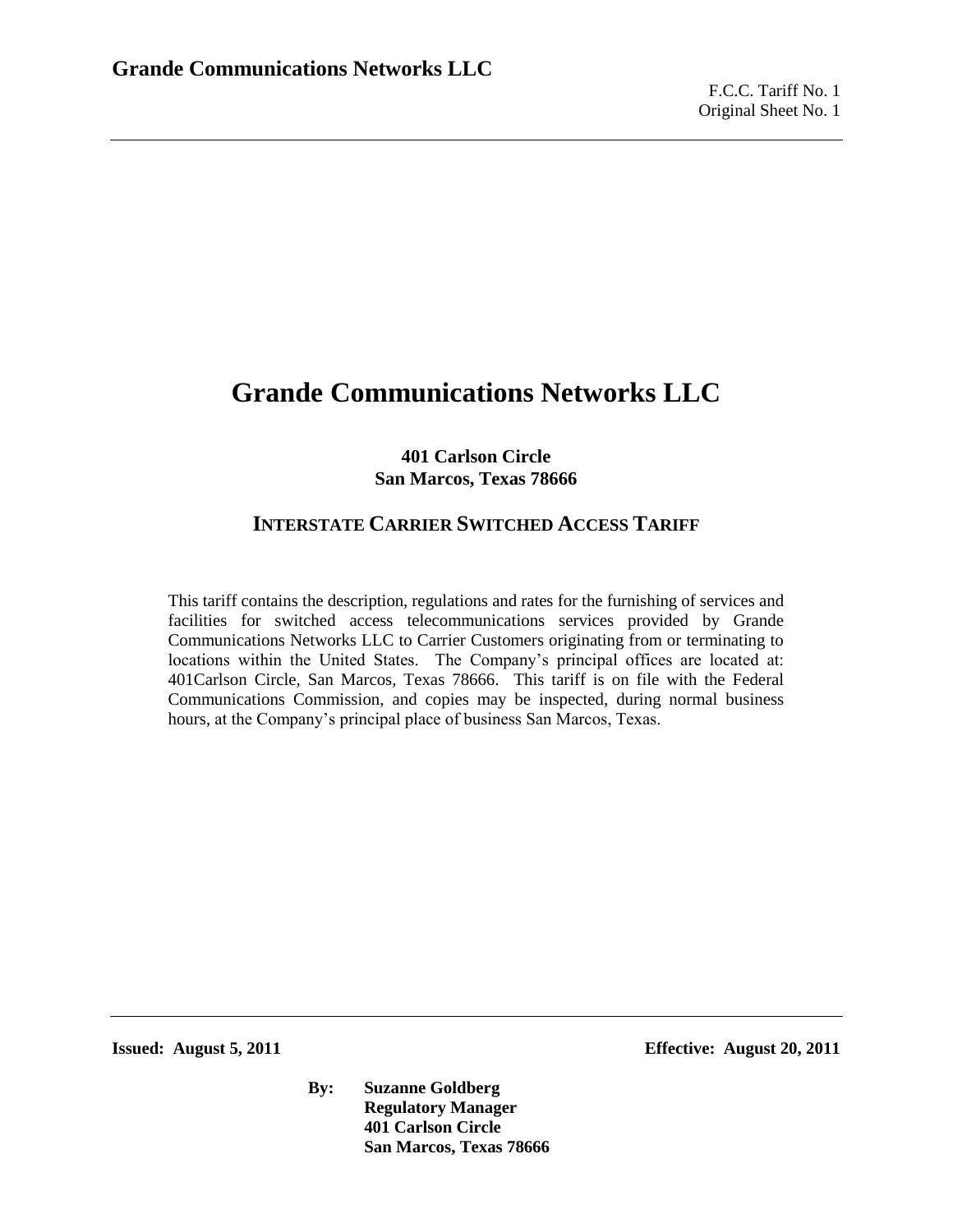# Grande Communications Networks LLC

**401 Carlson Circle**
**San Marcos, Texas 78666**

## INTERSTATE CARRIER SWITCHED ACCESS TARIFF

This tariff contains the description, regulations and rates for the furnishing of services and facilities for switched access telecommunications services provided by Grande Communications Networks LLC to Carrier Customers originating from or terminating to locations within the United States. The Company's principal offices are located at: 401Carlson Circle, San Marcos, Texas 78666. This tariff is on file with the Federal Communications Commission, and copies may be inspected, during normal business hours, at the Company's principal place of business San Marcos, Texas.

**Issued: August 5, 2011** **Effective: August 20, 2011**

**By: Suzanne Goldberg**
**Regulatory Manager**
**401 Carlson Circle**
**San Marcos, Texas 78666**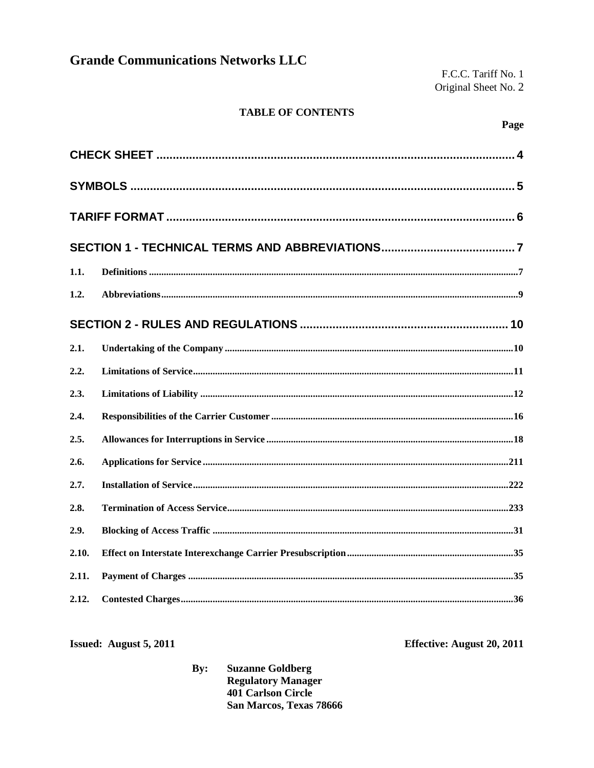# Grande Communications Networks LLC

F.C.C. Tariff No. 1
Original Sheet No. 2

**TABLE OF CONTENTS**

| | | Page |
|---|---|---|
| **CHECK SHEET** | | 4 |
| **SYMBOLS** | | 5 |
| **TARIFF FORMAT** | | 6 |
| **SECTION 1 - TECHNICAL TERMS AND ABBREVIATIONS** | | 7 |
| 1.1. | Definitions | 7 |
| 1.2. | Abbreviations | 9 |
| **SECTION 2 - RULES AND REGULATIONS** | | 10 |
| 2.1. | Undertaking of the Company | 10 |
| 2.2. | Limitations of Service | 11 |
| 2.3. | Limitations of Liability | 12 |
| 2.4. | Responsibilities of the Carrier Customer | 16 |
| 2.5. | Allowances for Interruptions in Service | 18 |
| 2.6. | Applications for Service | 211 |
| 2.7. | Installation of Service | 222 |
| 2.8. | Termination of Access Service | 233 |
| 2.9. | Blocking of Access Traffic | 31 |
| 2.10. | Effect on Interstate Interexchange Carrier Presubscription | 35 |
| 2.11. | Payment of Charges | 35 |
| 2.12. | Contested Charges | 36 |

**Issued: August 5, 2011** **Effective: August 20, 2011**

**By: Suzanne Goldberg**
**Regulatory Manager**
**401 Carlson Circle**
**San Marcos, Texas 78666**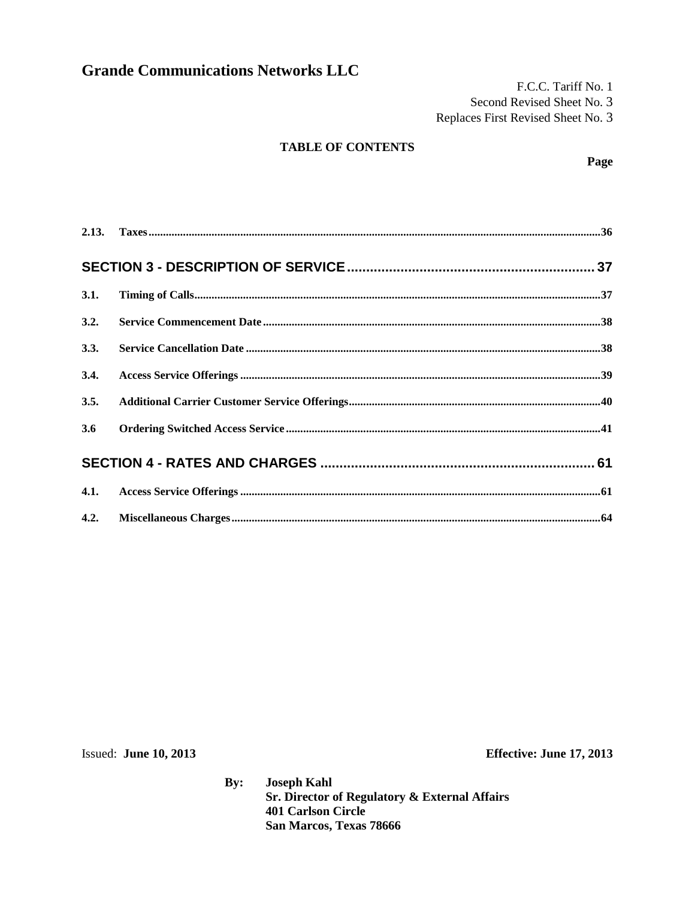# Grande Communications Networks LLC

F.C.C. Tariff No. 1
Second Revised Sheet No. 3
Replaces First Revised Sheet No. 3

**TABLE OF CONTENTS**

**Page**

**2.13. Taxes** ..... 36

**SECTION 3 - DESCRIPTION OF SERVICE** ..... 37

**3.1. Timing of Calls** ..... 37

**3.2. Service Commencement Date** ..... 38

**3.3. Service Cancellation Date** ..... 38

**3.4. Access Service Offerings** ..... 39

**3.5. Additional Carrier Customer Service Offerings** ..... 40

**3.6 Ordering Switched Access Service** ..... 41

**SECTION 4 - RATES AND CHARGES** ..... 61

**4.1. Access Service Offerings** ..... 61

**4.2. Miscellaneous Charges** ..... 64

Issued: **June 10, 2013**

**Effective: June 17, 2013**

**By: Joseph Kahl**
**Sr. Director of Regulatory & External Affairs**
**401 Carlson Circle**
**San Marcos, Texas 78666**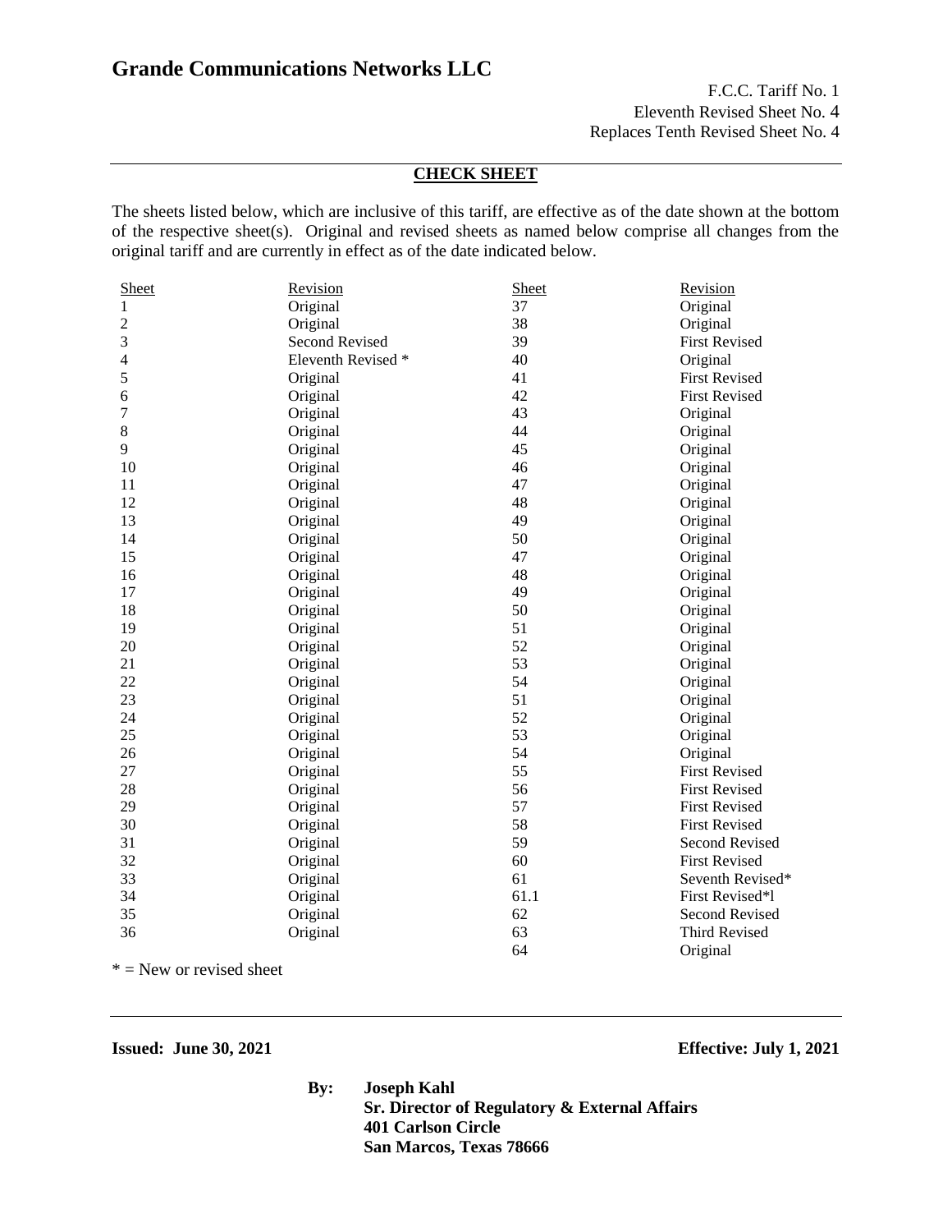# Grande Communications Networks LLC

F.C.C. Tariff No. 1
Eleventh Revised Sheet No. 4
Replaces Tenth Revised Sheet No. 4

## CHECK SHEET

The sheets listed below, which are inclusive of this tariff, are effective as of the date shown at the bottom of the respective sheet(s). Original and revised sheets as named below comprise all changes from the original tariff and are currently in effect as of the date indicated below.

| Sheet | Revision | Sheet | Revision |
|---|---|---|---|
| 1 | Original | 37 | Original |
| 2 | Original | 38 | Original |
| 3 | Second Revised | 39 | First Revised |
| 4 | Eleventh Revised * | 40 | Original |
| 5 | Original | 41 | First Revised |
| 6 | Original | 42 | First Revised |
| 7 | Original | 43 | Original |
| 8 | Original | 44 | Original |
| 9 | Original | 45 | Original |
| 10 | Original | 46 | Original |
| 11 | Original | 47 | Original |
| 12 | Original | 48 | Original |
| 13 | Original | 49 | Original |
| 14 | Original | 50 | Original |
| 15 | Original | 47 | Original |
| 16 | Original | 48 | Original |
| 17 | Original | 49 | Original |
| 18 | Original | 50 | Original |
| 19 | Original | 51 | Original |
| 20 | Original | 52 | Original |
| 21 | Original | 53 | Original |
| 22 | Original | 54 | Original |
| 23 | Original | 51 | Original |
| 24 | Original | 52 | Original |
| 25 | Original | 53 | Original |
| 26 | Original | 54 | Original |
| 27 | Original | 55 | First Revised |
| 28 | Original | 56 | First Revised |
| 29 | Original | 57 | First Revised |
| 30 | Original | 58 | First Revised |
| 31 | Original | 59 | Second Revised |
| 32 | Original | 60 | First Revised |
| 33 | Original | 61 | Seventh Revised* |
| 34 | Original | 61.1 | First Revised*l |
| 35 | Original | 62 | Second Revised |
| 36 | Original | 63 | Third Revised |
| | | 64 | Original |

* = New or revised sheet

**Issued: June 30, 2021** **Effective: July 1, 2021**

**By: Joseph Kahl**
**Sr. Director of Regulatory & External Affairs**
**401 Carlson Circle**
**San Marcos, Texas 78666**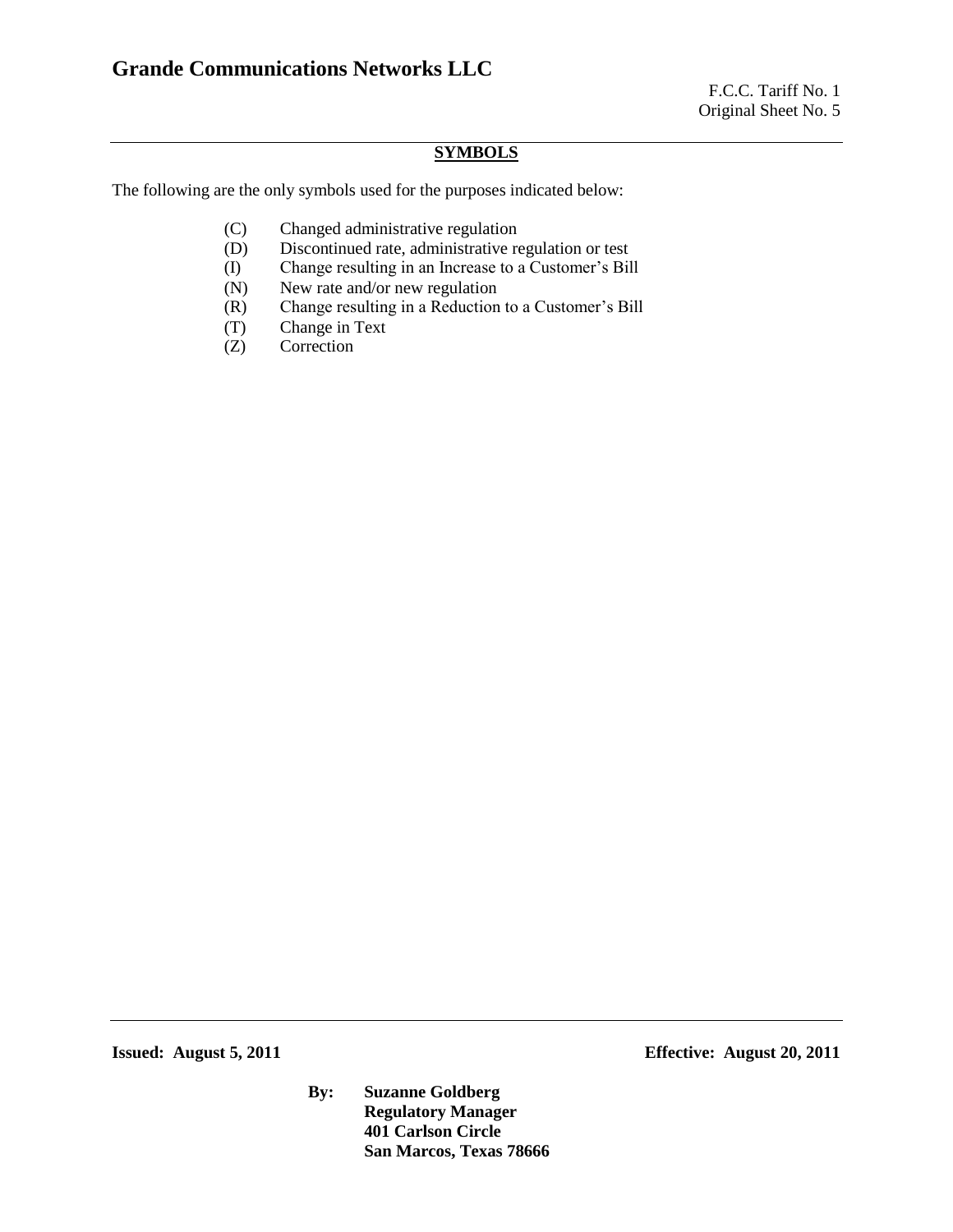## SYMBOLS

The following are the only symbols used for the purposes indicated below:

- (C) Changed administrative regulation
- (D) Discontinued rate, administrative regulation or test
- (I) Change resulting in an Increase to a Customer's Bill
- (N) New rate and/or new regulation
- (R) Change resulting in a Reduction to a Customer's Bill
- (T) Change in Text
- (Z) Correction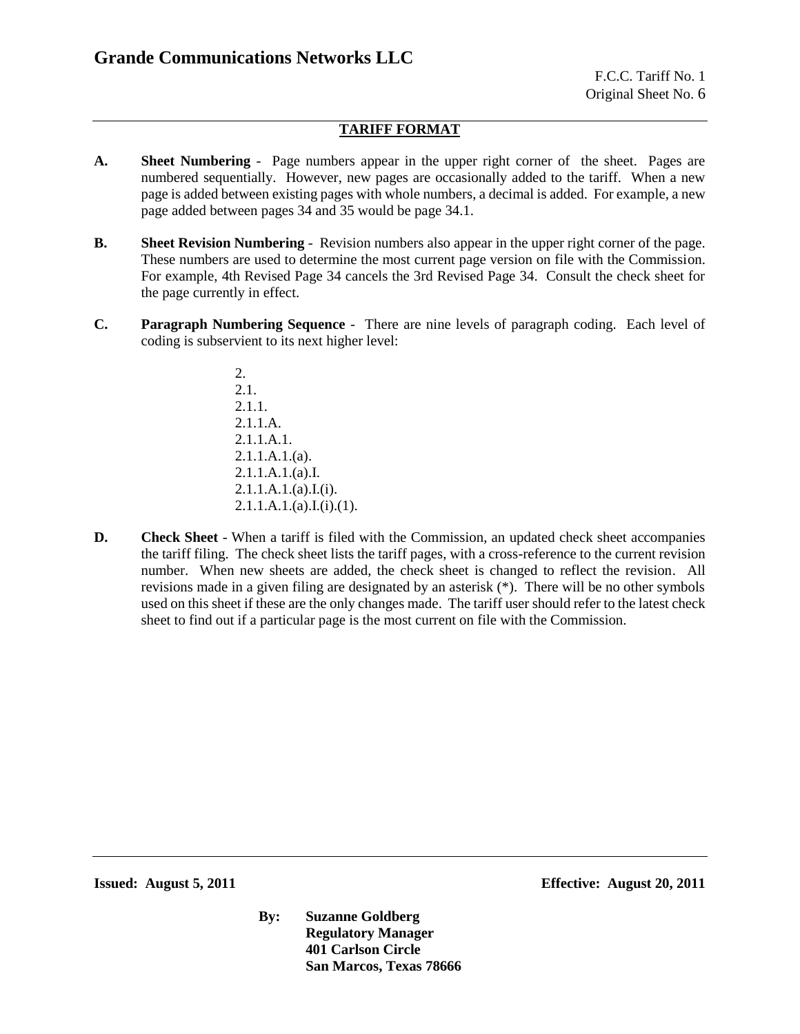## TARIFF FORMAT

**A.** **Sheet Numbering** - Page numbers appear in the upper right corner of the sheet. Pages are numbered sequentially. However, new pages are occasionally added to the tariff. When a new page is added between existing pages with whole numbers, a decimal is added. For example, a new page added between pages 34 and 35 would be page 34.1.

**B.** **Sheet Revision Numbering** - Revision numbers also appear in the upper right corner of the page. These numbers are used to determine the most current page version on file with the Commission. For example, 4th Revised Page 34 cancels the 3rd Revised Page 34. Consult the check sheet for the page currently in effect.

**C.** **Paragraph Numbering Sequence** - There are nine levels of paragraph coding. Each level of coding is subservient to its next higher level:

2.
2.1.
2.1.1.
2.1.1.A.
2.1.1.A.1.
2.1.1.A.1.(a).
2.1.1.A.1.(a).I.
2.1.1.A.1.(a).I.(i).
2.1.1.A.1.(a).I.(i).(1).

**D.** **Check Sheet** - When a tariff is filed with the Commission, an updated check sheet accompanies the tariff filing. The check sheet lists the tariff pages, with a cross-reference to the current revision number. When new sheets are added, the check sheet is changed to reflect the revision. All revisions made in a given filing are designated by an asterisk (*). There will be no other symbols used on this sheet if these are the only changes made. The tariff user should refer to the latest check sheet to find out if a particular page is the most current on file with the Commission.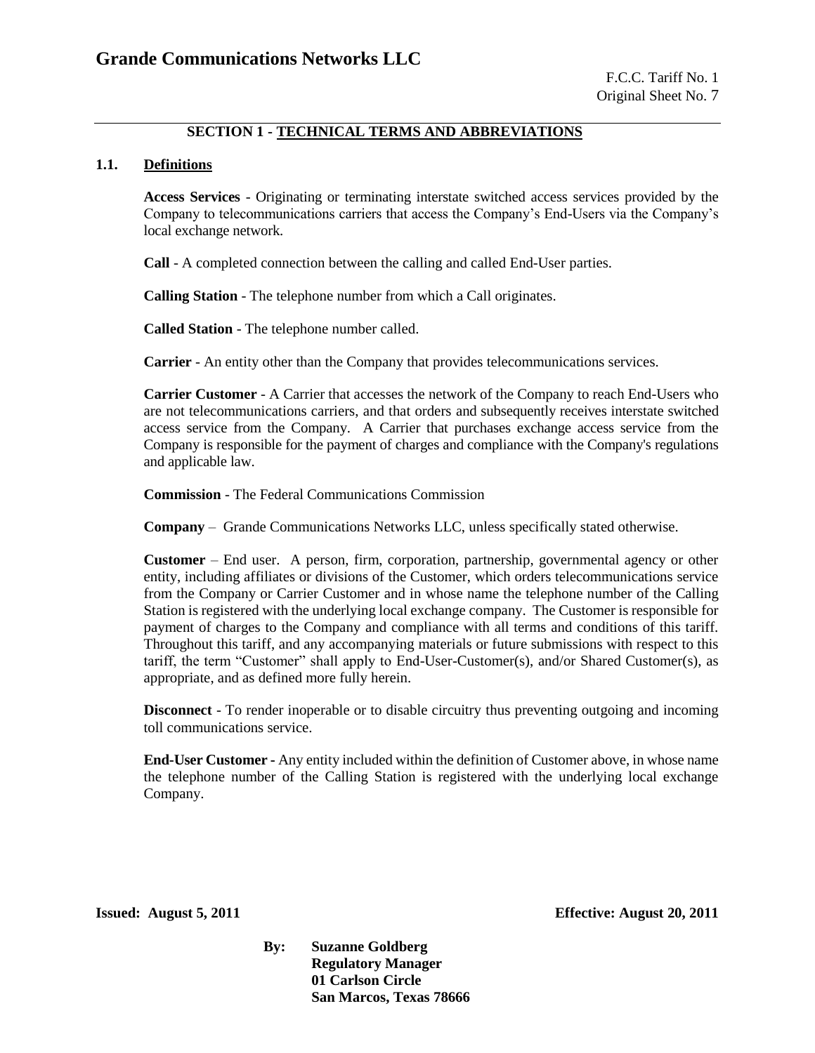## SECTION 1 - TECHNICAL TERMS AND ABBREVIATIONS

### 1.1. Definitions

**Access Services** - Originating or terminating interstate switched access services provided by the Company to telecommunications carriers that access the Company's End-Users via the Company's local exchange network.

**Call** - A completed connection between the calling and called End-User parties.

**Calling Station** - The telephone number from which a Call originates.

**Called Station** - The telephone number called.

**Carrier** - An entity other than the Company that provides telecommunications services.

**Carrier Customer** - A Carrier that accesses the network of the Company to reach End-Users who are not telecommunications carriers, and that orders and subsequently receives interstate switched access service from the Company. A Carrier that purchases exchange access service from the Company is responsible for the payment of charges and compliance with the Company's regulations and applicable law.

**Commission** - The Federal Communications Commission

**Company** – Grande Communications Networks LLC, unless specifically stated otherwise.

**Customer** – End user. A person, firm, corporation, partnership, governmental agency or other entity, including affiliates or divisions of the Customer, which orders telecommunications service from the Company or Carrier Customer and in whose name the telephone number of the Calling Station is registered with the underlying local exchange company. The Customer is responsible for payment of charges to the Company and compliance with all terms and conditions of this tariff. Throughout this tariff, and any accompanying materials or future submissions with respect to this tariff, the term "Customer" shall apply to End-User-Customer(s), and/or Shared Customer(s), as appropriate, and as defined more fully herein.

**Disconnect** - To render inoperable or to disable circuitry thus preventing outgoing and incoming toll communications service.

**End-User Customer -** Any entity included within the definition of Customer above, in whose name the telephone number of the Calling Station is registered with the underlying local exchange Company.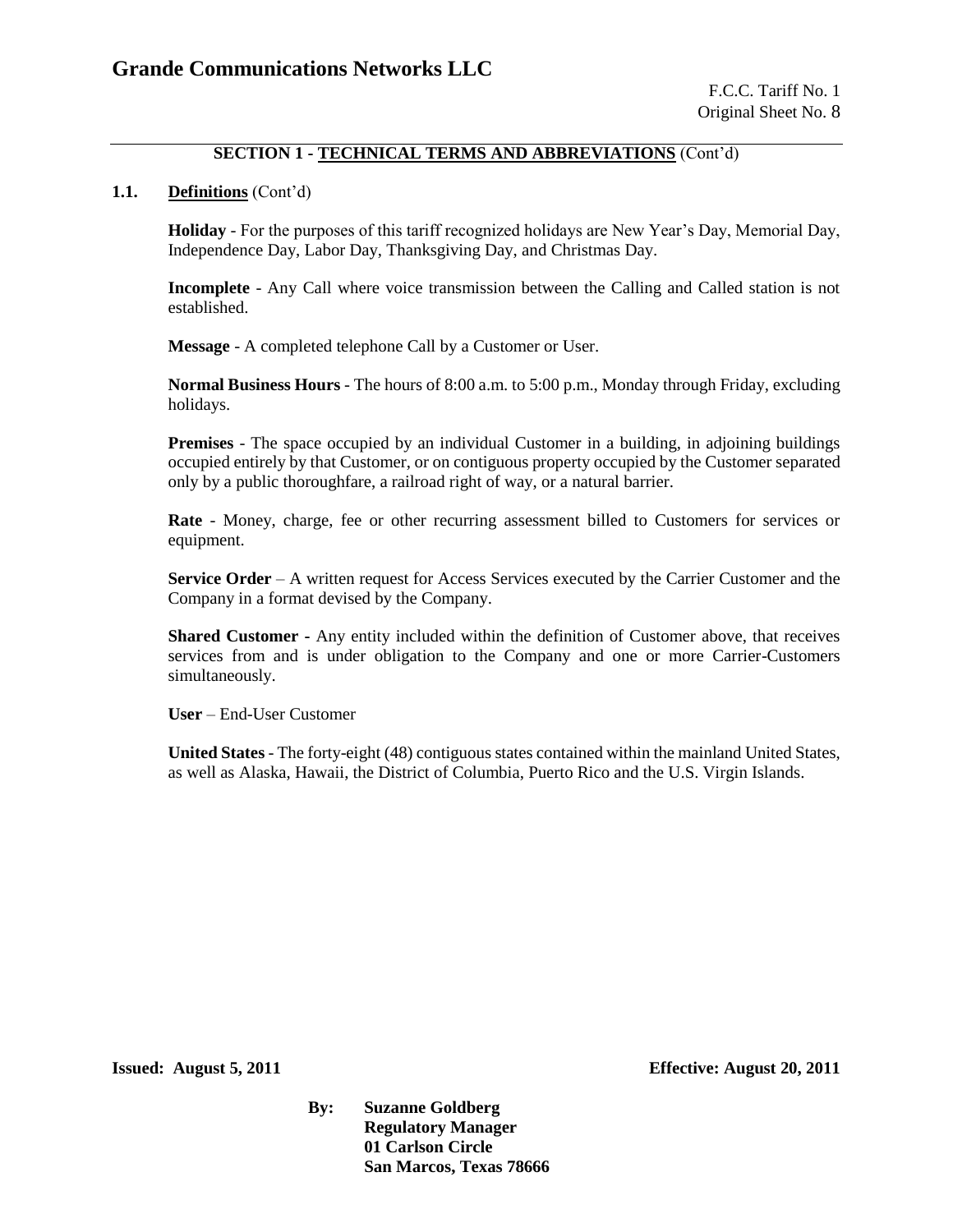## SECTION 1 - TECHNICAL TERMS AND ABBREVIATIONS (Cont'd)

### 1.1. Definitions (Cont'd)

**Holiday** - For the purposes of this tariff recognized holidays are New Year's Day, Memorial Day, Independence Day, Labor Day, Thanksgiving Day, and Christmas Day.

**Incomplete** - Any Call where voice transmission between the Calling and Called station is not established.

**Message** - A completed telephone Call by a Customer or User.

**Normal Business Hours** - The hours of 8:00 a.m. to 5:00 p.m., Monday through Friday, excluding holidays.

**Premises** - The space occupied by an individual Customer in a building, in adjoining buildings occupied entirely by that Customer, or on contiguous property occupied by the Customer separated only by a public thoroughfare, a railroad right of way, or a natural barrier.

**Rate** - Money, charge, fee or other recurring assessment billed to Customers for services or equipment.

**Service Order** – A written request for Access Services executed by the Carrier Customer and the Company in a format devised by the Company.

**Shared Customer** - Any entity included within the definition of Customer above, that receives services from and is under obligation to the Company and one or more Carrier-Customers simultaneously.

**User** – End-User Customer

**United States** - The forty-eight (48) contiguous states contained within the mainland United States, as well as Alaska, Hawaii, the District of Columbia, Puerto Rico and the U.S. Virgin Islands.

**Issued: August 5, 2011** **Effective: August 20, 2011**

**By: Suzanne Goldberg**
**Regulatory Manager**
**01 Carlson Circle**
**San Marcos, Texas 78666**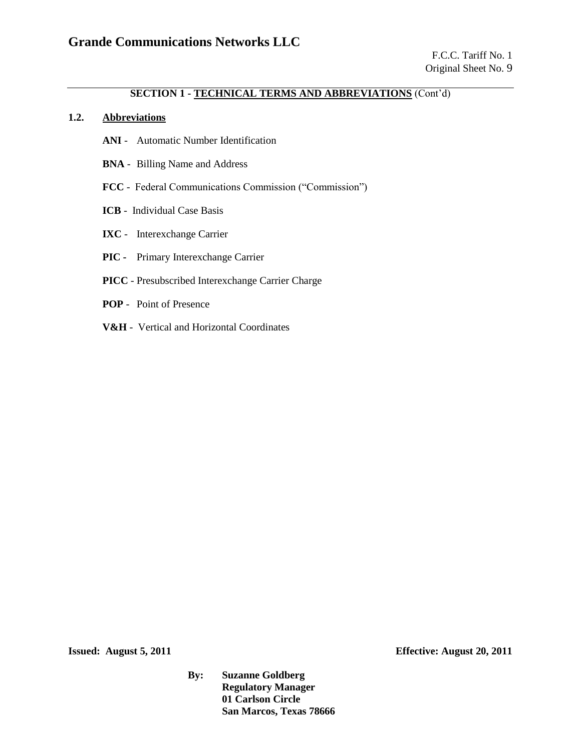## SECTION 1 - TECHNICAL TERMS AND ABBREVIATIONS (Cont'd)

### 1.2. Abbreviations

**ANI** - Automatic Number Identification

**BNA** - Billing Name and Address

**FCC** - Federal Communications Commission ("Commission")

**ICB** - Individual Case Basis

**IXC** - Interexchange Carrier

**PIC** - Primary Interexchange Carrier

**PICC** - Presubscribed Interexchange Carrier Charge

**POP** - Point of Presence

**V&H** - Vertical and Horizontal Coordinates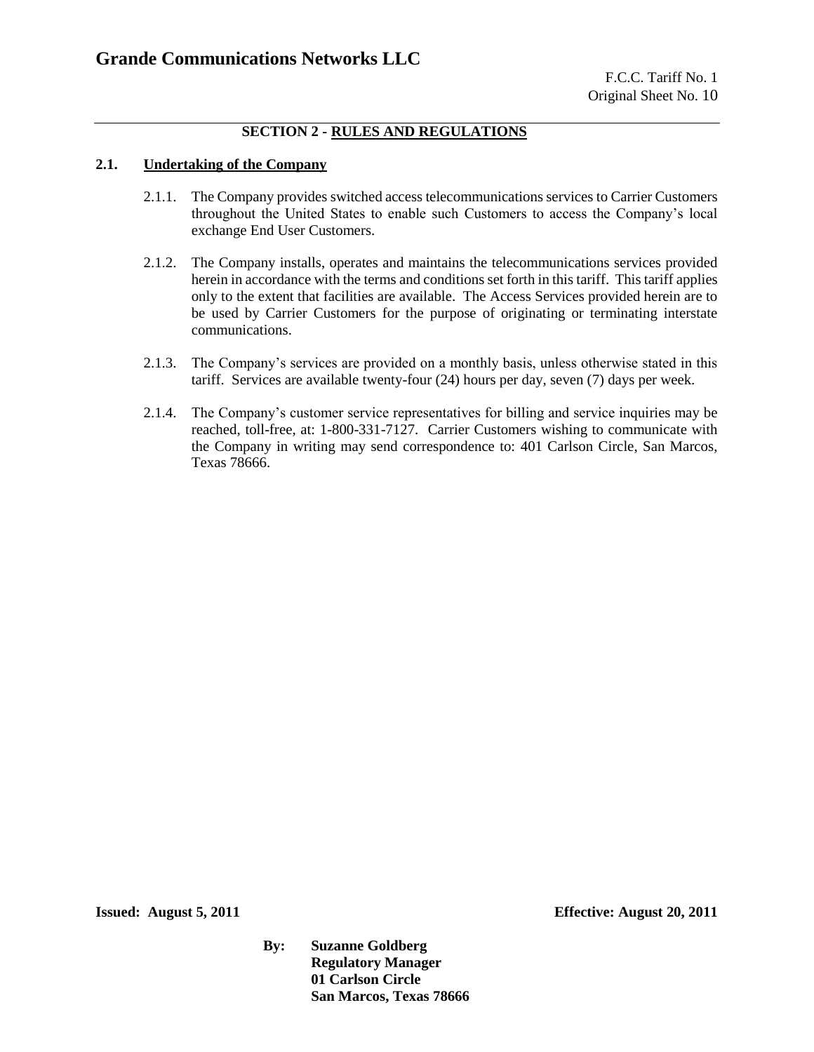## SECTION 2 - RULES AND REGULATIONS

### 2.1. Undertaking of the Company

2.1.1. The Company provides switched access telecommunications services to Carrier Customers throughout the United States to enable such Customers to access the Company's local exchange End User Customers.

2.1.2. The Company installs, operates and maintains the telecommunications services provided herein in accordance with the terms and conditions set forth in this tariff. This tariff applies only to the extent that facilities are available. The Access Services provided herein are to be used by Carrier Customers for the purpose of originating or terminating interstate communications.

2.1.3. The Company's services are provided on a monthly basis, unless otherwise stated in this tariff. Services are available twenty-four (24) hours per day, seven (7) days per week.

2.1.4. The Company's customer service representatives for billing and service inquiries may be reached, toll-free, at: 1-800-331-7127. Carrier Customers wishing to communicate with the Company in writing may send correspondence to: 401 Carlson Circle, San Marcos, Texas 78666.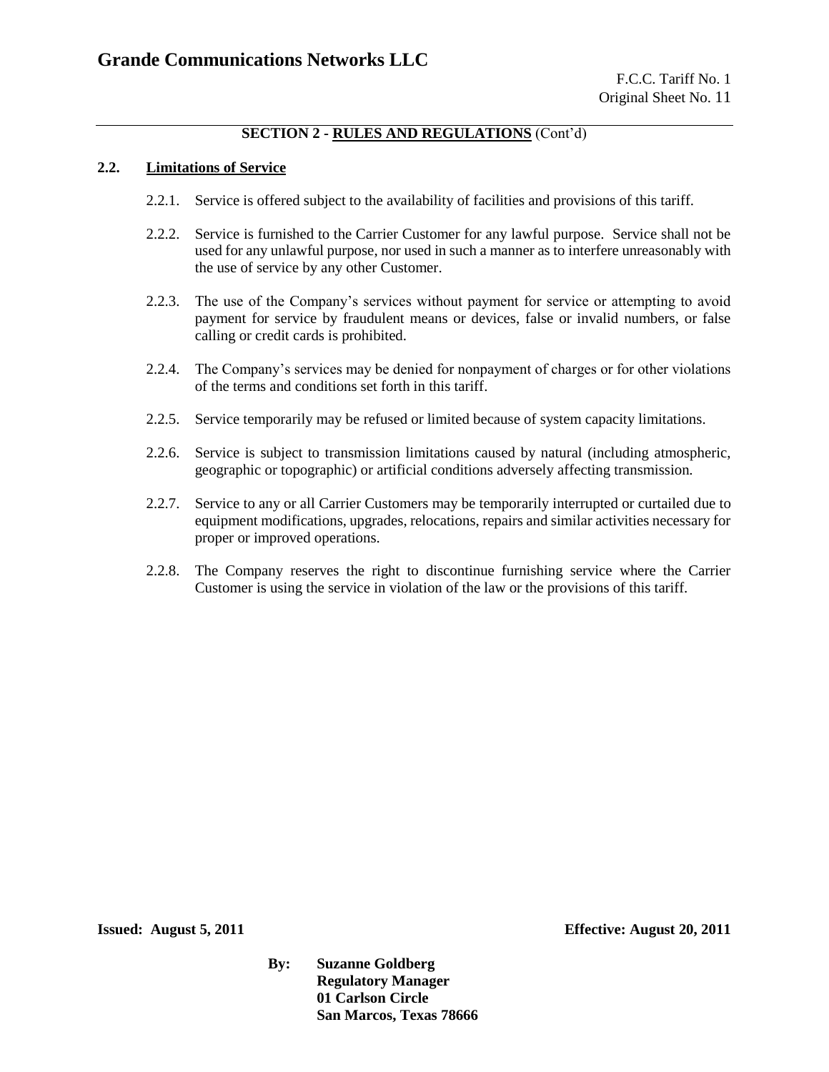## SECTION 2 - RULES AND REGULATIONS (Cont'd)

### 2.2. Limitations of Service

2.2.1. Service is offered subject to the availability of facilities and provisions of this tariff.

2.2.2. Service is furnished to the Carrier Customer for any lawful purpose. Service shall not be used for any unlawful purpose, nor used in such a manner as to interfere unreasonably with the use of service by any other Customer.

2.2.3. The use of the Company's services without payment for service or attempting to avoid payment for service by fraudulent means or devices, false or invalid numbers, or false calling or credit cards is prohibited.

2.2.4. The Company's services may be denied for nonpayment of charges or for other violations of the terms and conditions set forth in this tariff.

2.2.5. Service temporarily may be refused or limited because of system capacity limitations.

2.2.6. Service is subject to transmission limitations caused by natural (including atmospheric, geographic or topographic) or artificial conditions adversely affecting transmission.

2.2.7. Service to any or all Carrier Customers may be temporarily interrupted or curtailed due to equipment modifications, upgrades, relocations, repairs and similar activities necessary for proper or improved operations.

2.2.8. The Company reserves the right to discontinue furnishing service where the Carrier Customer is using the service in violation of the law or the provisions of this tariff.

**Issued: August 5, 2011** **Effective: August 20, 2011**

**By: Suzanne Goldberg**
**Regulatory Manager**
**01 Carlson Circle**
**San Marcos, Texas 78666**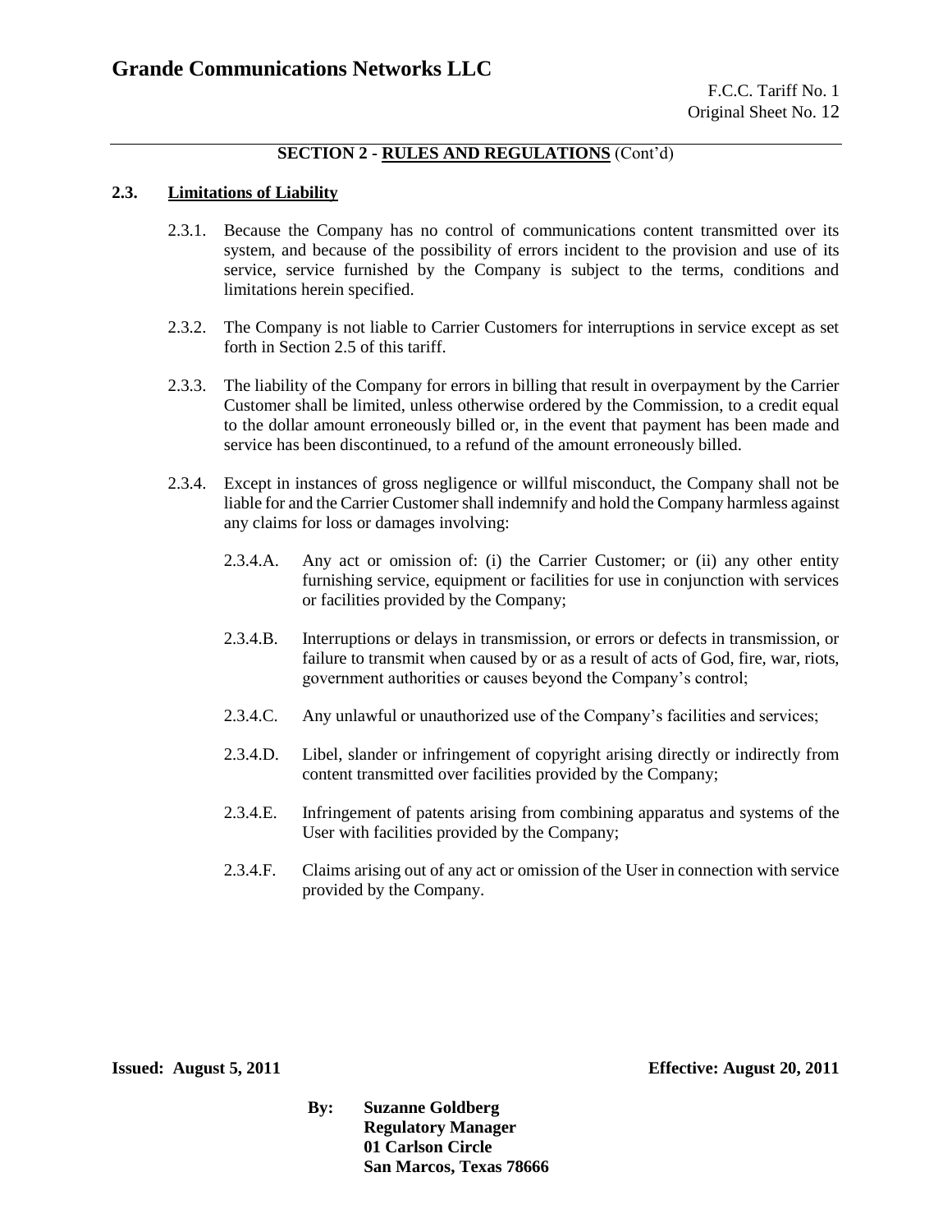**SECTION 2 - RULES AND REGULATIONS** (Cont'd)

## 2.3. Limitations of Liability

2.3.1. Because the Company has no control of communications content transmitted over its system, and because of the possibility of errors incident to the provision and use of its service, service furnished by the Company is subject to the terms, conditions and limitations herein specified.

2.3.2. The Company is not liable to Carrier Customers for interruptions in service except as set forth in Section 2.5 of this tariff.

2.3.3. The liability of the Company for errors in billing that result in overpayment by the Carrier Customer shall be limited, unless otherwise ordered by the Commission, to a credit equal to the dollar amount erroneously billed or, in the event that payment has been made and service has been discontinued, to a refund of the amount erroneously billed.

2.3.4. Except in instances of gross negligence or willful misconduct, the Company shall not be liable for and the Carrier Customer shall indemnify and hold the Company harmless against any claims for loss or damages involving:

2.3.4.A. Any act or omission of: (i) the Carrier Customer; or (ii) any other entity furnishing service, equipment or facilities for use in conjunction with services or facilities provided by the Company;

2.3.4.B. Interruptions or delays in transmission, or errors or defects in transmission, or failure to transmit when caused by or as a result of acts of God, fire, war, riots, government authorities or causes beyond the Company's control;

2.3.4.C. Any unlawful or unauthorized use of the Company's facilities and services;

2.3.4.D. Libel, slander or infringement of copyright arising directly or indirectly from content transmitted over facilities provided by the Company;

2.3.4.E. Infringement of patents arising from combining apparatus and systems of the User with facilities provided by the Company;

2.3.4.F. Claims arising out of any act or omission of the User in connection with service provided by the Company.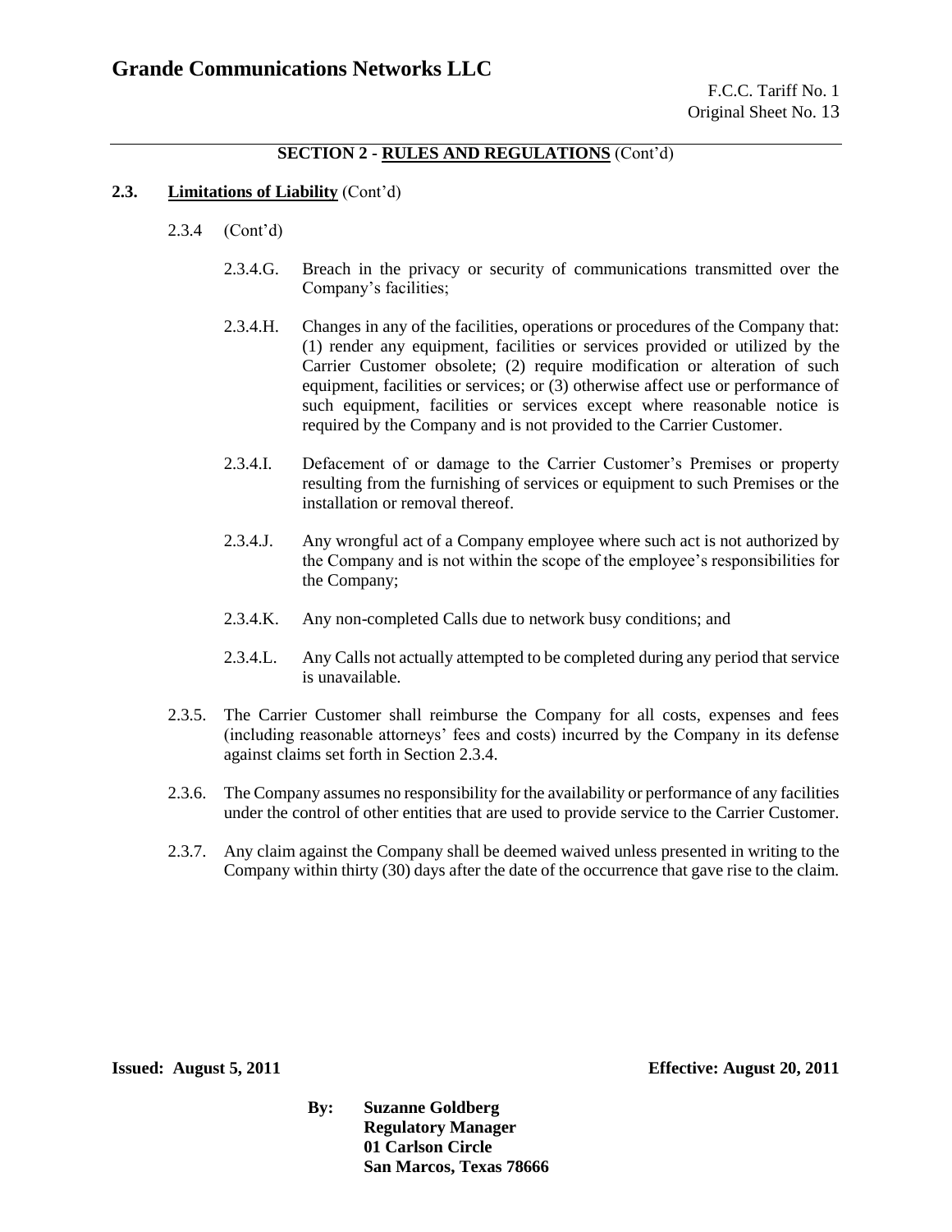## SECTION 2 - RULES AND REGULATIONS (Cont'd)

**2.3. Limitations of Liability** (Cont'd)

2.3.4 (Cont'd)

2.3.4.G. Breach in the privacy or security of communications transmitted over the Company's facilities;

2.3.4.H. Changes in any of the facilities, operations or procedures of the Company that: (1) render any equipment, facilities or services provided or utilized by the Carrier Customer obsolete; (2) require modification or alteration of such equipment, facilities or services; or (3) otherwise affect use or performance of such equipment, facilities or services except where reasonable notice is required by the Company and is not provided to the Carrier Customer.

2.3.4.I. Defacement of or damage to the Carrier Customer's Premises or property resulting from the furnishing of services or equipment to such Premises or the installation or removal thereof.

2.3.4.J. Any wrongful act of a Company employee where such act is not authorized by the Company and is not within the scope of the employee's responsibilities for the Company;

2.3.4.K. Any non-completed Calls due to network busy conditions; and

2.3.4.L. Any Calls not actually attempted to be completed during any period that service is unavailable.

2.3.5. The Carrier Customer shall reimburse the Company for all costs, expenses and fees (including reasonable attorneys' fees and costs) incurred by the Company in its defense against claims set forth in Section 2.3.4.

2.3.6. The Company assumes no responsibility for the availability or performance of any facilities under the control of other entities that are used to provide service to the Carrier Customer.

2.3.7. Any claim against the Company shall be deemed waived unless presented in writing to the Company within thirty (30) days after the date of the occurrence that gave rise to the claim.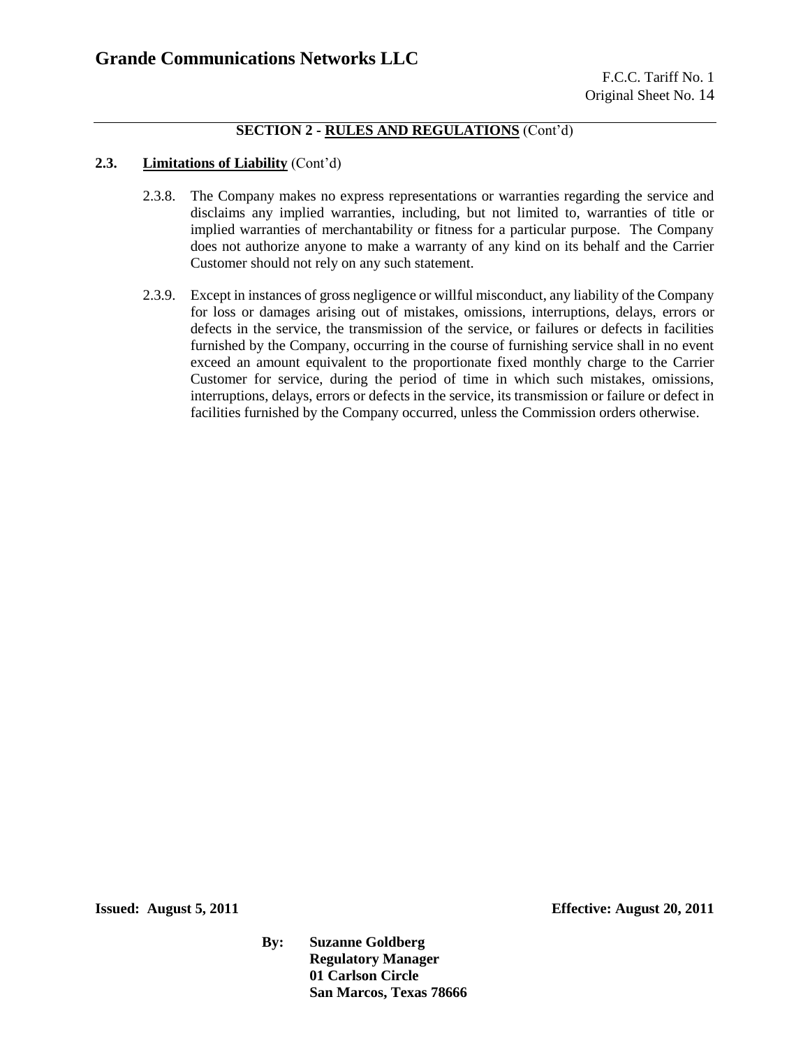## SECTION 2 - RULES AND REGULATIONS (Cont'd)

### 2.3. Limitations of Liability (Cont'd)

2.3.8. The Company makes no express representations or warranties regarding the service and disclaims any implied warranties, including, but not limited to, warranties of title or implied warranties of merchantability or fitness for a particular purpose. The Company does not authorize anyone to make a warranty of any kind on its behalf and the Carrier Customer should not rely on any such statement.

2.3.9. Except in instances of gross negligence or willful misconduct, any liability of the Company for loss or damages arising out of mistakes, omissions, interruptions, delays, errors or defects in the service, the transmission of the service, or failures or defects in facilities furnished by the Company, occurring in the course of furnishing service shall in no event exceed an amount equivalent to the proportionate fixed monthly charge to the Carrier Customer for service, during the period of time in which such mistakes, omissions, interruptions, delays, errors or defects in the service, its transmission or failure or defect in facilities furnished by the Company occurred, unless the Commission orders otherwise.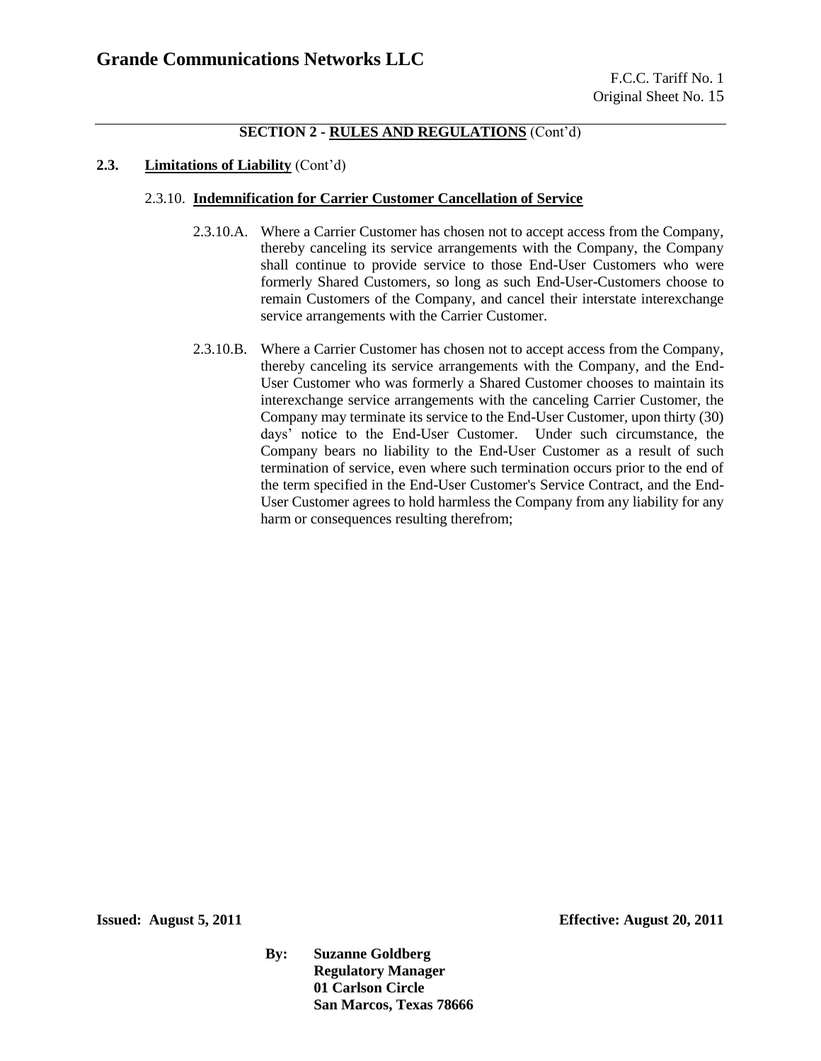## SECTION 2 - RULES AND REGULATIONS (Cont'd)

### 2.3. Limitations of Liability (Cont'd)

#### 2.3.10. Indemnification for Carrier Customer Cancellation of Service

2.3.10.A. Where a Carrier Customer has chosen not to accept access from the Company, thereby canceling its service arrangements with the Company, the Company shall continue to provide service to those End-User Customers who were formerly Shared Customers, so long as such End-User-Customers choose to remain Customers of the Company, and cancel their interstate interexchange service arrangements with the Carrier Customer.

2.3.10.B. Where a Carrier Customer has chosen not to accept access from the Company, thereby canceling its service arrangements with the Company, and the End-User Customer who was formerly a Shared Customer chooses to maintain its interexchange service arrangements with the canceling Carrier Customer, the Company may terminate its service to the End-User Customer, upon thirty (30) days' notice to the End-User Customer. Under such circumstance, the Company bears no liability to the End-User Customer as a result of such termination of service, even where such termination occurs prior to the end of the term specified in the End-User Customer's Service Contract, and the End-User Customer agrees to hold harmless the Company from any liability for any harm or consequences resulting therefrom;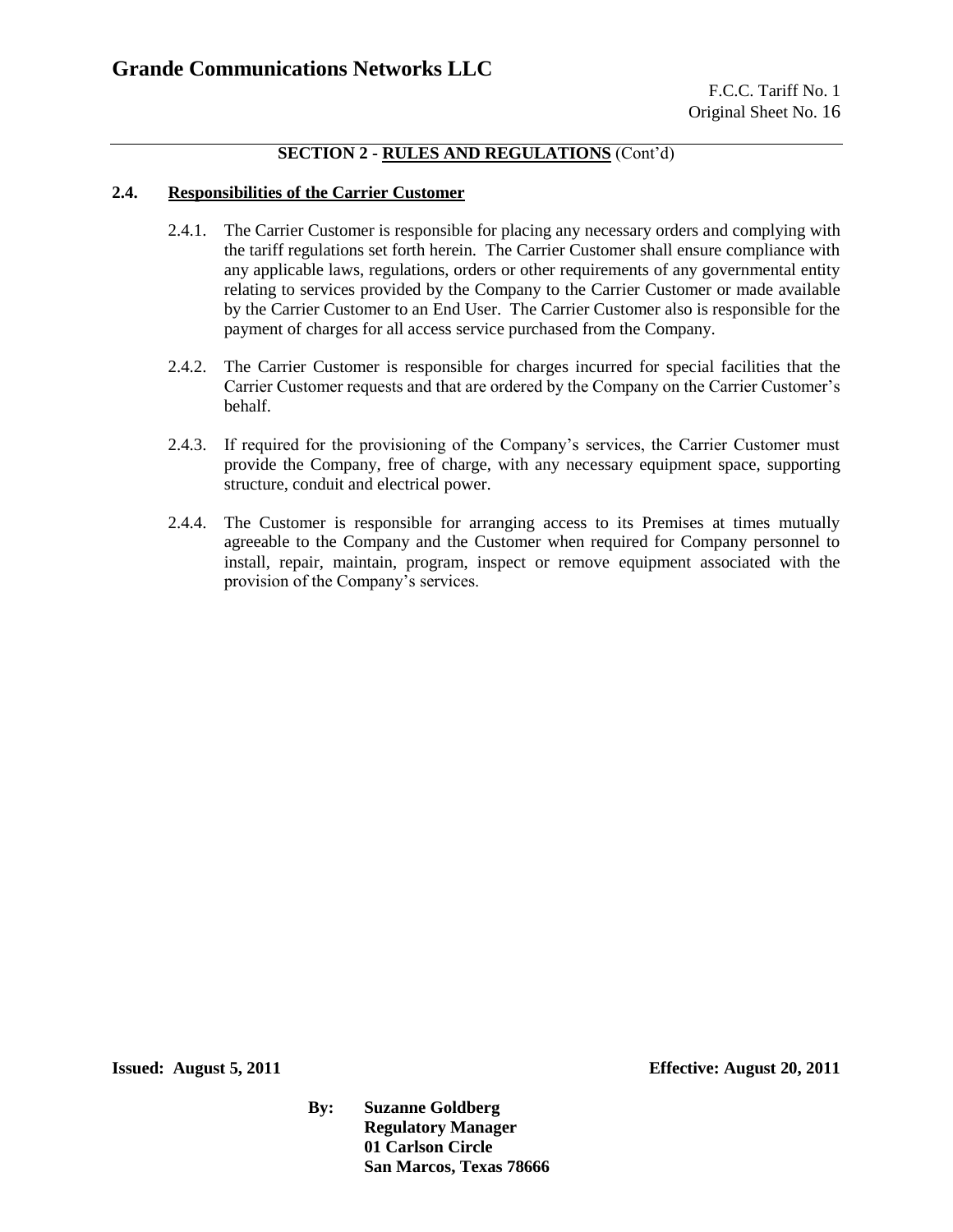**SECTION 2 - RULES AND REGULATIONS** (Cont'd)

### 2.4. Responsibilities of the Carrier Customer

2.4.1. The Carrier Customer is responsible for placing any necessary orders and complying with the tariff regulations set forth herein. The Carrier Customer shall ensure compliance with any applicable laws, regulations, orders or other requirements of any governmental entity relating to services provided by the Company to the Carrier Customer or made available by the Carrier Customer to an End User. The Carrier Customer also is responsible for the payment of charges for all access service purchased from the Company.

2.4.2. The Carrier Customer is responsible for charges incurred for special facilities that the Carrier Customer requests and that are ordered by the Company on the Carrier Customer's behalf.

2.4.3. If required for the provisioning of the Company's services, the Carrier Customer must provide the Company, free of charge, with any necessary equipment space, supporting structure, conduit and electrical power.

2.4.4. The Customer is responsible for arranging access to its Premises at times mutually agreeable to the Company and the Customer when required for Company personnel to install, repair, maintain, program, inspect or remove equipment associated with the provision of the Company's services.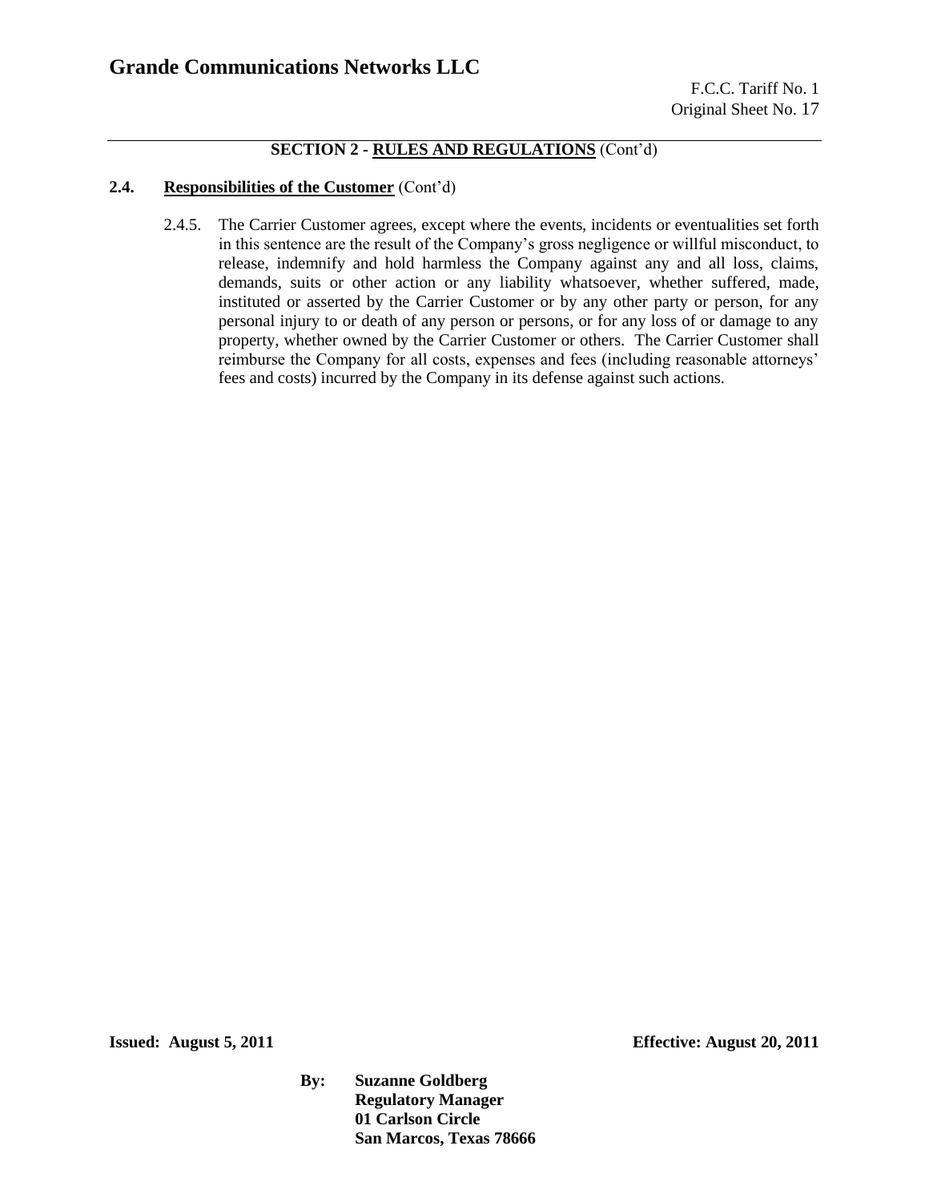## SECTION 2 - RULES AND REGULATIONS (Cont'd)

### 2.4. Responsibilities of the Customer (Cont'd)

2.4.5. The Carrier Customer agrees, except where the events, incidents or eventualities set forth in this sentence are the result of the Company's gross negligence or willful misconduct, to release, indemnify and hold harmless the Company against any and all loss, claims, demands, suits or other action or any liability whatsoever, whether suffered, made, instituted or asserted by the Carrier Customer or by any other party or person, for any personal injury to or death of any person or persons, or for any loss of or damage to any property, whether owned by the Carrier Customer or others. The Carrier Customer shall reimburse the Company for all costs, expenses and fees (including reasonable attorneys' fees and costs) incurred by the Company in its defense against such actions.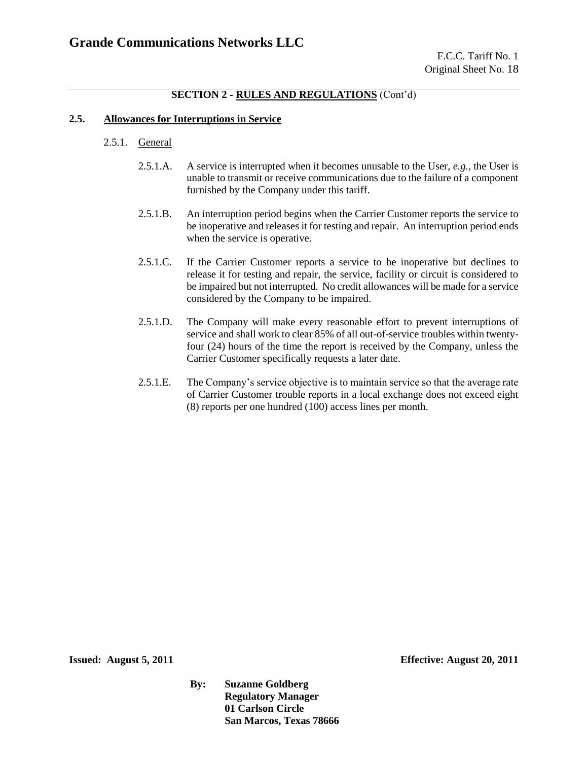## SECTION 2 - RULES AND REGULATIONS (Cont'd)

### 2.5. Allowances for Interruptions in Service

2.5.1. General

2.5.1.A. A service is interrupted when it becomes unusable to the User, *e.g.*, the User is unable to transmit or receive communications due to the failure of a component furnished by the Company under this tariff.

2.5.1.B. An interruption period begins when the Carrier Customer reports the service to be inoperative and releases it for testing and repair. An interruption period ends when the service is operative.

2.5.1.C. If the Carrier Customer reports a service to be inoperative but declines to release it for testing and repair, the service, facility or circuit is considered to be impaired but not interrupted. No credit allowances will be made for a service considered by the Company to be impaired.

2.5.1.D. The Company will make every reasonable effort to prevent interruptions of service and shall work to clear 85% of all out-of-service troubles within twenty-four (24) hours of the time the report is received by the Company, unless the Carrier Customer specifically requests a later date.

2.5.1.E. The Company's service objective is to maintain service so that the average rate of Carrier Customer trouble reports in a local exchange does not exceed eight (8) reports per one hundred (100) access lines per month.

**Issued: August 5, 2011** **Effective: August 20, 2011**

**By: Suzanne Goldberg**
**Regulatory Manager**
**01 Carlson Circle**
**San Marcos, Texas 78666**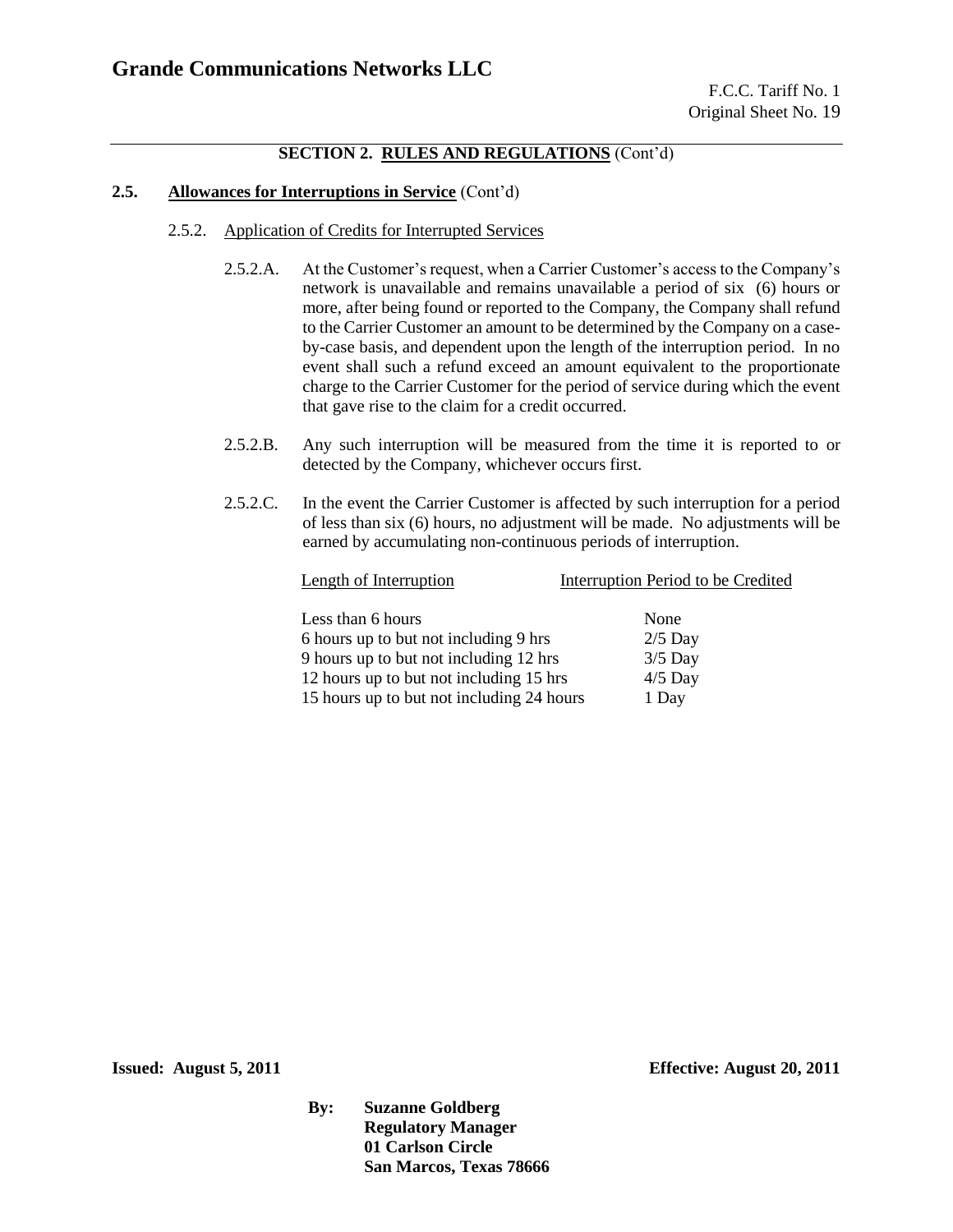## SECTION 2. RULES AND REGULATIONS (Cont'd)

### 2.5. Allowances for Interruptions in Service (Cont'd)

#### 2.5.2. Application of Credits for Interrupted Services

2.5.2.A. At the Customer's request, when a Carrier Customer's access to the Company's network is unavailable and remains unavailable a period of six (6) hours or more, after being found or reported to the Company, the Company shall refund to the Carrier Customer an amount to be determined by the Company on a case-by-case basis, and dependent upon the length of the interruption period. In no event shall such a refund exceed an amount equivalent to the proportionate charge to the Carrier Customer for the period of service during which the event that gave rise to the claim for a credit occurred.

2.5.2.B. Any such interruption will be measured from the time it is reported to or detected by the Company, whichever occurs first.

2.5.2.C. In the event the Carrier Customer is affected by such interruption for a period of less than six (6) hours, no adjustment will be made. No adjustments will be earned by accumulating non-continuous periods of interruption.

| Length of Interruption | Interruption Period to be Credited |
|---|---|
| Less than 6 hours | None |
| 6 hours up to but not including 9 hrs | 2/5 Day |
| 9 hours up to but not including 12 hrs | 3/5 Day |
| 12 hours up to but not including 15 hrs | 4/5 Day |
| 15 hours up to but not including 24 hours | 1 Day |

**Issued: August 5, 2011** **Effective: August 20, 2011**

**By: Suzanne Goldberg**
**Regulatory Manager**
**01 Carlson Circle**
**San Marcos, Texas 78666**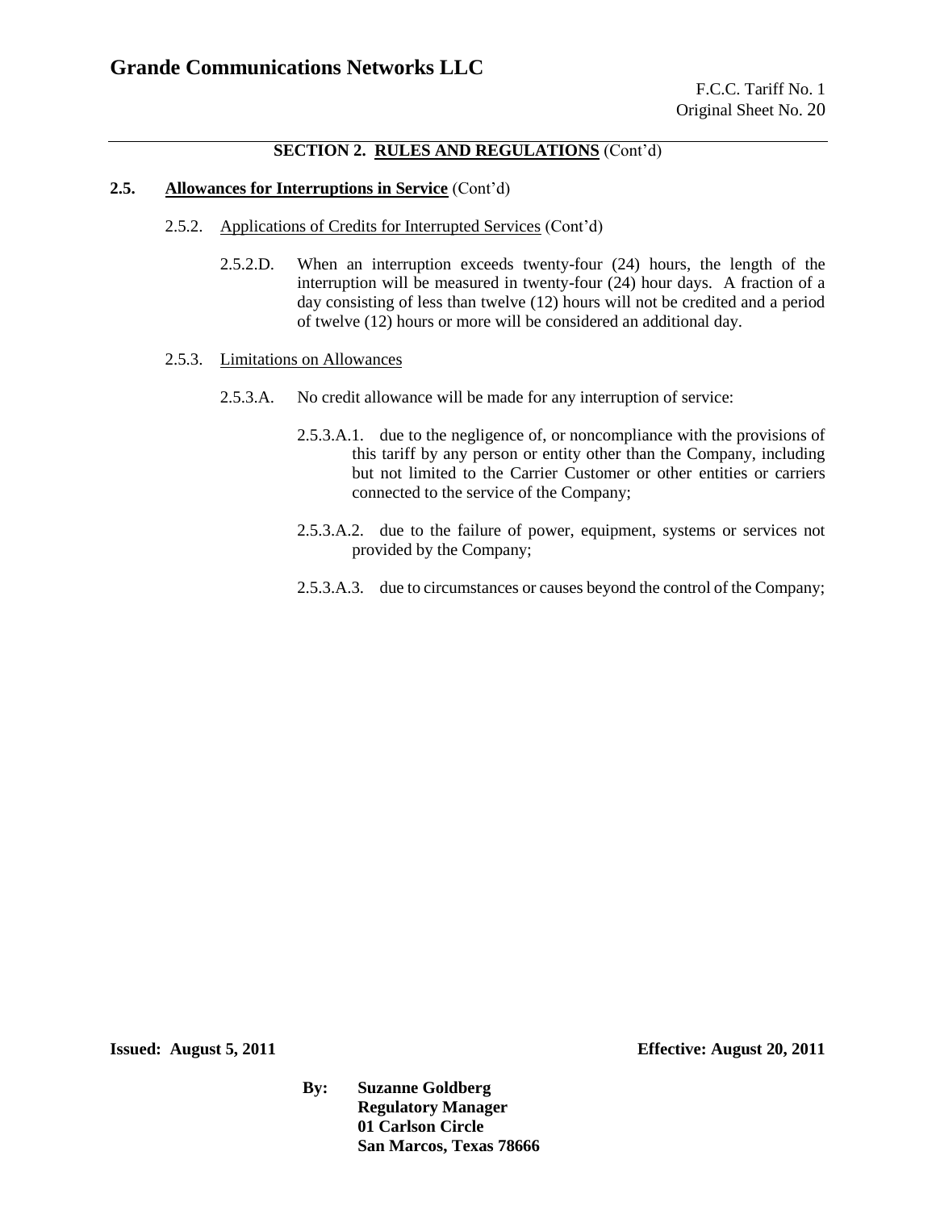**SECTION 2. RULES AND REGULATIONS** (Cont'd)

**2.5. Allowances for Interruptions in Service** (Cont'd)

2.5.2. Applications of Credits for Interrupted Services (Cont'd)

2.5.2.D. When an interruption exceeds twenty-four (24) hours, the length of the interruption will be measured in twenty-four (24) hour days. A fraction of a day consisting of less than twelve (12) hours will not be credited and a period of twelve (12) hours or more will be considered an additional day.

2.5.3. Limitations on Allowances

2.5.3.A. No credit allowance will be made for any interruption of service:

2.5.3.A.1. due to the negligence of, or noncompliance with the provisions of this tariff by any person or entity other than the Company, including but not limited to the Carrier Customer or other entities or carriers connected to the service of the Company;

2.5.3.A.2. due to the failure of power, equipment, systems or services not provided by the Company;

2.5.3.A.3. due to circumstances or causes beyond the control of the Company;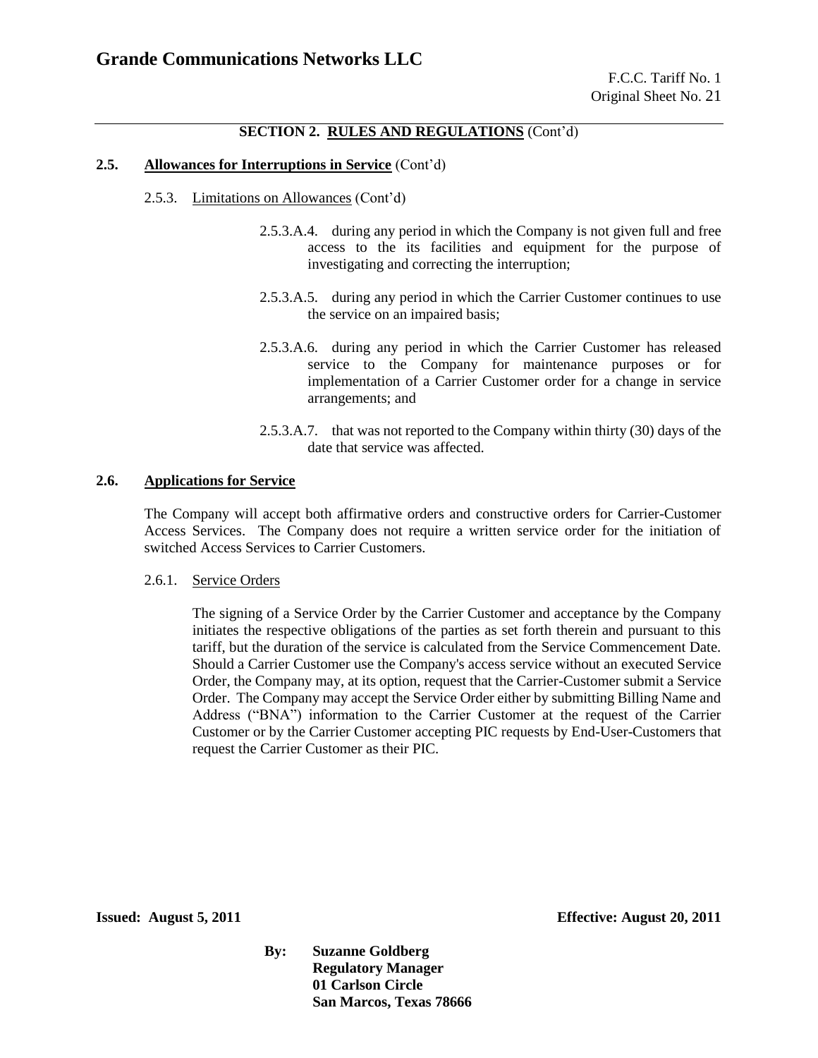**SECTION 2. RULES AND REGULATIONS** (Cont'd)

**2.5. Allowances for Interruptions in Service** (Cont'd)

2.5.3. Limitations on Allowances (Cont'd)

2.5.3.A.4. during any period in which the Company is not given full and free access to the its facilities and equipment for the purpose of investigating and correcting the interruption;

2.5.3.A.5. during any period in which the Carrier Customer continues to use the service on an impaired basis;

2.5.3.A.6. during any period in which the Carrier Customer has released service to the Company for maintenance purposes or for implementation of a Carrier Customer order for a change in service arrangements; and

2.5.3.A.7. that was not reported to the Company within thirty (30) days of the date that service was affected.

**2.6. Applications for Service**

The Company will accept both affirmative orders and constructive orders for Carrier-Customer Access Services. The Company does not require a written service order for the initiation of switched Access Services to Carrier Customers.

2.6.1. Service Orders

The signing of a Service Order by the Carrier Customer and acceptance by the Company initiates the respective obligations of the parties as set forth therein and pursuant to this tariff, but the duration of the service is calculated from the Service Commencement Date. Should a Carrier Customer use the Company's access service without an executed Service Order, the Company may, at its option, request that the Carrier-Customer submit a Service Order. The Company may accept the Service Order either by submitting Billing Name and Address ("BNA") information to the Carrier Customer at the request of the Carrier Customer or by the Carrier Customer accepting PIC requests by End-User-Customers that request the Carrier Customer as their PIC.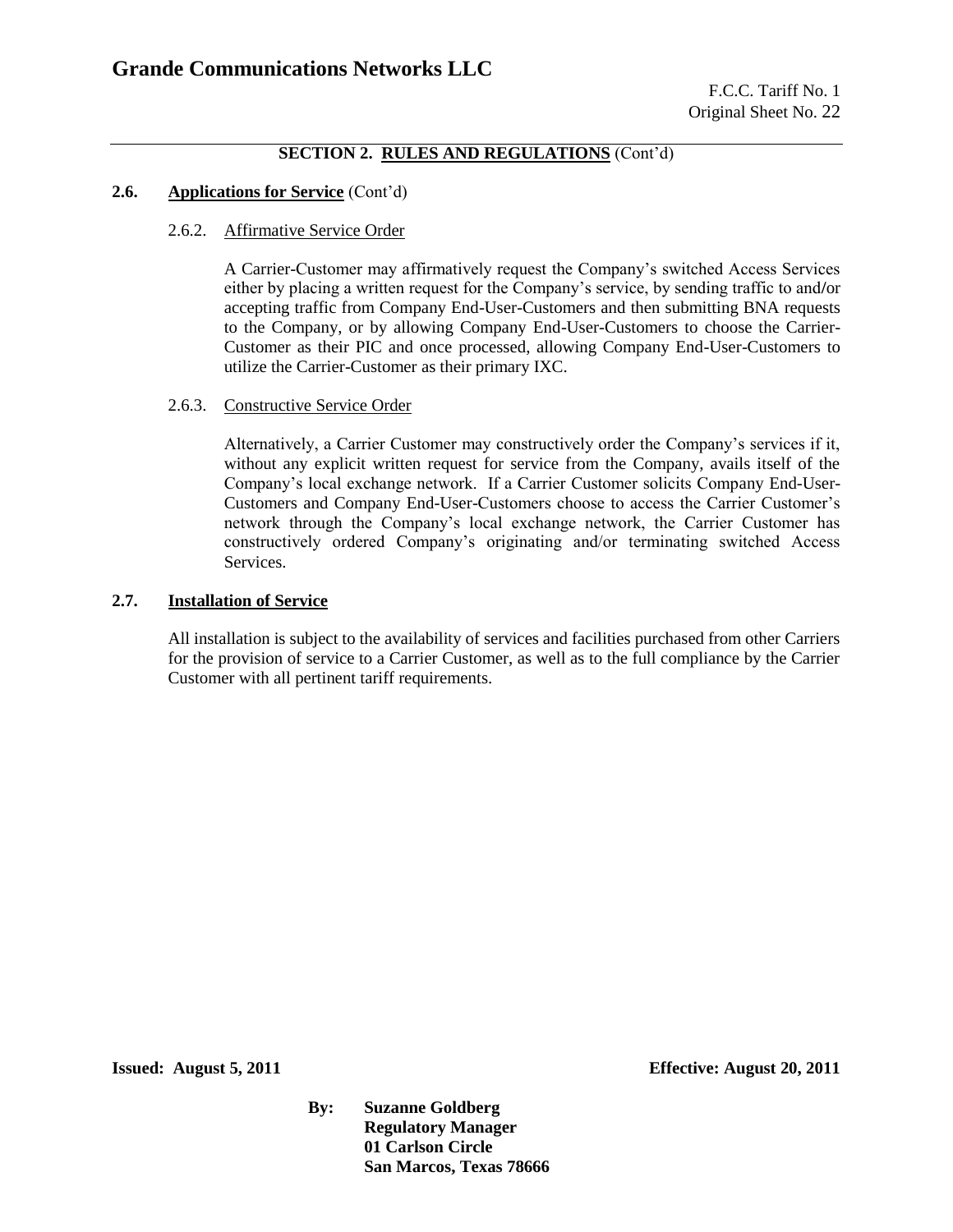**SECTION 2. RULES AND REGULATIONS** (Cont'd)

**2.6. Applications for Service** (Cont'd)

2.6.2. Affirmative Service Order

A Carrier-Customer may affirmatively request the Company's switched Access Services either by placing a written request for the Company's service, by sending traffic to and/or accepting traffic from Company End-User-Customers and then submitting BNA requests to the Company, or by allowing Company End-User-Customers to choose the Carrier-Customer as their PIC and once processed, allowing Company End-User-Customers to utilize the Carrier-Customer as their primary IXC.

2.6.3. Constructive Service Order

Alternatively, a Carrier Customer may constructively order the Company's services if it, without any explicit written request for service from the Company, avails itself of the Company's local exchange network. If a Carrier Customer solicits Company End-User-Customers and Company End-User-Customers choose to access the Carrier Customer's network through the Company's local exchange network, the Carrier Customer has constructively ordered Company's originating and/or terminating switched Access Services.

**2.7. Installation of Service**

All installation is subject to the availability of services and facilities purchased from other Carriers for the provision of service to a Carrier Customer, as well as to the full compliance by the Carrier Customer with all pertinent tariff requirements.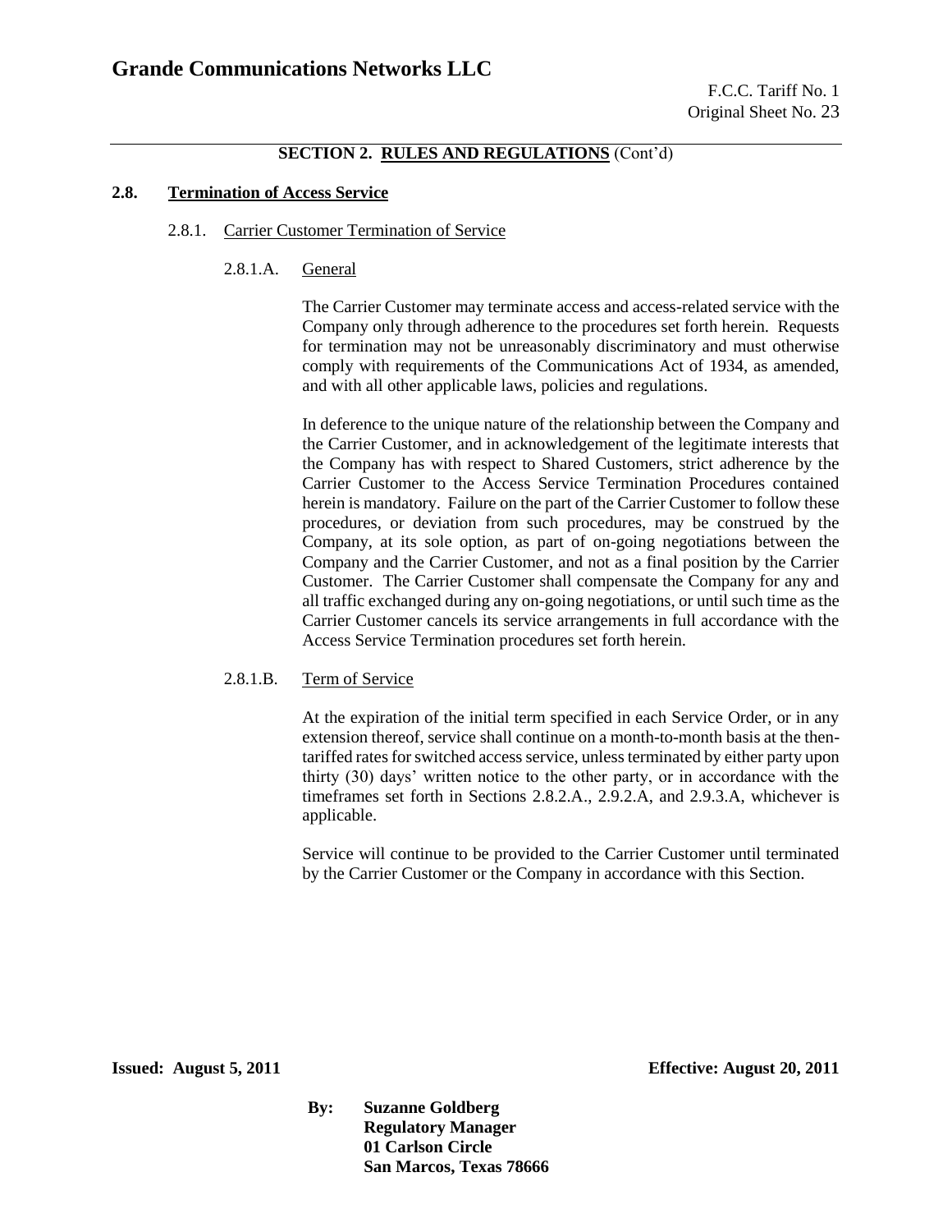## SECTION 2. RULES AND REGULATIONS (Cont'd)

### 2.8. Termination of Access Service

#### 2.8.1. Carrier Customer Termination of Service

##### 2.8.1.A. General

The Carrier Customer may terminate access and access-related service with the Company only through adherence to the procedures set forth herein. Requests for termination may not be unreasonably discriminatory and must otherwise comply with requirements of the Communications Act of 1934, as amended, and with all other applicable laws, policies and regulations.

In deference to the unique nature of the relationship between the Company and the Carrier Customer, and in acknowledgement of the legitimate interests that the Company has with respect to Shared Customers, strict adherence by the Carrier Customer to the Access Service Termination Procedures contained herein is mandatory. Failure on the part of the Carrier Customer to follow these procedures, or deviation from such procedures, may be construed by the Company, at its sole option, as part of on-going negotiations between the Company and the Carrier Customer, and not as a final position by the Carrier Customer. The Carrier Customer shall compensate the Company for any and all traffic exchanged during any on-going negotiations, or until such time as the Carrier Customer cancels its service arrangements in full accordance with the Access Service Termination procedures set forth herein.

##### 2.8.1.B. Term of Service

At the expiration of the initial term specified in each Service Order, or in any extension thereof, service shall continue on a month-to-month basis at the then-tariffed rates for switched access service, unless terminated by either party upon thirty (30) days' written notice to the other party, or in accordance with the timeframes set forth in Sections 2.8.2.A., 2.9.2.A, and 2.9.3.A, whichever is applicable.

Service will continue to be provided to the Carrier Customer until terminated by the Carrier Customer or the Company in accordance with this Section.

**Issued: August 5, 2011** **Effective: August 20, 2011**

**By: Suzanne Goldberg**
**Regulatory Manager**
**01 Carlson Circle**
**San Marcos, Texas 78666**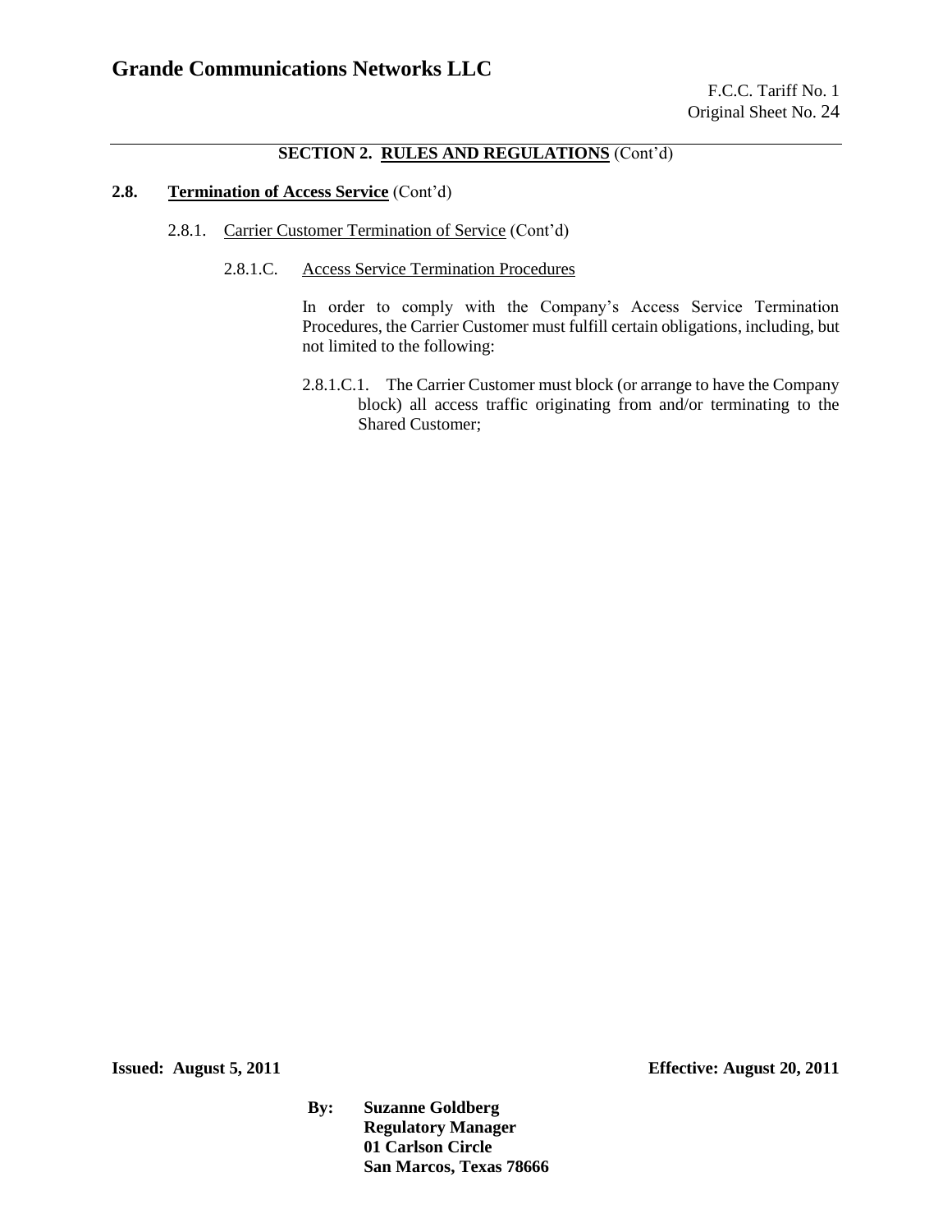## SECTION 2. RULES AND REGULATIONS (Cont'd)

**2.8. Termination of Access Service** (Cont'd)

2.8.1. Carrier Customer Termination of Service (Cont'd)

2.8.1.C. Access Service Termination Procedures

In order to comply with the Company's Access Service Termination Procedures, the Carrier Customer must fulfill certain obligations, including, but not limited to the following:

2.8.1.C.1. The Carrier Customer must block (or arrange to have the Company block) all access traffic originating from and/or terminating to the Shared Customer;

**Issued: August 5, 2011** **Effective: August 20, 2011**

**By: Suzanne Goldberg**
**Regulatory Manager**
**01 Carlson Circle**
**San Marcos, Texas 78666**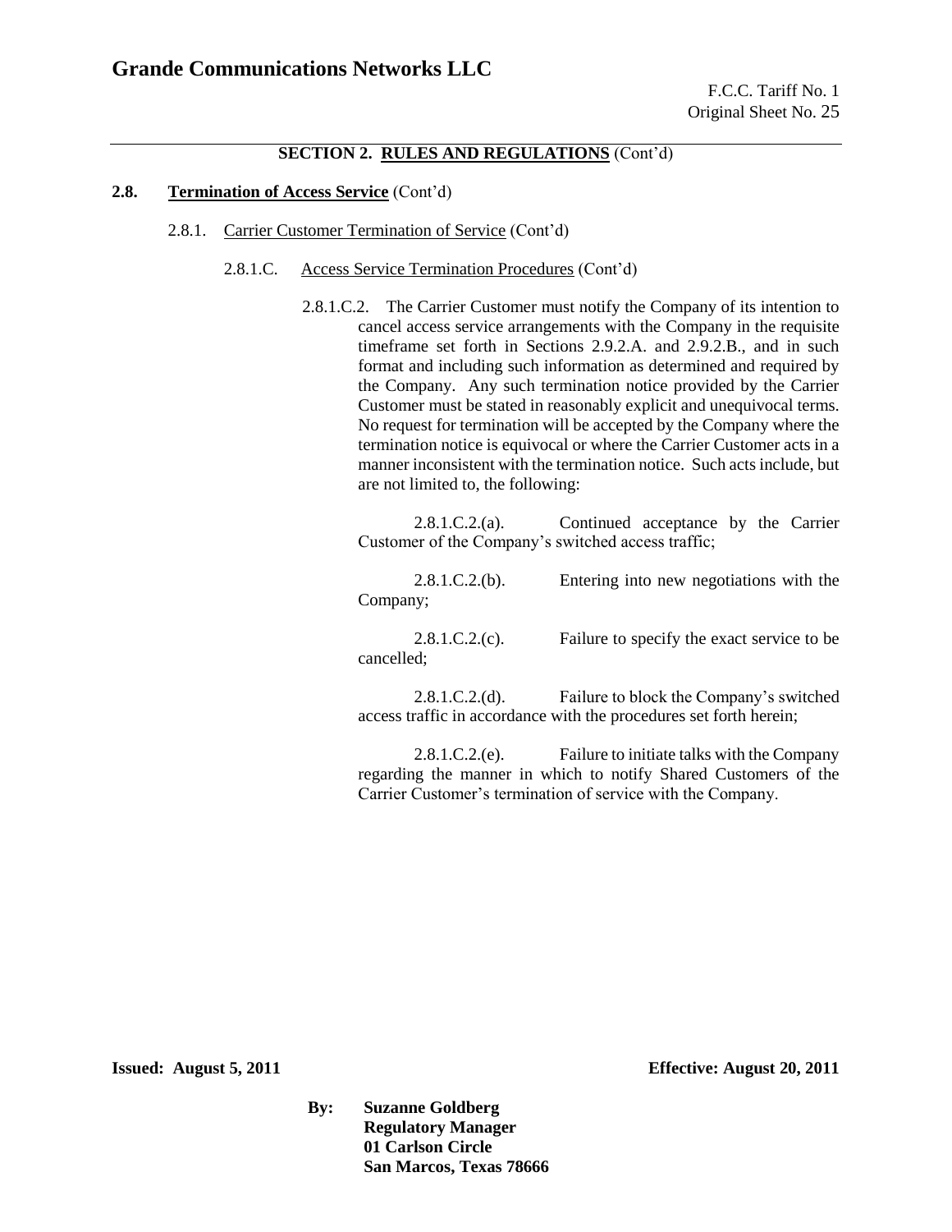## SECTION 2. RULES AND REGULATIONS (Cont'd)

**2.8. Termination of Access Service (Cont'd)**

2.8.1. Carrier Customer Termination of Service (Cont'd)

2.8.1.C. Access Service Termination Procedures (Cont'd)

2.8.1.C.2. The Carrier Customer must notify the Company of its intention to cancel access service arrangements with the Company in the requisite timeframe set forth in Sections 2.9.2.A. and 2.9.2.B., and in such format and including such information as determined and required by the Company. Any such termination notice provided by the Carrier Customer must be stated in reasonably explicit and unequivocal terms. No request for termination will be accepted by the Company where the termination notice is equivocal or where the Carrier Customer acts in a manner inconsistent with the termination notice. Such acts include, but are not limited to, the following:

2.8.1.C.2.(a). Continued acceptance by the Carrier Customer of the Company's switched access traffic;

2.8.1.C.2.(b). Entering into new negotiations with the Company;

2.8.1.C.2.(c). Failure to specify the exact service to be cancelled;

2.8.1.C.2.(d). Failure to block the Company's switched access traffic in accordance with the procedures set forth herein;

2.8.1.C.2.(e). Failure to initiate talks with the Company regarding the manner in which to notify Shared Customers of the Carrier Customer's termination of service with the Company.

**Issued: August 5, 2011** **Effective: August 20, 2011**

**By: Suzanne Goldberg**
**Regulatory Manager**
**01 Carlson Circle**
**San Marcos, Texas 78666**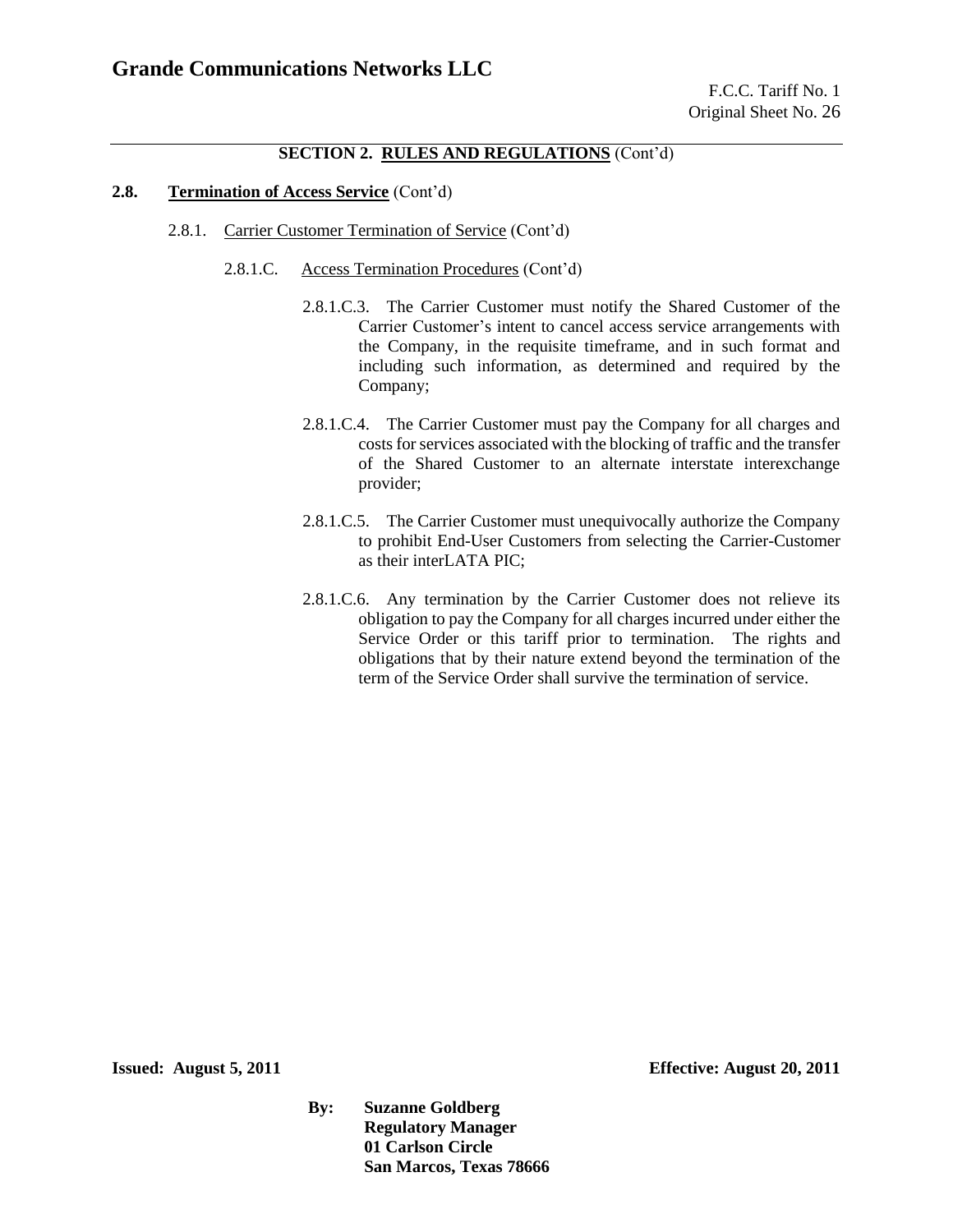**SECTION 2. RULES AND REGULATIONS** (Cont'd)

**2.8. Termination of Access Service** (Cont'd)

2.8.1. Carrier Customer Termination of Service (Cont'd)

2.8.1.C. Access Termination Procedures (Cont'd)

2.8.1.C.3. The Carrier Customer must notify the Shared Customer of the Carrier Customer's intent to cancel access service arrangements with the Company, in the requisite timeframe, and in such format and including such information, as determined and required by the Company;

2.8.1.C.4. The Carrier Customer must pay the Company for all charges and costs for services associated with the blocking of traffic and the transfer of the Shared Customer to an alternate interstate interexchange provider;

2.8.1.C.5. The Carrier Customer must unequivocally authorize the Company to prohibit End-User Customers from selecting the Carrier-Customer as their interLATA PIC;

2.8.1.C.6. Any termination by the Carrier Customer does not relieve its obligation to pay the Company for all charges incurred under either the Service Order or this tariff prior to termination. The rights and obligations that by their nature extend beyond the termination of the term of the Service Order shall survive the termination of service.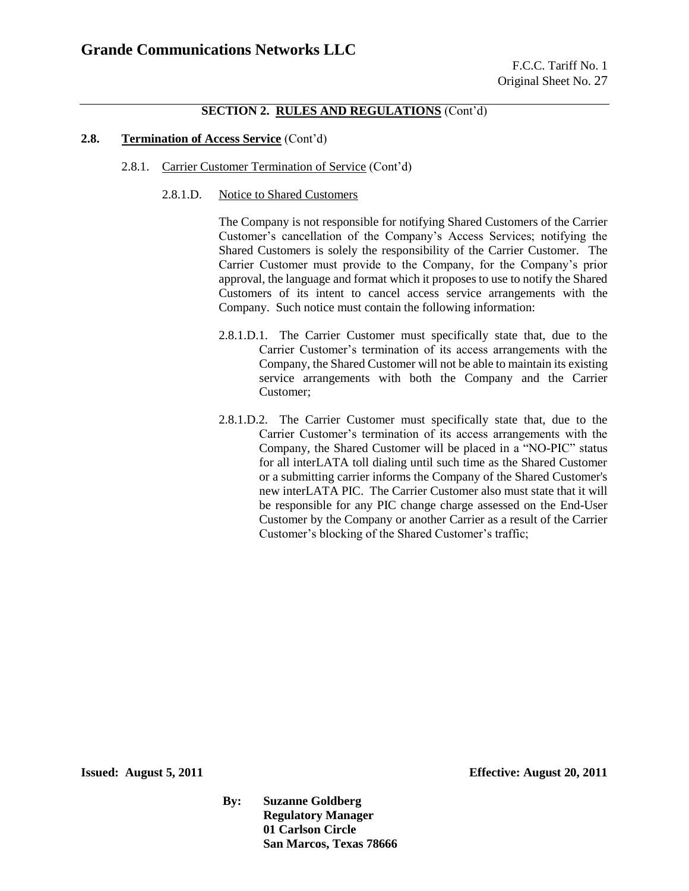## SECTION 2. RULES AND REGULATIONS (Cont'd)

### 2.8. Termination of Access Service (Cont'd)

2.8.1. Carrier Customer Termination of Service (Cont'd)

2.8.1.D. Notice to Shared Customers

The Company is not responsible for notifying Shared Customers of the Carrier Customer's cancellation of the Company's Access Services; notifying the Shared Customers is solely the responsibility of the Carrier Customer. The Carrier Customer must provide to the Company, for the Company's prior approval, the language and format which it proposes to use to notify the Shared Customers of its intent to cancel access service arrangements with the Company. Such notice must contain the following information:

2.8.1.D.1. The Carrier Customer must specifically state that, due to the Carrier Customer's termination of its access arrangements with the Company, the Shared Customer will not be able to maintain its existing service arrangements with both the Company and the Carrier Customer;

2.8.1.D.2. The Carrier Customer must specifically state that, due to the Carrier Customer's termination of its access arrangements with the Company, the Shared Customer will be placed in a "NO-PIC" status for all interLATA toll dialing until such time as the Shared Customer or a submitting carrier informs the Company of the Shared Customer's new interLATA PIC. The Carrier Customer also must state that it will be responsible for any PIC change charge assessed on the End-User Customer by the Company or another Carrier as a result of the Carrier Customer's blocking of the Shared Customer's traffic;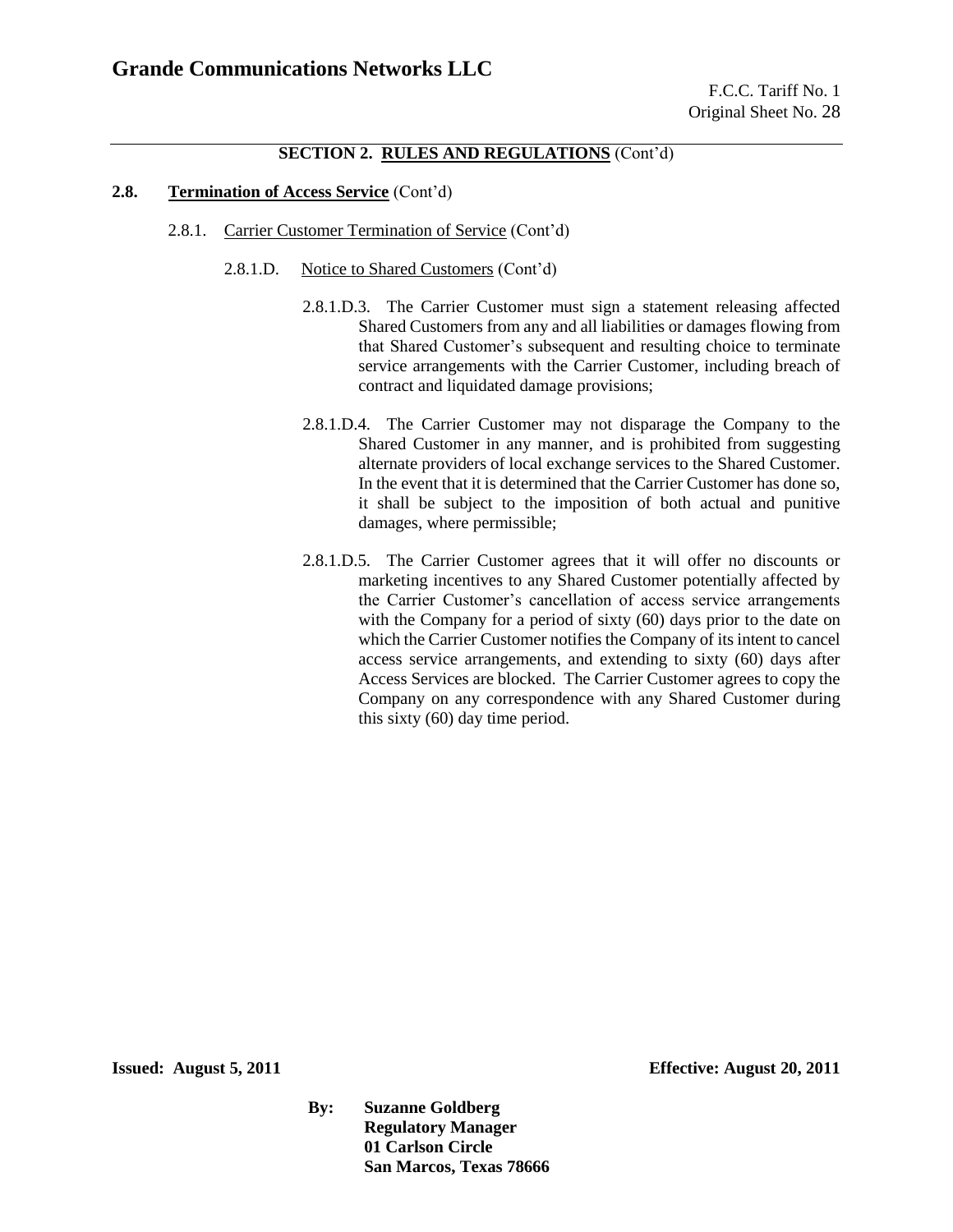**SECTION 2. RULES AND REGULATIONS** (Cont'd)

**2.8. Termination of Access Service** (Cont'd)

2.8.1. Carrier Customer Termination of Service (Cont'd)

2.8.1.D. Notice to Shared Customers (Cont'd)

2.8.1.D.3. The Carrier Customer must sign a statement releasing affected Shared Customers from any and all liabilities or damages flowing from that Shared Customer's subsequent and resulting choice to terminate service arrangements with the Carrier Customer, including breach of contract and liquidated damage provisions;

2.8.1.D.4. The Carrier Customer may not disparage the Company to the Shared Customer in any manner, and is prohibited from suggesting alternate providers of local exchange services to the Shared Customer. In the event that it is determined that the Carrier Customer has done so, it shall be subject to the imposition of both actual and punitive damages, where permissible;

2.8.1.D.5. The Carrier Customer agrees that it will offer no discounts or marketing incentives to any Shared Customer potentially affected by the Carrier Customer's cancellation of access service arrangements with the Company for a period of sixty (60) days prior to the date on which the Carrier Customer notifies the Company of its intent to cancel access service arrangements, and extending to sixty (60) days after Access Services are blocked. The Carrier Customer agrees to copy the Company on any correspondence with any Shared Customer during this sixty (60) day time period.

**Issued: August 5, 2011** **Effective: August 20, 2011**

**By: Suzanne Goldberg**
**Regulatory Manager**
**01 Carlson Circle**
**San Marcos, Texas 78666**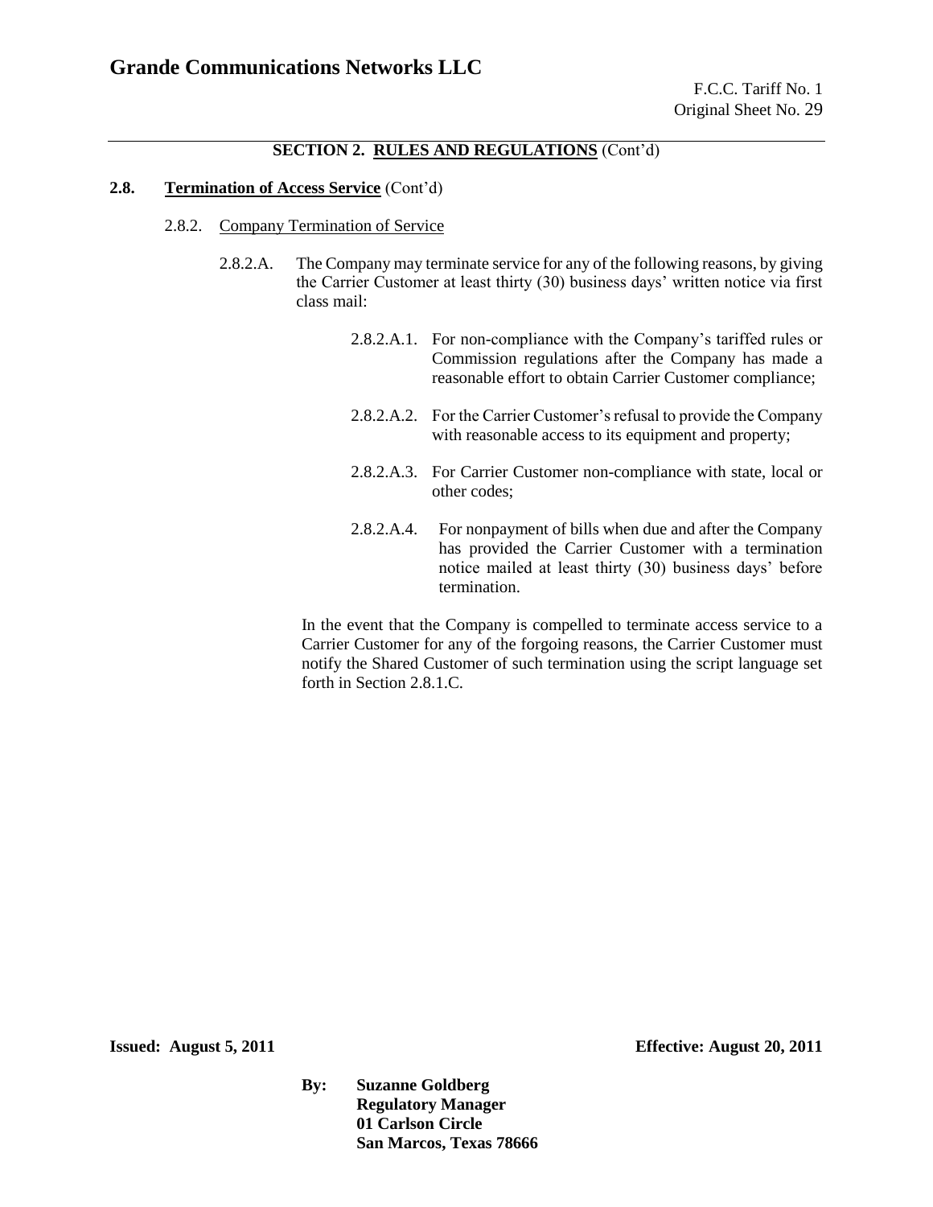## SECTION 2. RULES AND REGULATIONS (Cont'd)

### 2.8. Termination of Access Service (Cont'd)

#### 2.8.2. Company Termination of Service

2.8.2.A. The Company may terminate service for any of the following reasons, by giving the Carrier Customer at least thirty (30) business days' written notice via first class mail:

2.8.2.A.1. For non-compliance with the Company's tariffed rules or Commission regulations after the Company has made a reasonable effort to obtain Carrier Customer compliance;

2.8.2.A.2. For the Carrier Customer's refusal to provide the Company with reasonable access to its equipment and property;

2.8.2.A.3. For Carrier Customer non-compliance with state, local or other codes;

2.8.2.A.4. For nonpayment of bills when due and after the Company has provided the Carrier Customer with a termination notice mailed at least thirty (30) business days' before termination.

In the event that the Company is compelled to terminate access service to a Carrier Customer for any of the forgoing reasons, the Carrier Customer must notify the Shared Customer of such termination using the script language set forth in Section 2.8.1.C.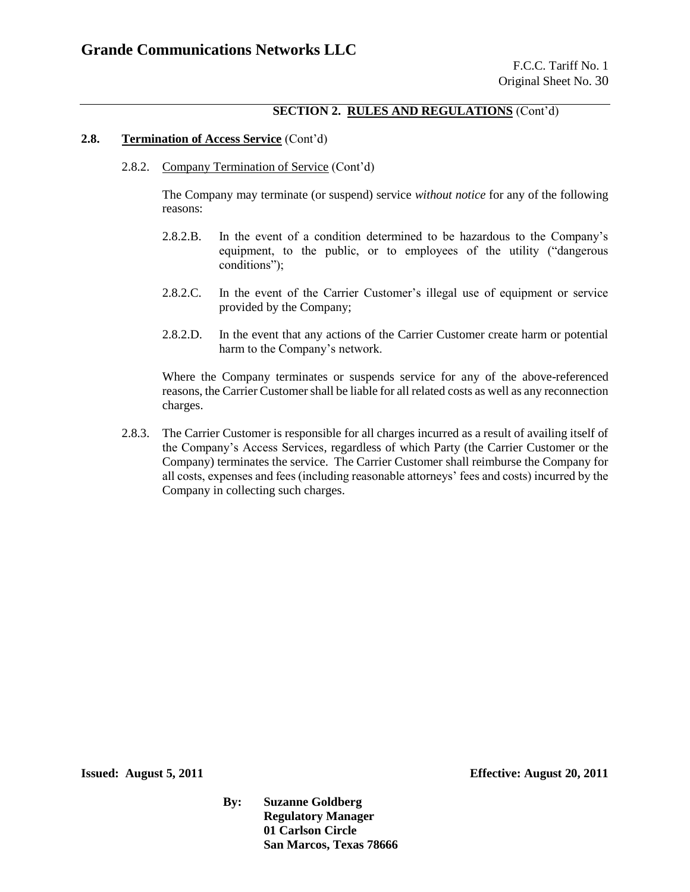## SECTION 2. RULES AND REGULATIONS (Cont'd)

### 2.8. Termination of Access Service (Cont'd)

2.8.2. Company Termination of Service (Cont'd)

The Company may terminate (or suspend) service *without notice* for any of the following reasons:

2.8.2.B. In the event of a condition determined to be hazardous to the Company's equipment, to the public, or to employees of the utility ("dangerous conditions");

2.8.2.C. In the event of the Carrier Customer's illegal use of equipment or service provided by the Company;

2.8.2.D. In the event that any actions of the Carrier Customer create harm or potential harm to the Company's network.

Where the Company terminates or suspends service for any of the above-referenced reasons, the Carrier Customer shall be liable for all related costs as well as any reconnection charges.

2.8.3. The Carrier Customer is responsible for all charges incurred as a result of availing itself of the Company's Access Services, regardless of which Party (the Carrier Customer or the Company) terminates the service. The Carrier Customer shall reimburse the Company for all costs, expenses and fees (including reasonable attorneys' fees and costs) incurred by the Company in collecting such charges.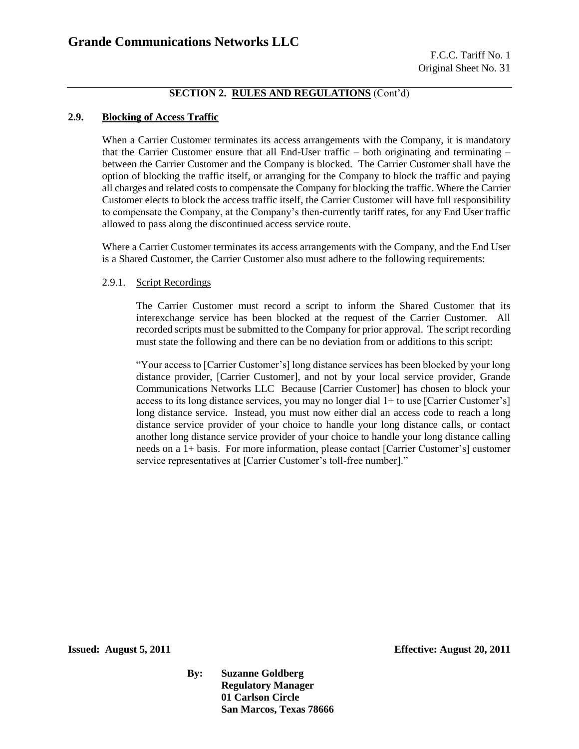## SECTION 2. RULES AND REGULATIONS (Cont'd)

### 2.9. Blocking of Access Traffic

When a Carrier Customer terminates its access arrangements with the Company, it is mandatory that the Carrier Customer ensure that all End-User traffic – both originating and terminating – between the Carrier Customer and the Company is blocked. The Carrier Customer shall have the option of blocking the traffic itself, or arranging for the Company to block the traffic and paying all charges and related costs to compensate the Company for blocking the traffic. Where the Carrier Customer elects to block the access traffic itself, the Carrier Customer will have full responsibility to compensate the Company, at the Company's then-currently tariff rates, for any End User traffic allowed to pass along the discontinued access service route.

Where a Carrier Customer terminates its access arrangements with the Company, and the End User is a Shared Customer, the Carrier Customer also must adhere to the following requirements:

#### 2.9.1. Script Recordings

The Carrier Customer must record a script to inform the Shared Customer that its interexchange service has been blocked at the request of the Carrier Customer. All recorded scripts must be submitted to the Company for prior approval. The script recording must state the following and there can be no deviation from or additions to this script:

"Your access to [Carrier Customer's] long distance services has been blocked by your long distance provider, [Carrier Customer], and not by your local service provider, Grande Communications Networks LLC Because [Carrier Customer] has chosen to block your access to its long distance services, you may no longer dial 1+ to use [Carrier Customer's] long distance service. Instead, you must now either dial an access code to reach a long distance service provider of your choice to handle your long distance calls, or contact another long distance service provider of your choice to handle your long distance calling needs on a 1+ basis. For more information, please contact [Carrier Customer's] customer service representatives at [Carrier Customer's toll-free number]."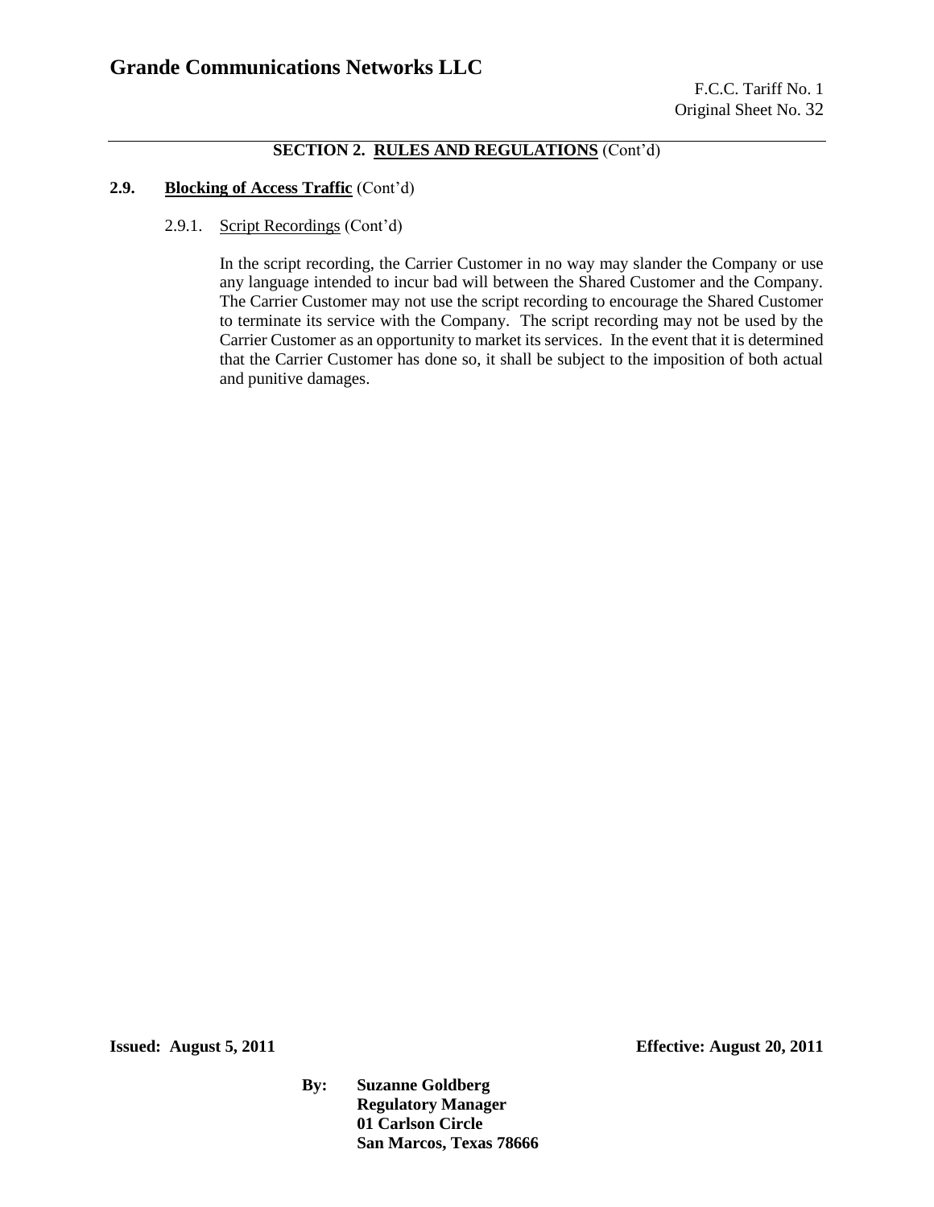## SECTION 2. RULES AND REGULATIONS (Cont'd)

### 2.9. Blocking of Access Traffic (Cont'd)

#### 2.9.1. Script Recordings (Cont'd)

In the script recording, the Carrier Customer in no way may slander the Company or use any language intended to incur bad will between the Shared Customer and the Company. The Carrier Customer may not use the script recording to encourage the Shared Customer to terminate its service with the Company. The script recording may not be used by the Carrier Customer as an opportunity to market its services. In the event that it is determined that the Carrier Customer has done so, it shall be subject to the imposition of both actual and punitive damages.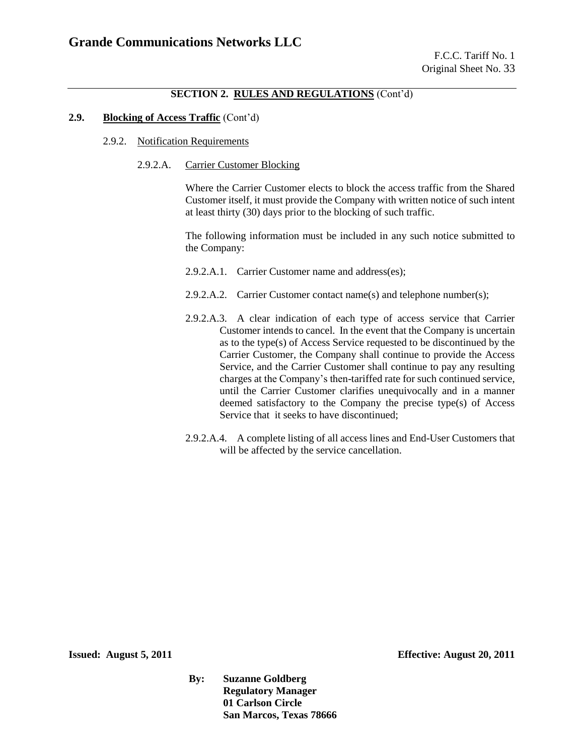## SECTION 2. RULES AND REGULATIONS (Cont'd)

### 2.9. Blocking of Access Traffic (Cont'd)

#### 2.9.2. Notification Requirements

##### 2.9.2.A. Carrier Customer Blocking

Where the Carrier Customer elects to block the access traffic from the Shared Customer itself, it must provide the Company with written notice of such intent at least thirty (30) days prior to the blocking of such traffic.

The following information must be included in any such notice submitted to the Company:

2.9.2.A.1. Carrier Customer name and address(es);

2.9.2.A.2. Carrier Customer contact name(s) and telephone number(s);

2.9.2.A.3. A clear indication of each type of access service that Carrier Customer intends to cancel. In the event that the Company is uncertain as to the type(s) of Access Service requested to be discontinued by the Carrier Customer, the Company shall continue to provide the Access Service, and the Carrier Customer shall continue to pay any resulting charges at the Company's then-tariffed rate for such continued service, until the Carrier Customer clarifies unequivocally and in a manner deemed satisfactory to the Company the precise type(s) of Access Service that it seeks to have discontinued;

2.9.2.A.4. A complete listing of all access lines and End-User Customers that will be affected by the service cancellation.

**Issued: August 5, 2011** **Effective: August 20, 2011**

**By: Suzanne Goldberg**
**Regulatory Manager**
**01 Carlson Circle**
**San Marcos, Texas 78666**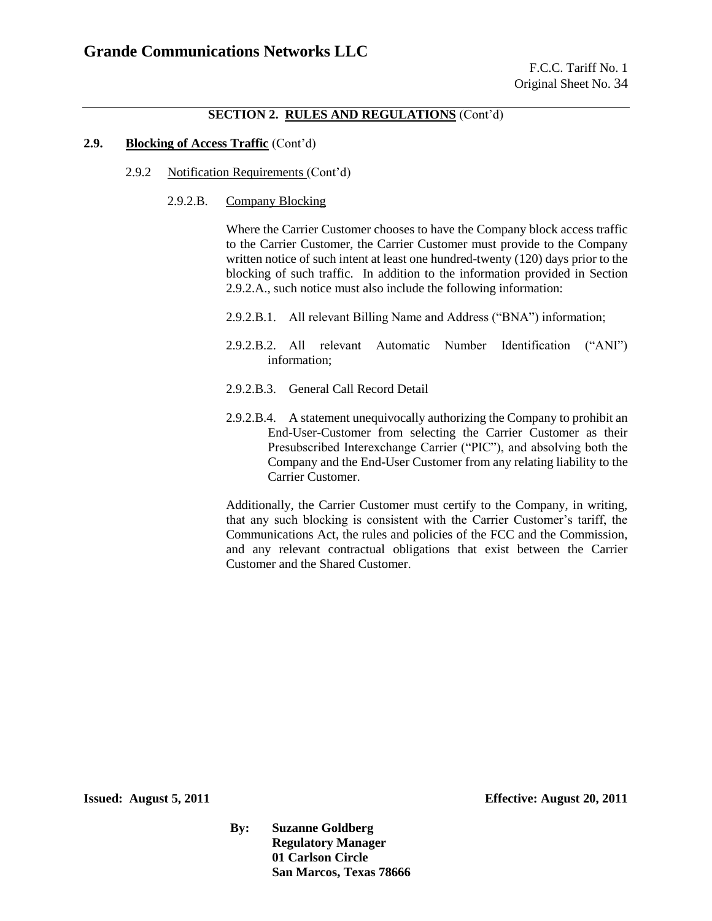## SECTION 2. RULES AND REGULATIONS (Cont'd)

### 2.9. Blocking of Access Traffic (Cont'd)

2.9.2 Notification Requirements (Cont'd)

2.9.2.B. Company Blocking

Where the Carrier Customer chooses to have the Company block access traffic to the Carrier Customer, the Carrier Customer must provide to the Company written notice of such intent at least one hundred-twenty (120) days prior to the blocking of such traffic. In addition to the information provided in Section 2.9.2.A., such notice must also include the following information:

2.9.2.B.1. All relevant Billing Name and Address ("BNA") information;

2.9.2.B.2. All relevant Automatic Number Identification ("ANI") information;

2.9.2.B.3. General Call Record Detail

2.9.2.B.4. A statement unequivocally authorizing the Company to prohibit an End-User-Customer from selecting the Carrier Customer as their Presubscribed Interexchange Carrier ("PIC"), and absolving both the Company and the End-User Customer from any relating liability to the Carrier Customer.

Additionally, the Carrier Customer must certify to the Company, in writing, that any such blocking is consistent with the Carrier Customer's tariff, the Communications Act, the rules and policies of the FCC and the Commission, and any relevant contractual obligations that exist between the Carrier Customer and the Shared Customer.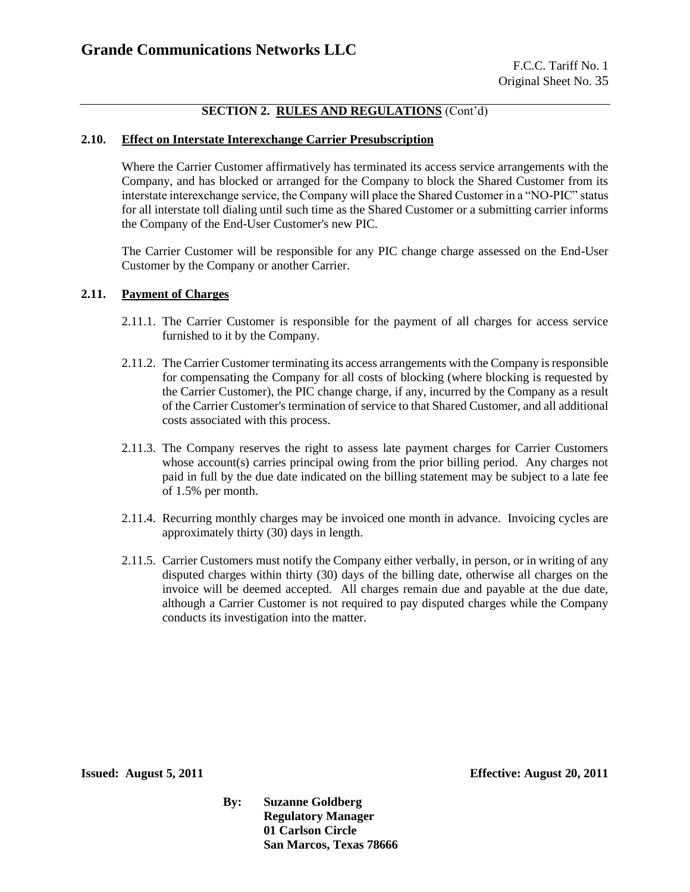## SECTION 2. RULES AND REGULATIONS (Cont'd)

### 2.10. Effect on Interstate Interexchange Carrier Presubscription

Where the Carrier Customer affirmatively has terminated its access service arrangements with the Company, and has blocked or arranged for the Company to block the Shared Customer from its interstate interexchange service, the Company will place the Shared Customer in a "NO-PIC" status for all interstate toll dialing until such time as the Shared Customer or a submitting carrier informs the Company of the End-User Customer's new PIC.

The Carrier Customer will be responsible for any PIC change charge assessed on the End-User Customer by the Company or another Carrier.

### 2.11. Payment of Charges

2.11.1. The Carrier Customer is responsible for the payment of all charges for access service furnished to it by the Company.

2.11.2. The Carrier Customer terminating its access arrangements with the Company is responsible for compensating the Company for all costs of blocking (where blocking is requested by the Carrier Customer), the PIC change charge, if any, incurred by the Company as a result of the Carrier Customer's termination of service to that Shared Customer, and all additional costs associated with this process.

2.11.3. The Company reserves the right to assess late payment charges for Carrier Customers whose account(s) carries principal owing from the prior billing period. Any charges not paid in full by the due date indicated on the billing statement may be subject to a late fee of 1.5% per month.

2.11.4. Recurring monthly charges may be invoiced one month in advance. Invoicing cycles are approximately thirty (30) days in length.

2.11.5. Carrier Customers must notify the Company either verbally, in person, or in writing of any disputed charges within thirty (30) days of the billing date, otherwise all charges on the invoice will be deemed accepted. All charges remain due and payable at the due date, although a Carrier Customer is not required to pay disputed charges while the Company conducts its investigation into the matter.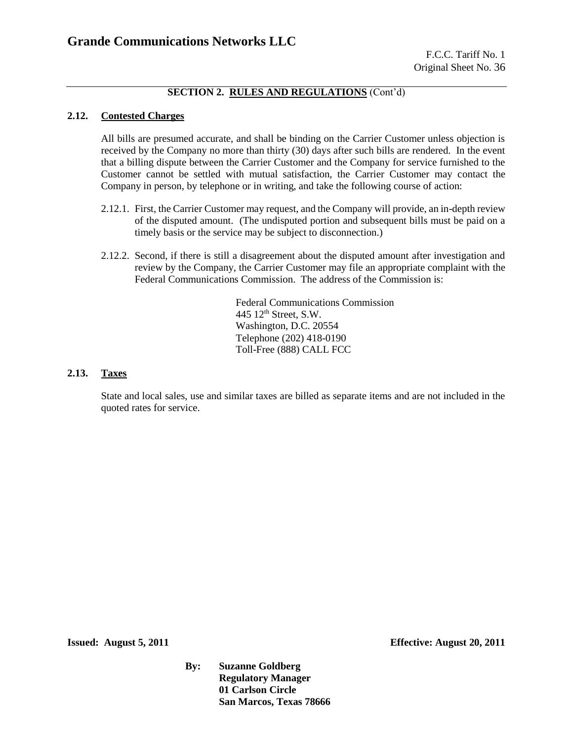## SECTION 2. RULES AND REGULATIONS (Cont'd)

### 2.12. Contested Charges

All bills are presumed accurate, and shall be binding on the Carrier Customer unless objection is received by the Company no more than thirty (30) days after such bills are rendered. In the event that a billing dispute between the Carrier Customer and the Company for service furnished to the Customer cannot be settled with mutual satisfaction, the Carrier Customer may contact the Company in person, by telephone or in writing, and take the following course of action:

2.12.1. First, the Carrier Customer may request, and the Company will provide, an in-depth review of the disputed amount. (The undisputed portion and subsequent bills must be paid on a timely basis or the service may be subject to disconnection.)

2.12.2. Second, if there is still a disagreement about the disputed amount after investigation and review by the Company, the Carrier Customer may file an appropriate complaint with the Federal Communications Commission. The address of the Commission is:

Federal Communications Commission
445 12th Street, S.W.
Washington, D.C. 20554
Telephone (202) 418-0190
Toll-Free (888) CALL FCC

### 2.13. Taxes

State and local sales, use and similar taxes are billed as separate items and are not included in the quoted rates for service.

**Issued: August 5, 2011** **Effective: August 20, 2011**

**By: Suzanne Goldberg**
**Regulatory Manager**
**01 Carlson Circle**
**San Marcos, Texas 78666**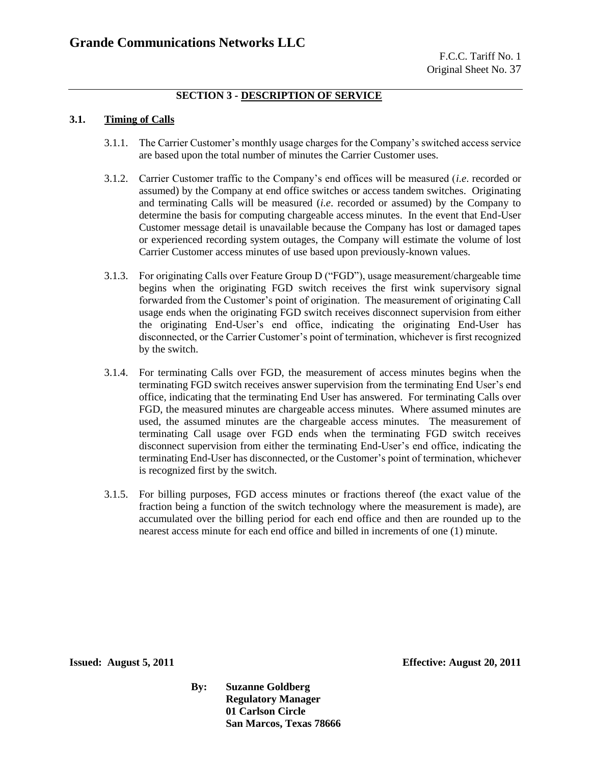## SECTION 3 - DESCRIPTION OF SERVICE

### 3.1. Timing of Calls

3.1.1. The Carrier Customer's monthly usage charges for the Company's switched access service are based upon the total number of minutes the Carrier Customer uses.

3.1.2. Carrier Customer traffic to the Company's end offices will be measured (*i.e*. recorded or assumed) by the Company at end office switches or access tandem switches. Originating and terminating Calls will be measured (*i.e*. recorded or assumed) by the Company to determine the basis for computing chargeable access minutes. In the event that End-User Customer message detail is unavailable because the Company has lost or damaged tapes or experienced recording system outages, the Company will estimate the volume of lost Carrier Customer access minutes of use based upon previously-known values.

3.1.3. For originating Calls over Feature Group D ("FGD"), usage measurement/chargeable time begins when the originating FGD switch receives the first wink supervisory signal forwarded from the Customer's point of origination. The measurement of originating Call usage ends when the originating FGD switch receives disconnect supervision from either the originating End-User's end office, indicating the originating End-User has disconnected, or the Carrier Customer's point of termination, whichever is first recognized by the switch.

3.1.4. For terminating Calls over FGD, the measurement of access minutes begins when the terminating FGD switch receives answer supervision from the terminating End User's end office, indicating that the terminating End User has answered. For terminating Calls over FGD, the measured minutes are chargeable access minutes. Where assumed minutes are used, the assumed minutes are the chargeable access minutes. The measurement of terminating Call usage over FGD ends when the terminating FGD switch receives disconnect supervision from either the terminating End-User's end office, indicating the terminating End-User has disconnected, or the Customer's point of termination, whichever is recognized first by the switch.

3.1.5. For billing purposes, FGD access minutes or fractions thereof (the exact value of the fraction being a function of the switch technology where the measurement is made), are accumulated over the billing period for each end office and then are rounded up to the nearest access minute for each end office and billed in increments of one (1) minute.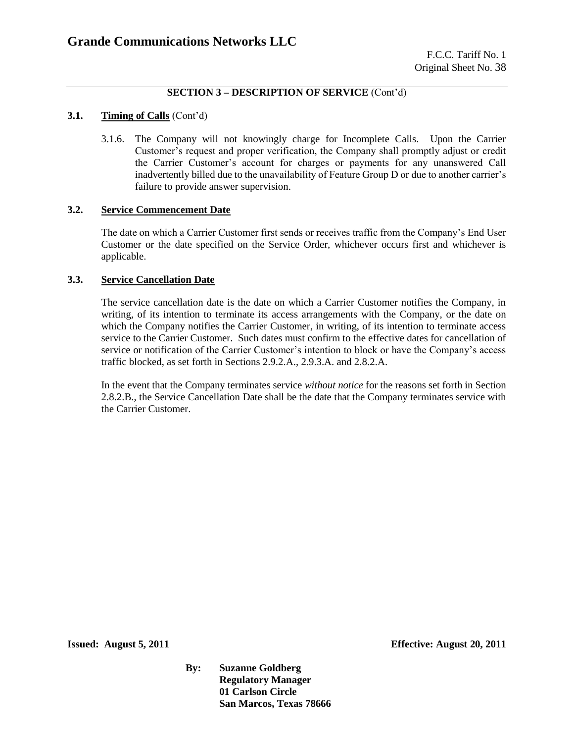## SECTION 3 – DESCRIPTION OF SERVICE (Cont'd)

### 3.1. Timing of Calls (Cont'd)

3.1.6. The Company will not knowingly charge for Incomplete Calls. Upon the Carrier Customer's request and proper verification, the Company shall promptly adjust or credit the Carrier Customer's account for charges or payments for any unanswered Call inadvertently billed due to the unavailability of Feature Group D or due to another carrier's failure to provide answer supervision.

### 3.2. Service Commencement Date

The date on which a Carrier Customer first sends or receives traffic from the Company's End User Customer or the date specified on the Service Order, whichever occurs first and whichever is applicable.

### 3.3. Service Cancellation Date

The service cancellation date is the date on which a Carrier Customer notifies the Company, in writing, of its intention to terminate its access arrangements with the Company, or the date on which the Company notifies the Carrier Customer, in writing, of its intention to terminate access service to the Carrier Customer. Such dates must confirm to the effective dates for cancellation of service or notification of the Carrier Customer's intention to block or have the Company's access traffic blocked, as set forth in Sections 2.9.2.A., 2.9.3.A. and 2.8.2.A.

In the event that the Company terminates service *without notice* for the reasons set forth in Section 2.8.2.B., the Service Cancellation Date shall be the date that the Company terminates service with the Carrier Customer.

**Issued: August 5, 2011** **Effective: August 20, 2011**

**By: Suzanne Goldberg**
**Regulatory Manager**
**01 Carlson Circle**
**San Marcos, Texas 78666**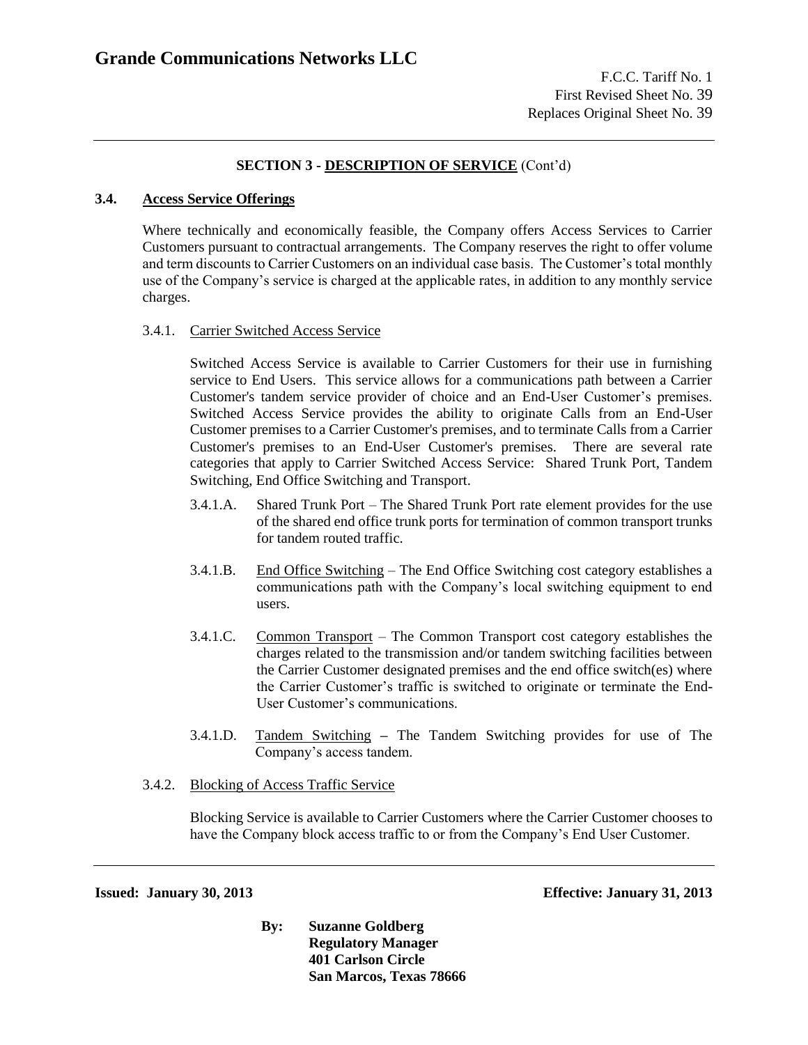## SECTION 3 - DESCRIPTION OF SERVICE (Cont'd)

### 3.4. Access Service Offerings

Where technically and economically feasible, the Company offers Access Services to Carrier Customers pursuant to contractual arrangements. The Company reserves the right to offer volume and term discounts to Carrier Customers on an individual case basis. The Customer's total monthly use of the Company's service is charged at the applicable rates, in addition to any monthly service charges.

#### 3.4.1. Carrier Switched Access Service

Switched Access Service is available to Carrier Customers for their use in furnishing service to End Users. This service allows for a communications path between a Carrier Customer's tandem service provider of choice and an End-User Customer's premises. Switched Access Service provides the ability to originate Calls from an End-User Customer premises to a Carrier Customer's premises, and to terminate Calls from a Carrier Customer's premises to an End-User Customer's premises. There are several rate categories that apply to Carrier Switched Access Service: Shared Trunk Port, Tandem Switching, End Office Switching and Transport.

3.4.1.A. Shared Trunk Port – The Shared Trunk Port rate element provides for the use of the shared end office trunk ports for termination of common transport trunks for tandem routed traffic.

3.4.1.B. End Office Switching – The End Office Switching cost category establishes a communications path with the Company's local switching equipment to end users.

3.4.1.C. Common Transport – The Common Transport cost category establishes the charges related to the transmission and/or tandem switching facilities between the Carrier Customer designated premises and the end office switch(es) where the Carrier Customer's traffic is switched to originate or terminate the End-User Customer's communications.

3.4.1.D. Tandem Switching – The Tandem Switching provides for use of The Company's access tandem.

#### 3.4.2. Blocking of Access Traffic Service

Blocking Service is available to Carrier Customers where the Carrier Customer chooses to have the Company block access traffic to or from the Company's End User Customer.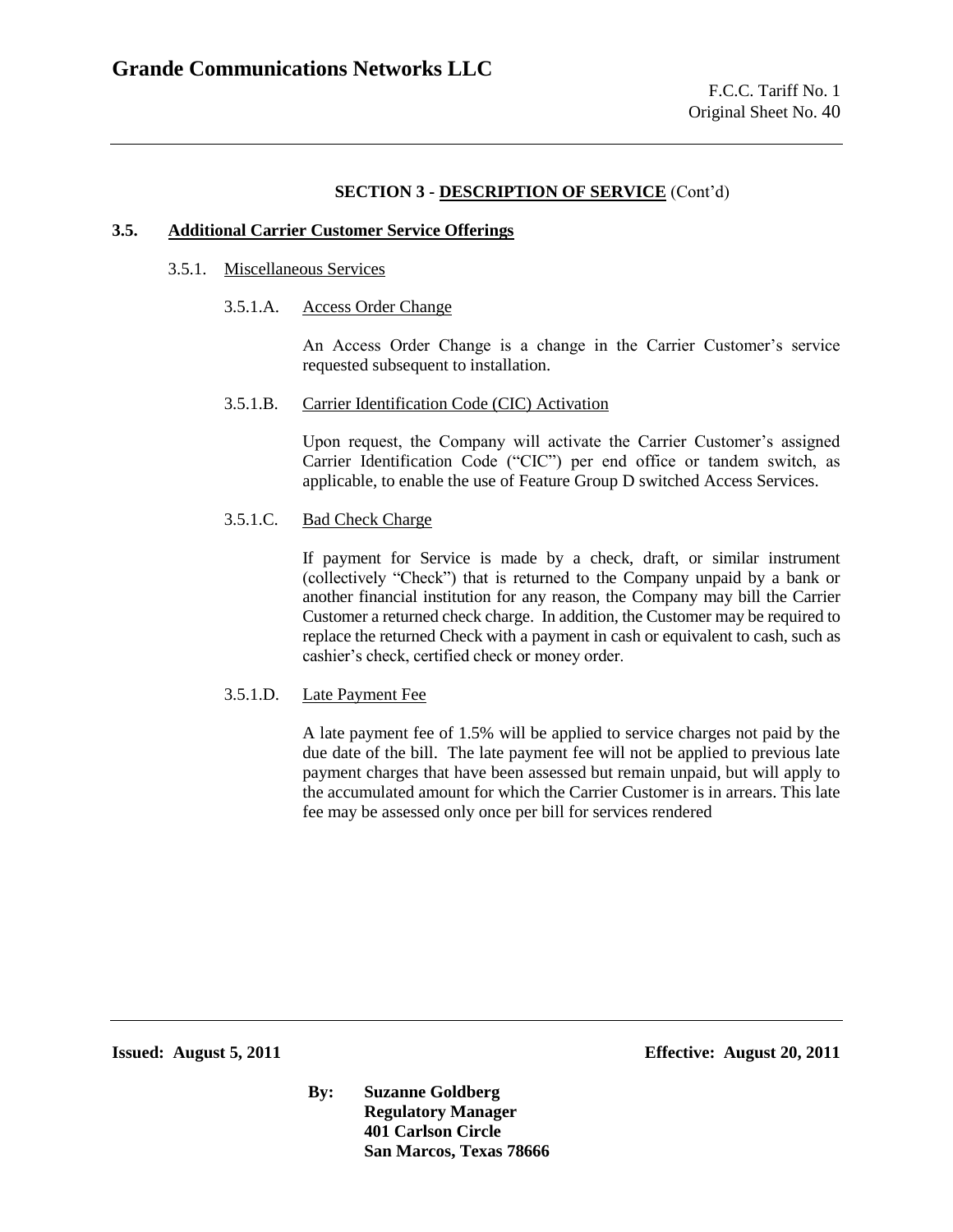**SECTION 3 - DESCRIPTION OF SERVICE** (Cont'd)

## 3.5. Additional Carrier Customer Service Offerings

### 3.5.1. Miscellaneous Services

#### 3.5.1.A. Access Order Change

An Access Order Change is a change in the Carrier Customer's service requested subsequent to installation.

#### 3.5.1.B. Carrier Identification Code (CIC) Activation

Upon request, the Company will activate the Carrier Customer's assigned Carrier Identification Code ("CIC") per end office or tandem switch, as applicable, to enable the use of Feature Group D switched Access Services.

#### 3.5.1.C. Bad Check Charge

If payment for Service is made by a check, draft, or similar instrument (collectively "Check") that is returned to the Company unpaid by a bank or another financial institution for any reason, the Company may bill the Carrier Customer a returned check charge. In addition, the Customer may be required to replace the returned Check with a payment in cash or equivalent to cash, such as cashier's check, certified check or money order.

#### 3.5.1.D. Late Payment Fee

A late payment fee of 1.5% will be applied to service charges not paid by the due date of the bill. The late payment fee will not be applied to previous late payment charges that have been assessed but remain unpaid, but will apply to the accumulated amount for which the Carrier Customer is in arrears. This late fee may be assessed only once per bill for services rendered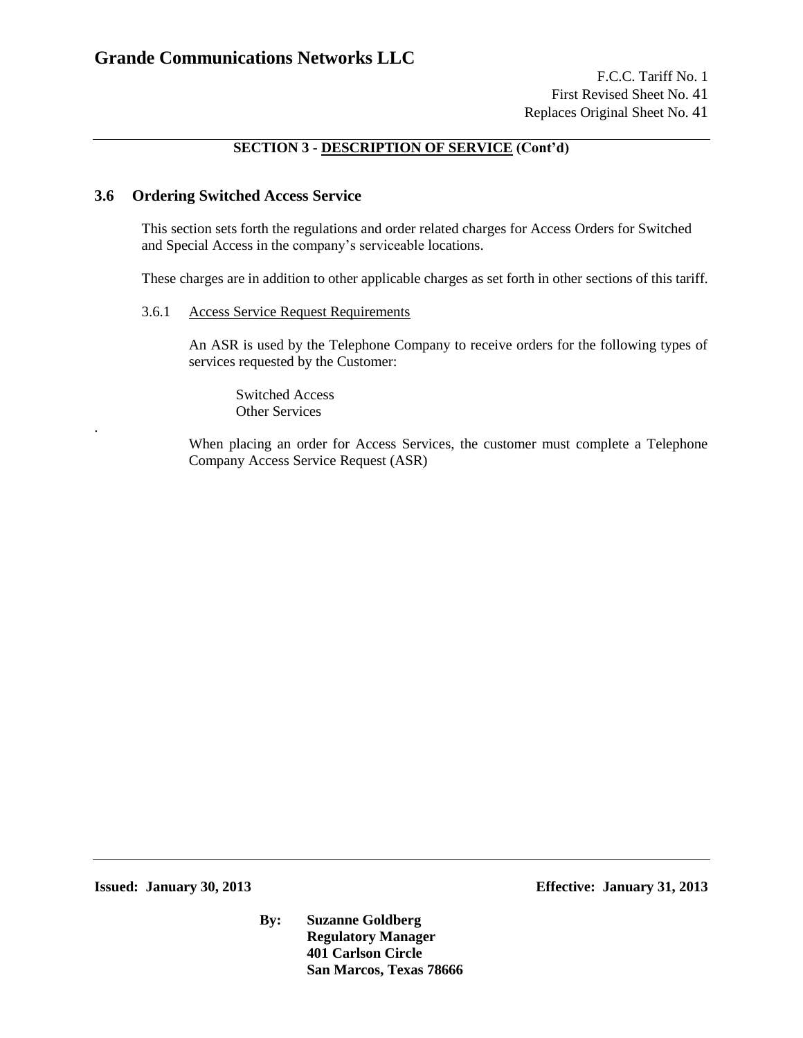## SECTION 3 - DESCRIPTION OF SERVICE (Cont'd)

### 3.6 Ordering Switched Access Service

This section sets forth the regulations and order related charges for Access Orders for Switched and Special Access in the company's serviceable locations.

These charges are in addition to other applicable charges as set forth in other sections of this tariff.

3.6.1 Access Service Request Requirements

An ASR is used by the Telephone Company to receive orders for the following types of services requested by the Customer:

Switched Access
Other Services

When placing an order for Access Services, the customer must complete a Telephone Company Access Service Request (ASR)

**Issued: January 30, 2013** **Effective: January 31, 2013**

**By: Suzanne Goldberg**
**Regulatory Manager**
**401 Carlson Circle**
**San Marcos, Texas 78666**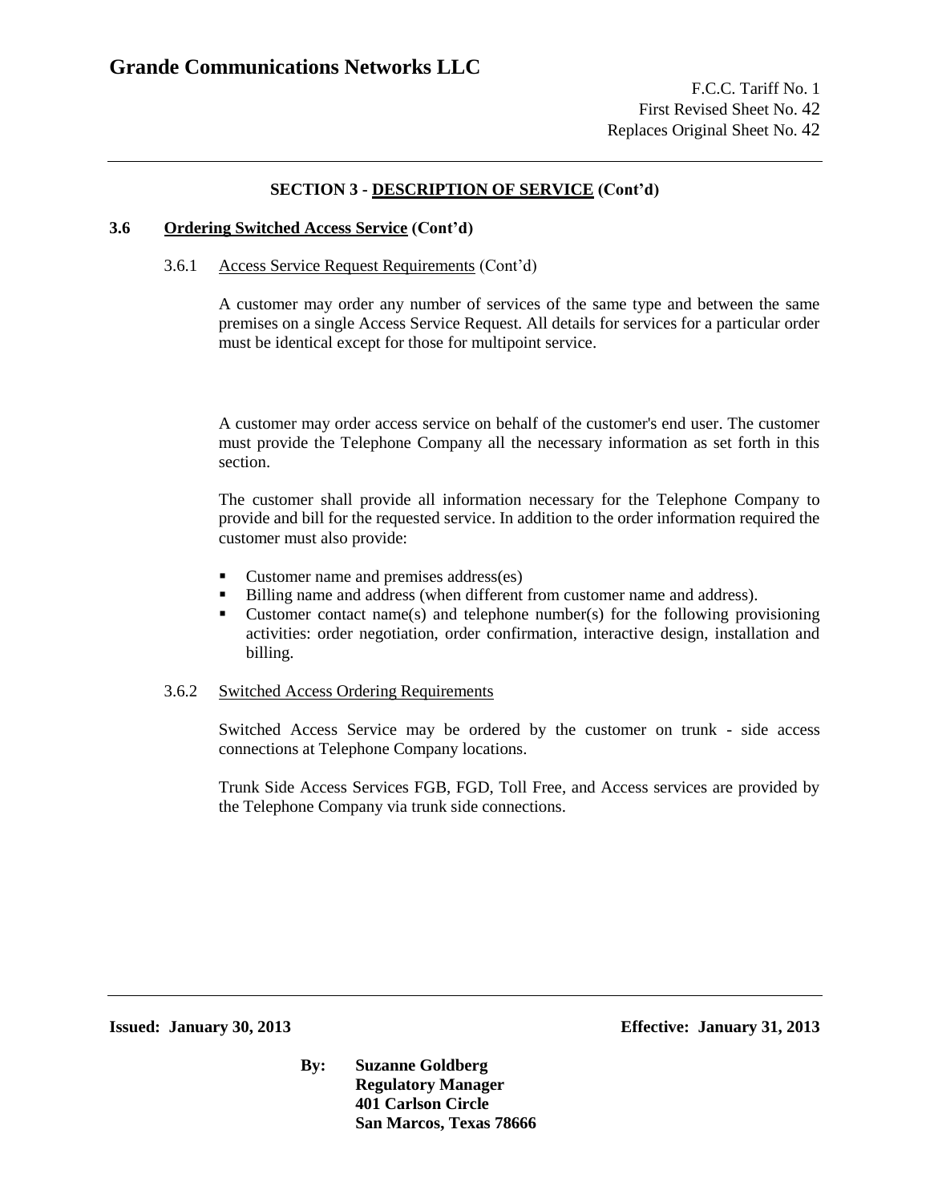## SECTION 3 - DESCRIPTION OF SERVICE (Cont'd)

### 3.6 Ordering Switched Access Service (Cont'd)

#### 3.6.1 Access Service Request Requirements (Cont'd)

A customer may order any number of services of the same type and between the same premises on a single Access Service Request. All details for services for a particular order must be identical except for those for multipoint service.

A customer may order access service on behalf of the customer's end user. The customer must provide the Telephone Company all the necessary information as set forth in this section.

The customer shall provide all information necessary for the Telephone Company to provide and bill for the requested service. In addition to the order information required the customer must also provide:

- Customer name and premises address(es)
- Billing name and address (when different from customer name and address).
- Customer contact name(s) and telephone number(s) for the following provisioning activities: order negotiation, order confirmation, interactive design, installation and billing.

#### 3.6.2 Switched Access Ordering Requirements

Switched Access Service may be ordered by the customer on trunk - side access connections at Telephone Company locations.

Trunk Side Access Services FGB, FGD, Toll Free, and Access services are provided by the Telephone Company via trunk side connections.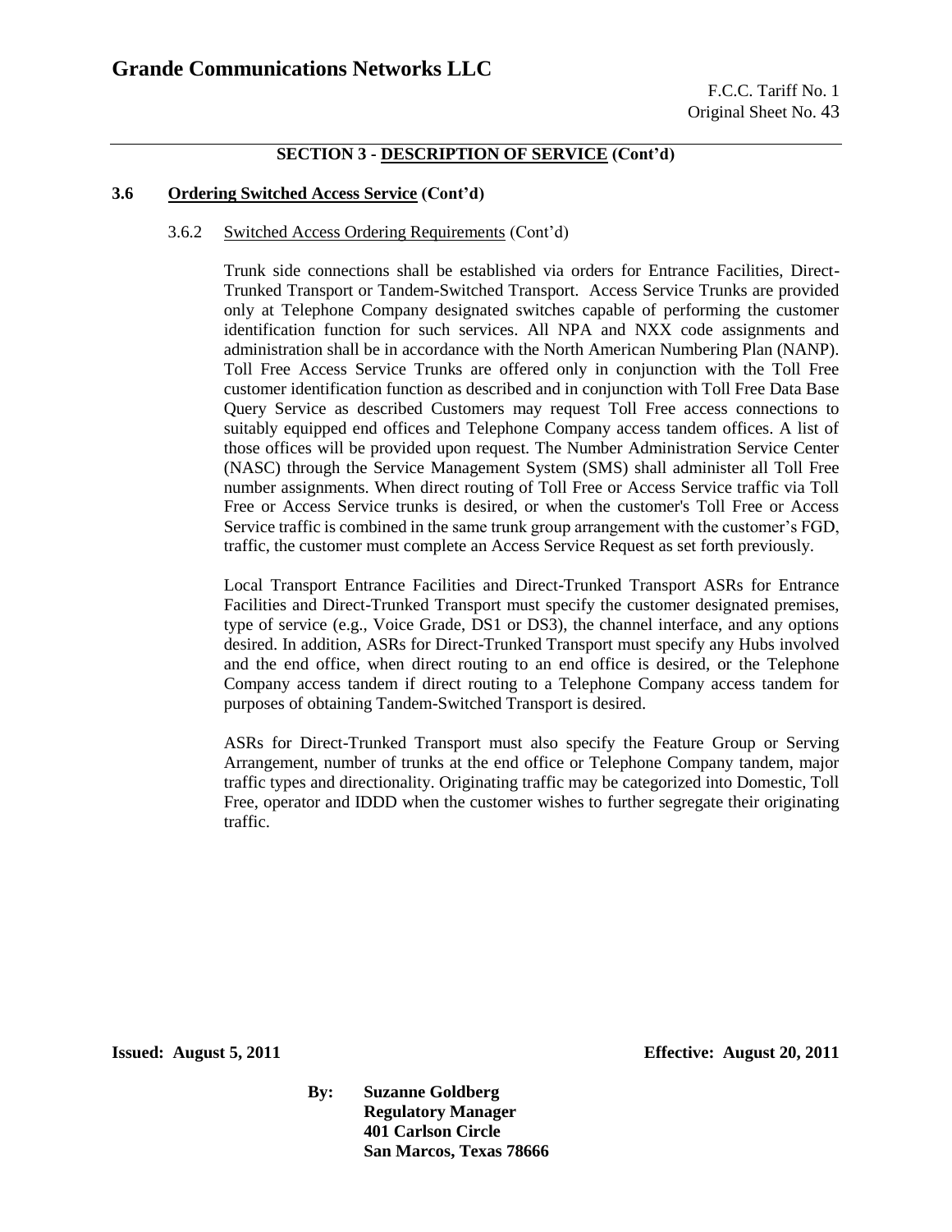**SECTION 3 - DESCRIPTION OF SERVICE (Cont'd)**

**3.6 Ordering Switched Access Service (Cont'd)**

3.6.2 Switched Access Ordering Requirements (Cont'd)

Trunk side connections shall be established via orders for Entrance Facilities, Direct-Trunked Transport or Tandem-Switched Transport. Access Service Trunks are provided only at Telephone Company designated switches capable of performing the customer identification function for such services. All NPA and NXX code assignments and administration shall be in accordance with the North American Numbering Plan (NANP). Toll Free Access Service Trunks are offered only in conjunction with the Toll Free customer identification function as described and in conjunction with Toll Free Data Base Query Service as described Customers may request Toll Free access connections to suitably equipped end offices and Telephone Company access tandem offices. A list of those offices will be provided upon request. The Number Administration Service Center (NASC) through the Service Management System (SMS) shall administer all Toll Free number assignments. When direct routing of Toll Free or Access Service traffic via Toll Free or Access Service trunks is desired, or when the customer's Toll Free or Access Service traffic is combined in the same trunk group arrangement with the customer's FGD, traffic, the customer must complete an Access Service Request as set forth previously.

Local Transport Entrance Facilities and Direct-Trunked Transport ASRs for Entrance Facilities and Direct-Trunked Transport must specify the customer designated premises, type of service (e.g., Voice Grade, DS1 or DS3), the channel interface, and any options desired. In addition, ASRs for Direct-Trunked Transport must specify any Hubs involved and the end office, when direct routing to an end office is desired, or the Telephone Company access tandem if direct routing to a Telephone Company access tandem for purposes of obtaining Tandem-Switched Transport is desired.

ASRs for Direct-Trunked Transport must also specify the Feature Group or Serving Arrangement, number of trunks at the end office or Telephone Company tandem, major traffic types and directionality. Originating traffic may be categorized into Domestic, Toll Free, operator and IDDD when the customer wishes to further segregate their originating traffic.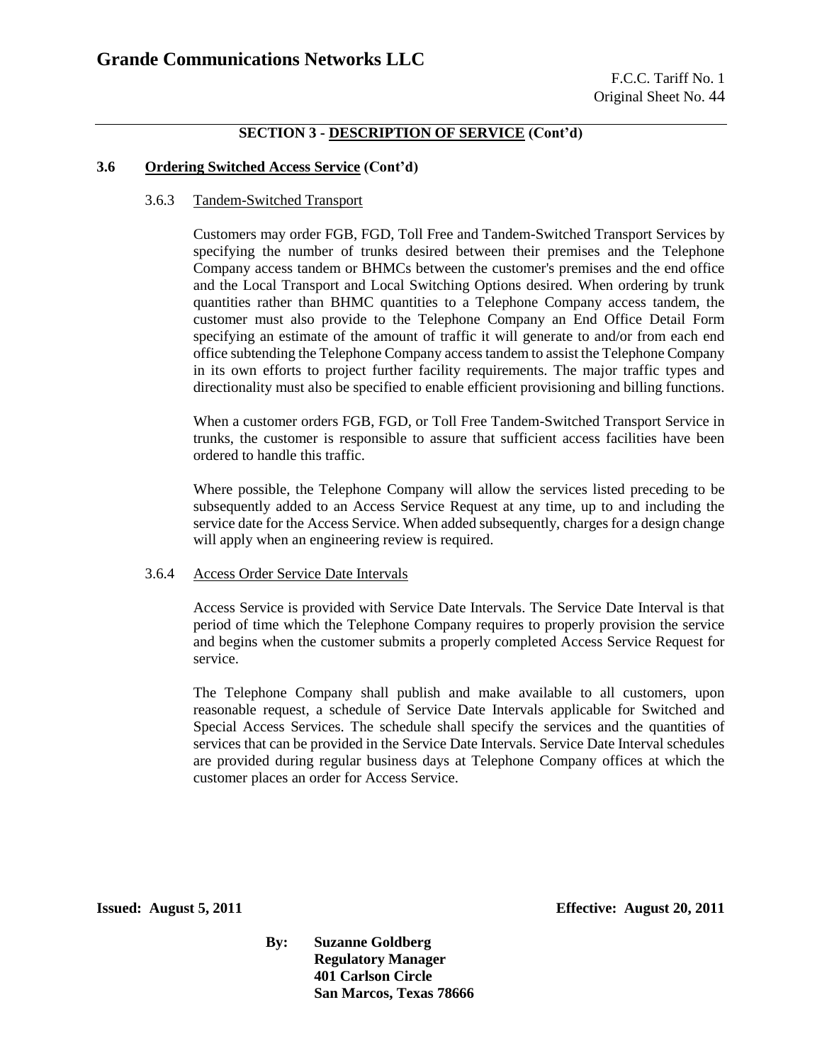**SECTION 3 - DESCRIPTION OF SERVICE (Cont'd)**

## 3.6 Ordering Switched Access Service (Cont'd)

### 3.6.3 Tandem-Switched Transport

Customers may order FGB, FGD, Toll Free and Tandem-Switched Transport Services by specifying the number of trunks desired between their premises and the Telephone Company access tandem or BHMCs between the customer's premises and the end office and the Local Transport and Local Switching Options desired. When ordering by trunk quantities rather than BHMC quantities to a Telephone Company access tandem, the customer must also provide to the Telephone Company an End Office Detail Form specifying an estimate of the amount of traffic it will generate to and/or from each end office subtending the Telephone Company access tandem to assist the Telephone Company in its own efforts to project further facility requirements. The major traffic types and directionality must also be specified to enable efficient provisioning and billing functions.

When a customer orders FGB, FGD, or Toll Free Tandem-Switched Transport Service in trunks, the customer is responsible to assure that sufficient access facilities have been ordered to handle this traffic.

Where possible, the Telephone Company will allow the services listed preceding to be subsequently added to an Access Service Request at any time, up to and including the service date for the Access Service. When added subsequently, charges for a design change will apply when an engineering review is required.

### 3.6.4 Access Order Service Date Intervals

Access Service is provided with Service Date Intervals. The Service Date Interval is that period of time which the Telephone Company requires to properly provision the service and begins when the customer submits a properly completed Access Service Request for service.

The Telephone Company shall publish and make available to all customers, upon reasonable request, a schedule of Service Date Intervals applicable for Switched and Special Access Services. The schedule shall specify the services and the quantities of services that can be provided in the Service Date Intervals. Service Date Interval schedules are provided during regular business days at Telephone Company offices at which the customer places an order for Access Service.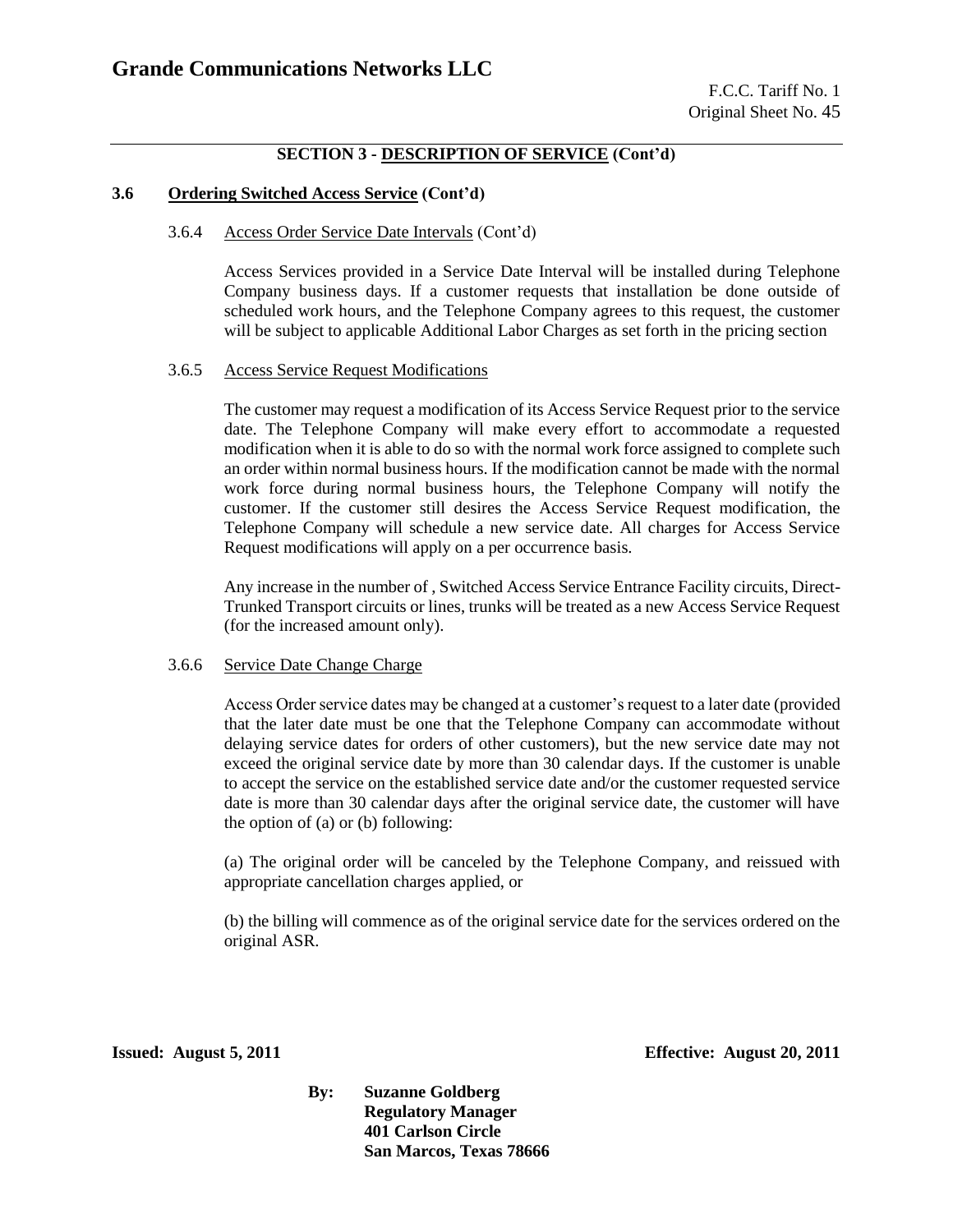## SECTION 3 - DESCRIPTION OF SERVICE (Cont'd)

### 3.6 Ordering Switched Access Service (Cont'd)

#### 3.6.4 Access Order Service Date Intervals (Cont'd)

Access Services provided in a Service Date Interval will be installed during Telephone Company business days. If a customer requests that installation be done outside of scheduled work hours, and the Telephone Company agrees to this request, the customer will be subject to applicable Additional Labor Charges as set forth in the pricing section

#### 3.6.5 Access Service Request Modifications

The customer may request a modification of its Access Service Request prior to the service date. The Telephone Company will make every effort to accommodate a requested modification when it is able to do so with the normal work force assigned to complete such an order within normal business hours. If the modification cannot be made with the normal work force during normal business hours, the Telephone Company will notify the customer. If the customer still desires the Access Service Request modification, the Telephone Company will schedule a new service date. All charges for Access Service Request modifications will apply on a per occurrence basis.

Any increase in the number of , Switched Access Service Entrance Facility circuits, Direct-Trunked Transport circuits or lines, trunks will be treated as a new Access Service Request (for the increased amount only).

#### 3.6.6 Service Date Change Charge

Access Order service dates may be changed at a customer's request to a later date (provided that the later date must be one that the Telephone Company can accommodate without delaying service dates for orders of other customers), but the new service date may not exceed the original service date by more than 30 calendar days. If the customer is unable to accept the service on the established service date and/or the customer requested service date is more than 30 calendar days after the original service date, the customer will have the option of (a) or (b) following:

(a) The original order will be canceled by the Telephone Company, and reissued with appropriate cancellation charges applied, or

(b) the billing will commence as of the original service date for the services ordered on the original ASR.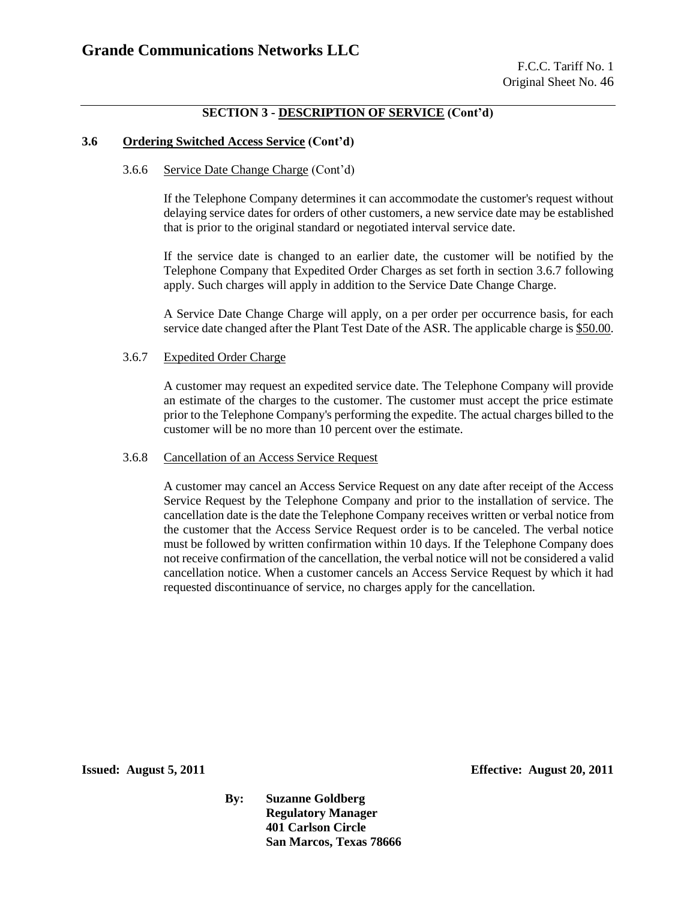## SECTION 3 - DESCRIPTION OF SERVICE (Cont'd)

### 3.6 Ordering Switched Access Service (Cont'd)

#### 3.6.6 Service Date Change Charge (Cont'd)

If the Telephone Company determines it can accommodate the customer's request without delaying service dates for orders of other customers, a new service date may be established that is prior to the original standard or negotiated interval service date.

If the service date is changed to an earlier date, the customer will be notified by the Telephone Company that Expedited Order Charges as set forth in section 3.6.7 following apply. Such charges will apply in addition to the Service Date Change Charge.

A Service Date Change Charge will apply, on a per order per occurrence basis, for each service date changed after the Plant Test Date of the ASR. The applicable charge is $50.00.

#### 3.6.7 Expedited Order Charge

A customer may request an expedited service date. The Telephone Company will provide an estimate of the charges to the customer. The customer must accept the price estimate prior to the Telephone Company's performing the expedite. The actual charges billed to the customer will be no more than 10 percent over the estimate.

#### 3.6.8 Cancellation of an Access Service Request

A customer may cancel an Access Service Request on any date after receipt of the Access Service Request by the Telephone Company and prior to the installation of service. The cancellation date is the date the Telephone Company receives written or verbal notice from the customer that the Access Service Request order is to be canceled. The verbal notice must be followed by written confirmation within 10 days. If the Telephone Company does not receive confirmation of the cancellation, the verbal notice will not be considered a valid cancellation notice. When a customer cancels an Access Service Request by which it had requested discontinuance of service, no charges apply for the cancellation.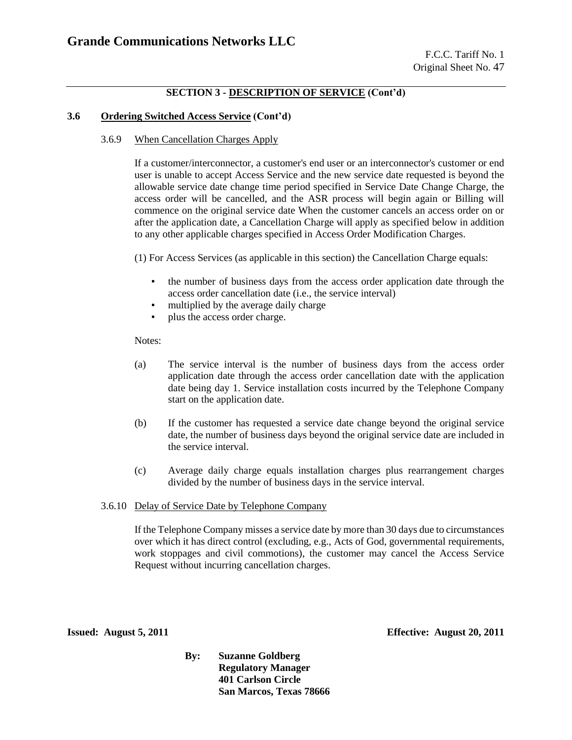## SECTION 3 - DESCRIPTION OF SERVICE (Cont'd)

### 3.6 Ordering Switched Access Service (Cont'd)

#### 3.6.9 When Cancellation Charges Apply

If a customer/interconnector, a customer's end user or an interconnector's customer or end user is unable to accept Access Service and the new service date requested is beyond the allowable service date change time period specified in Service Date Change Charge, the access order will be cancelled, and the ASR process will begin again or Billing will commence on the original service date When the customer cancels an access order on or after the application date, a Cancellation Charge will apply as specified below in addition to any other applicable charges specified in Access Order Modification Charges.

(1) For Access Services (as applicable in this section) the Cancellation Charge equals:

- the number of business days from the access order application date through the access order cancellation date (i.e., the service interval)
- multiplied by the average daily charge
- plus the access order charge.

Notes:

(a) The service interval is the number of business days from the access order application date through the access order cancellation date with the application date being day 1. Service installation costs incurred by the Telephone Company start on the application date.

(b) If the customer has requested a service date change beyond the original service date, the number of business days beyond the original service date are included in the service interval.

(c) Average daily charge equals installation charges plus rearrangement charges divided by the number of business days in the service interval.

#### 3.6.10 Delay of Service Date by Telephone Company

If the Telephone Company misses a service date by more than 30 days due to circumstances over which it has direct control (excluding, e.g., Acts of God, governmental requirements, work stoppages and civil commotions), the customer may cancel the Access Service Request without incurring cancellation charges.

**Issued: August 5, 2011** **Effective: August 20, 2011**

**By: Suzanne Goldberg**
**Regulatory Manager**
**401 Carlson Circle**
**San Marcos, Texas 78666**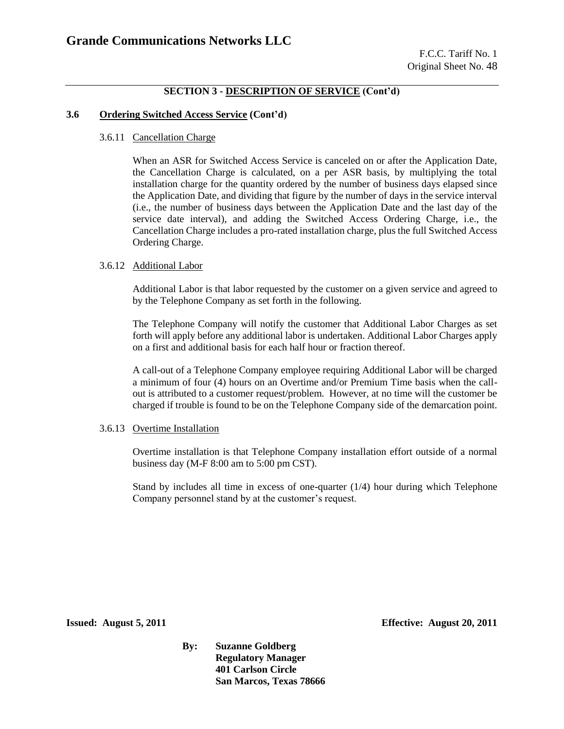## SECTION 3 - DESCRIPTION OF SERVICE (Cont'd)

### 3.6 Ordering Switched Access Service (Cont'd)

#### 3.6.11 Cancellation Charge

When an ASR for Switched Access Service is canceled on or after the Application Date, the Cancellation Charge is calculated, on a per ASR basis, by multiplying the total installation charge for the quantity ordered by the number of business days elapsed since the Application Date, and dividing that figure by the number of days in the service interval (i.e., the number of business days between the Application Date and the last day of the service date interval), and adding the Switched Access Ordering Charge, i.e., the Cancellation Charge includes a pro-rated installation charge, plus the full Switched Access Ordering Charge.

#### 3.6.12 Additional Labor

Additional Labor is that labor requested by the customer on a given service and agreed to by the Telephone Company as set forth in the following.

The Telephone Company will notify the customer that Additional Labor Charges as set forth will apply before any additional labor is undertaken. Additional Labor Charges apply on a first and additional basis for each half hour or fraction thereof.

A call-out of a Telephone Company employee requiring Additional Labor will be charged a minimum of four (4) hours on an Overtime and/or Premium Time basis when the call-out is attributed to a customer request/problem. However, at no time will the customer be charged if trouble is found to be on the Telephone Company side of the demarcation point.

#### 3.6.13 Overtime Installation

Overtime installation is that Telephone Company installation effort outside of a normal business day (M-F 8:00 am to 5:00 pm CST).

Stand by includes all time in excess of one-quarter (1/4) hour during which Telephone Company personnel stand by at the customer's request.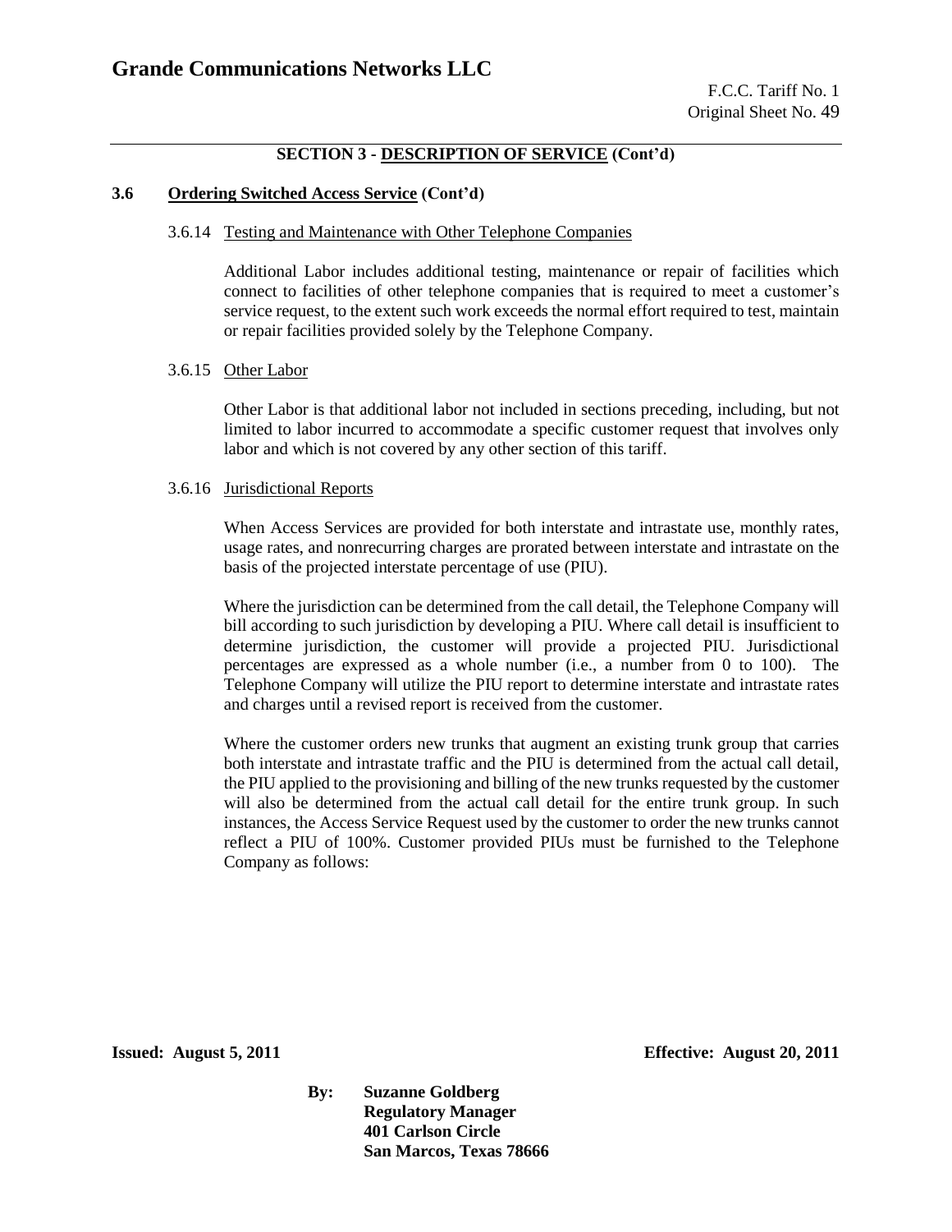## SECTION 3 - DESCRIPTION OF SERVICE (Cont'd)

### 3.6 Ordering Switched Access Service (Cont'd)

#### 3.6.14 Testing and Maintenance with Other Telephone Companies

Additional Labor includes additional testing, maintenance or repair of facilities which connect to facilities of other telephone companies that is required to meet a customer's service request, to the extent such work exceeds the normal effort required to test, maintain or repair facilities provided solely by the Telephone Company.

#### 3.6.15 Other Labor

Other Labor is that additional labor not included in sections preceding, including, but not limited to labor incurred to accommodate a specific customer request that involves only labor and which is not covered by any other section of this tariff.

#### 3.6.16 Jurisdictional Reports

When Access Services are provided for both interstate and intrastate use, monthly rates, usage rates, and nonrecurring charges are prorated between interstate and intrastate on the basis of the projected interstate percentage of use (PIU).

Where the jurisdiction can be determined from the call detail, the Telephone Company will bill according to such jurisdiction by developing a PIU. Where call detail is insufficient to determine jurisdiction, the customer will provide a projected PIU. Jurisdictional percentages are expressed as a whole number (i.e., a number from 0 to 100). The Telephone Company will utilize the PIU report to determine interstate and intrastate rates and charges until a revised report is received from the customer.

Where the customer orders new trunks that augment an existing trunk group that carries both interstate and intrastate traffic and the PIU is determined from the actual call detail, the PIU applied to the provisioning and billing of the new trunks requested by the customer will also be determined from the actual call detail for the entire trunk group. In such instances, the Access Service Request used by the customer to order the new trunks cannot reflect a PIU of 100%. Customer provided PIUs must be furnished to the Telephone Company as follows:

**Issued: August 5, 2011** **Effective: August 20, 2011**

**By: Suzanne Goldberg**
**Regulatory Manager**
**401 Carlson Circle**
**San Marcos, Texas 78666**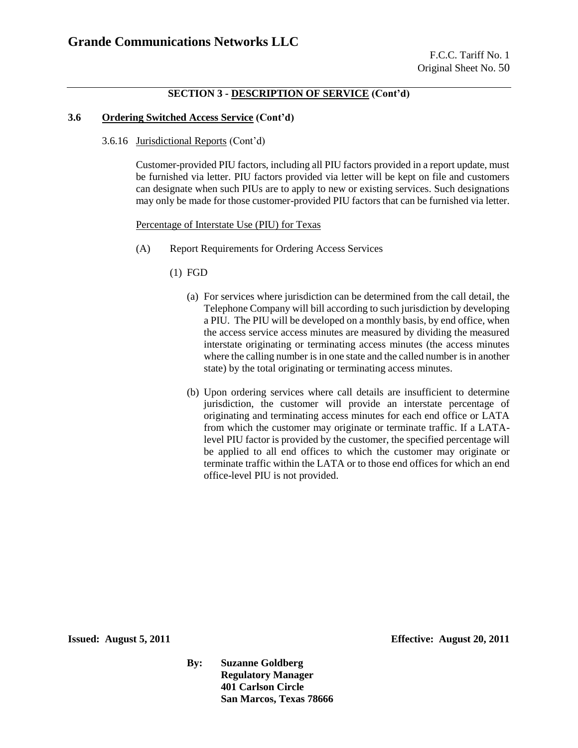**SECTION 3 - DESCRIPTION OF SERVICE (Cont'd)**

**3.6 Ordering Switched Access Service (Cont'd)**

3.6.16 Jurisdictional Reports (Cont'd)

Customer-provided PIU factors, including all PIU factors provided in a report update, must be furnished via letter. PIU factors provided via letter will be kept on file and customers can designate when such PIUs are to apply to new or existing services. Such designations may only be made for those customer-provided PIU factors that can be furnished via letter.

Percentage of Interstate Use (PIU) for Texas

(A) Report Requirements for Ordering Access Services

(1) FGD

(a) For services where jurisdiction can be determined from the call detail, the Telephone Company will bill according to such jurisdiction by developing a PIU. The PIU will be developed on a monthly basis, by end office, when the access service access minutes are measured by dividing the measured interstate originating or terminating access minutes (the access minutes where the calling number is in one state and the called number is in another state) by the total originating or terminating access minutes.

(b) Upon ordering services where call details are insufficient to determine jurisdiction, the customer will provide an interstate percentage of originating and terminating access minutes for each end office or LATA from which the customer may originate or terminate traffic. If a LATA-level PIU factor is provided by the customer, the specified percentage will be applied to all end offices to which the customer may originate or terminate traffic within the LATA or to those end offices for which an end office-level PIU is not provided.

**Issued: August 5, 2011** **Effective: August 20, 2011**

**By: Suzanne Goldberg**
**Regulatory Manager**
**401 Carlson Circle**
**San Marcos, Texas 78666**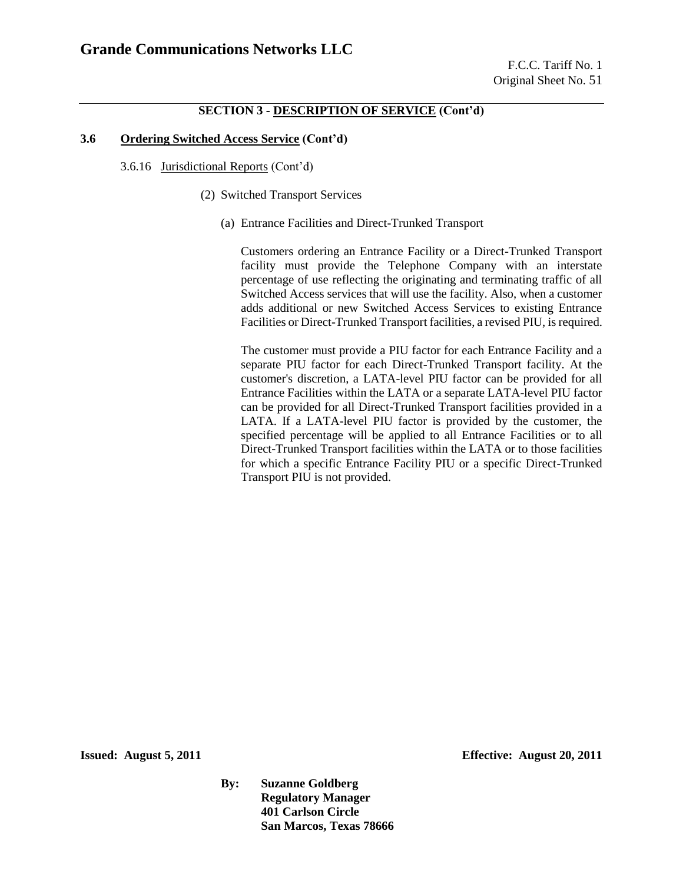## SECTION 3 - DESCRIPTION OF SERVICE (Cont'd)

### 3.6 Ordering Switched Access Service (Cont'd)

3.6.16 Jurisdictional Reports (Cont'd)

(2) Switched Transport Services

(a) Entrance Facilities and Direct-Trunked Transport

Customers ordering an Entrance Facility or a Direct-Trunked Transport facility must provide the Telephone Company with an interstate percentage of use reflecting the originating and terminating traffic of all Switched Access services that will use the facility. Also, when a customer adds additional or new Switched Access Services to existing Entrance Facilities or Direct-Trunked Transport facilities, a revised PIU, is required.

The customer must provide a PIU factor for each Entrance Facility and a separate PIU factor for each Direct-Trunked Transport facility. At the customer's discretion, a LATA-level PIU factor can be provided for all Entrance Facilities within the LATA or a separate LATA-level PIU factor can be provided for all Direct-Trunked Transport facilities provided in a LATA. If a LATA-level PIU factor is provided by the customer, the specified percentage will be applied to all Entrance Facilities or to all Direct-Trunked Transport facilities within the LATA or to those facilities for which a specific Entrance Facility PIU or a specific Direct-Trunked Transport PIU is not provided.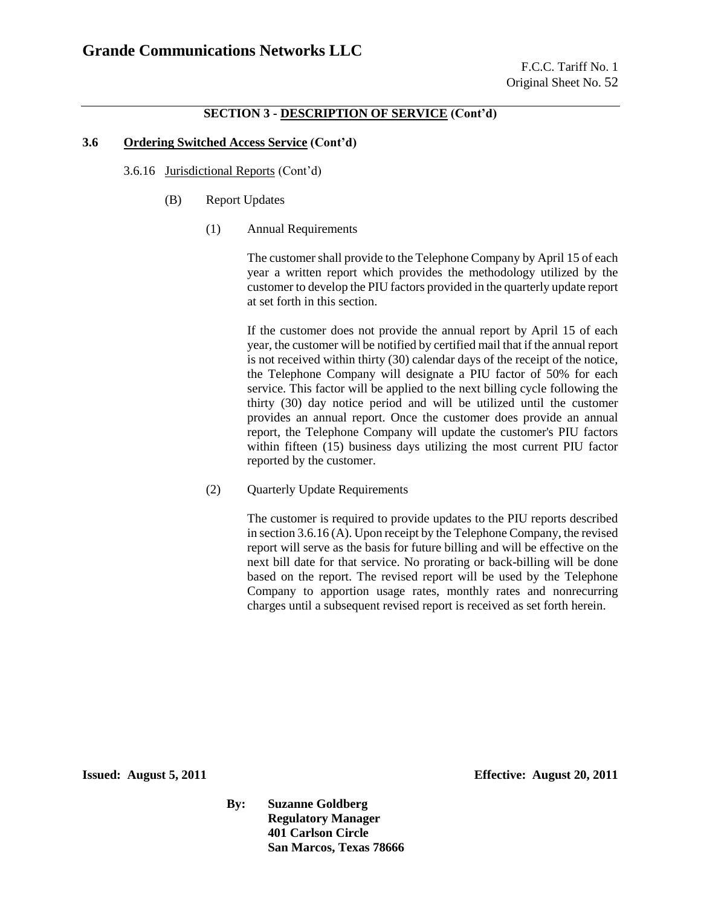**SECTION 3 - DESCRIPTION OF SERVICE (Cont'd)**

**3.6 Ordering Switched Access Service (Cont'd)**

3.6.16 Jurisdictional Reports (Cont'd)

(B) Report Updates

(1) Annual Requirements

The customer shall provide to the Telephone Company by April 15 of each year a written report which provides the methodology utilized by the customer to develop the PIU factors provided in the quarterly update report at set forth in this section.

If the customer does not provide the annual report by April 15 of each year, the customer will be notified by certified mail that if the annual report is not received within thirty (30) calendar days of the receipt of the notice, the Telephone Company will designate a PIU factor of 50% for each service. This factor will be applied to the next billing cycle following the thirty (30) day notice period and will be utilized until the customer provides an annual report. Once the customer does provide an annual report, the Telephone Company will update the customer's PIU factors within fifteen (15) business days utilizing the most current PIU factor reported by the customer.

(2) Quarterly Update Requirements

The customer is required to provide updates to the PIU reports described in section 3.6.16 (A). Upon receipt by the Telephone Company, the revised report will serve as the basis for future billing and will be effective on the next bill date for that service. No prorating or back-billing will be done based on the report. The revised report will be used by the Telephone Company to apportion usage rates, monthly rates and nonrecurring charges until a subsequent revised report is received as set forth herein.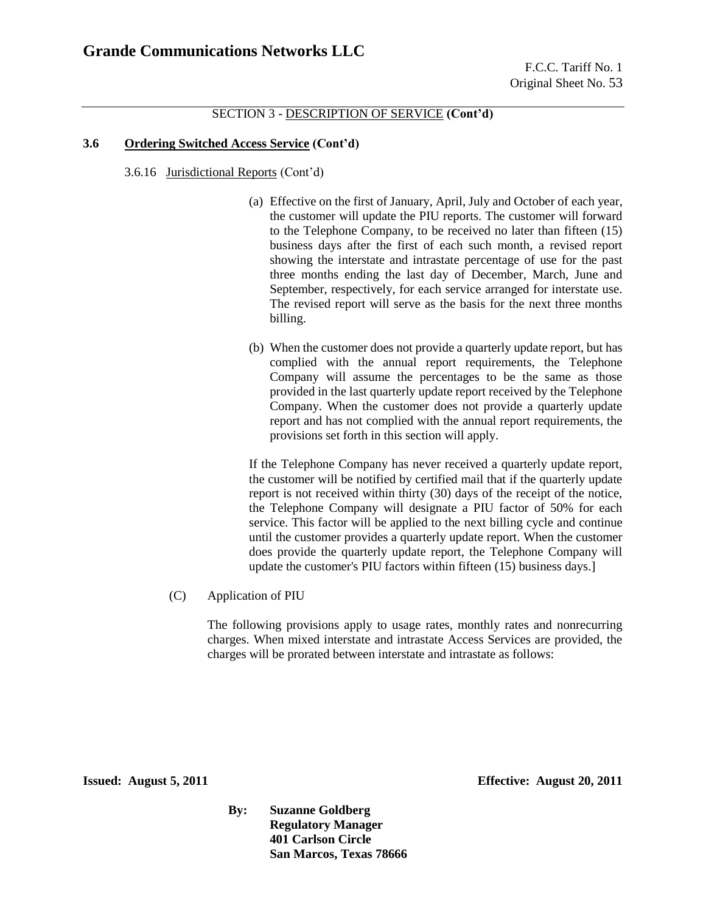**Grande Communications Networks LLC**

SECTION 3 - DESCRIPTION OF SERVICE **(Cont'd)**

**3.6 Ordering Switched Access Service (Cont'd)**

3.6.16 Jurisdictional Reports (Cont'd)

(a) Effective on the first of January, April, July and October of each year, the customer will update the PIU reports. The customer will forward to the Telephone Company, to be received no later than fifteen (15) business days after the first of each such month, a revised report showing the interstate and intrastate percentage of use for the past three months ending the last day of December, March, June and September, respectively, for each service arranged for interstate use. The revised report will serve as the basis for the next three months billing.

(b) When the customer does not provide a quarterly update report, but has complied with the annual report requirements, the Telephone Company will assume the percentages to be the same as those provided in the last quarterly update report received by the Telephone Company. When the customer does not provide a quarterly update report and has not complied with the annual report requirements, the provisions set forth in this section will apply.

If the Telephone Company has never received a quarterly update report, the customer will be notified by certified mail that if the quarterly update report is not received within thirty (30) days of the receipt of the notice, the Telephone Company will designate a PIU factor of 50% for each service. This factor will be applied to the next billing cycle and continue until the customer provides a quarterly update report. When the customer does provide the quarterly update report, the Telephone Company will update the customer's PIU factors within fifteen (15) business days.]

(C) Application of PIU

The following provisions apply to usage rates, monthly rates and nonrecurring charges. When mixed interstate and intrastate Access Services are provided, the charges will be prorated between interstate and intrastate as follows:

**Issued: August 5, 2011** **Effective: August 20, 2011**

**By: Suzanne Goldberg**
**Regulatory Manager**
**401 Carlson Circle**
**San Marcos, Texas 78666**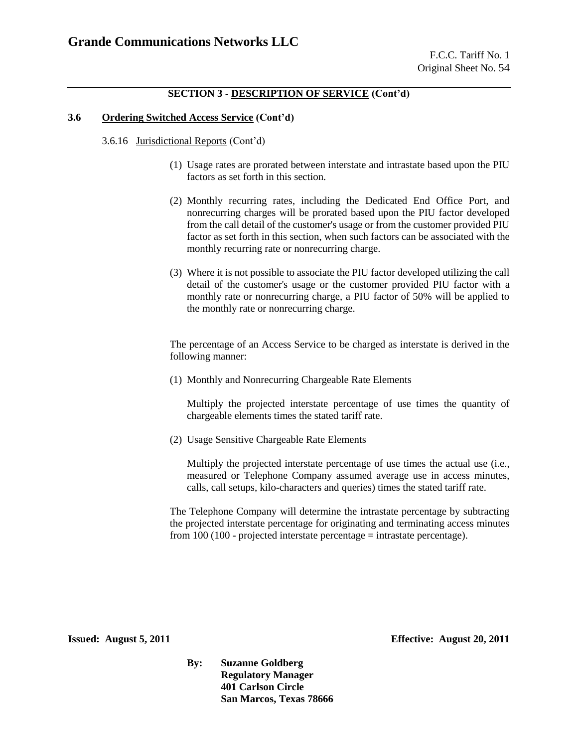## SECTION 3 - DESCRIPTION OF SERVICE (Cont'd)

### 3.6 Ordering Switched Access Service (Cont'd)

3.6.16 Jurisdictional Reports (Cont'd)

(1) Usage rates are prorated between interstate and intrastate based upon the PIU factors as set forth in this section.

(2) Monthly recurring rates, including the Dedicated End Office Port, and nonrecurring charges will be prorated based upon the PIU factor developed from the call detail of the customer's usage or from the customer provided PIU factor as set forth in this section, when such factors can be associated with the monthly recurring rate or nonrecurring charge.

(3) Where it is not possible to associate the PIU factor developed utilizing the call detail of the customer's usage or the customer provided PIU factor with a monthly rate or nonrecurring charge, a PIU factor of 50% will be applied to the monthly rate or nonrecurring charge.

The percentage of an Access Service to be charged as interstate is derived in the following manner:

(1) Monthly and Nonrecurring Chargeable Rate Elements

Multiply the projected interstate percentage of use times the quantity of chargeable elements times the stated tariff rate.

(2) Usage Sensitive Chargeable Rate Elements

Multiply the projected interstate percentage of use times the actual use (i.e., measured or Telephone Company assumed average use in access minutes, calls, call setups, kilo-characters and queries) times the stated tariff rate.

The Telephone Company will determine the intrastate percentage by subtracting the projected interstate percentage for originating and terminating access minutes from 100 (100 - projected interstate percentage = intrastate percentage).

**Issued: August 5, 2011** **Effective: August 20, 2011**

**By: Suzanne Goldberg**
**Regulatory Manager**
**401 Carlson Circle**
**San Marcos, Texas 78666**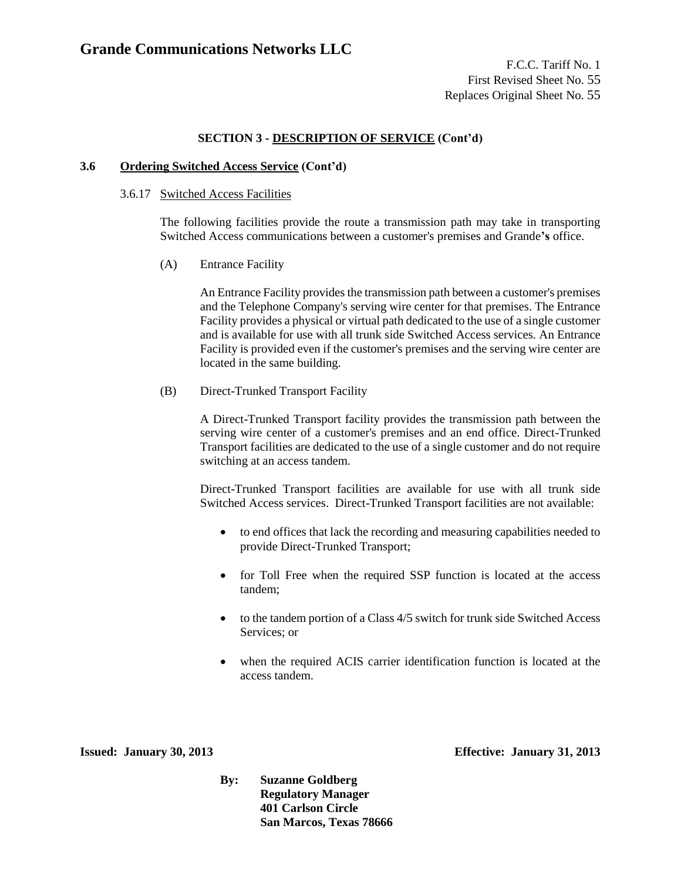# Grande Communications Networks LLC

F.C.C. Tariff No. 1
First Revised Sheet No. 55
Replaces Original Sheet No. 55

## SECTION 3 - DESCRIPTION OF SERVICE (Cont'd)

### 3.6 Ordering Switched Access Service (Cont'd)

#### 3.6.17 Switched Access Facilities

The following facilities provide the route a transmission path may take in transporting Switched Access communications between a customer's premises and Grande's office.

(A) Entrance Facility

An Entrance Facility provides the transmission path between a customer's premises and the Telephone Company's serving wire center for that premises. The Entrance Facility provides a physical or virtual path dedicated to the use of a single customer and is available for use with all trunk side Switched Access services. An Entrance Facility is provided even if the customer's premises and the serving wire center are located in the same building.

(B) Direct-Trunked Transport Facility

A Direct-Trunked Transport facility provides the transmission path between the serving wire center of a customer's premises and an end office. Direct-Trunked Transport facilities are dedicated to the use of a single customer and do not require switching at an access tandem.

Direct-Trunked Transport facilities are available for use with all trunk side Switched Access services. Direct-Trunked Transport facilities are not available:

- to end offices that lack the recording and measuring capabilities needed to provide Direct-Trunked Transport;
- for Toll Free when the required SSP function is located at the access tandem;
- to the tandem portion of a Class 4/5 switch for trunk side Switched Access Services; or
- when the required ACIS carrier identification function is located at the access tandem.

**Issued: January 30, 2013** **Effective: January 31, 2013**

**By: Suzanne Goldberg**
**Regulatory Manager**
**401 Carlson Circle**
**San Marcos, Texas 78666**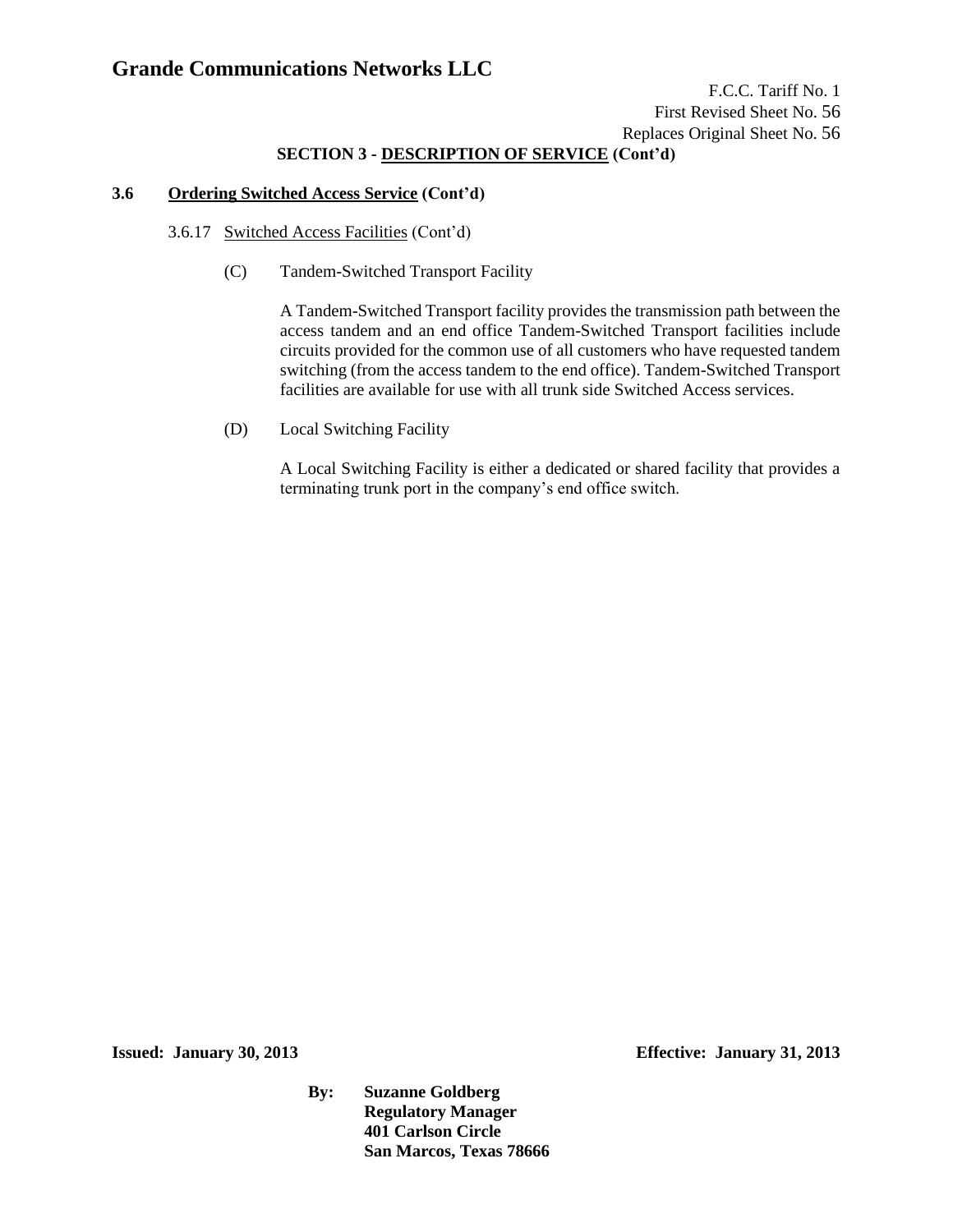**SECTION 3 - DESCRIPTION OF SERVICE (Cont'd)**

**3.6 Ordering Switched Access Service (Cont'd)**

3.6.17 Switched Access Facilities (Cont'd)

(C) Tandem-Switched Transport Facility

A Tandem-Switched Transport facility provides the transmission path between the access tandem and an end office Tandem-Switched Transport facilities include circuits provided for the common use of all customers who have requested tandem switching (from the access tandem to the end office). Tandem-Switched Transport facilities are available for use with all trunk side Switched Access services.

(D) Local Switching Facility

A Local Switching Facility is either a dedicated or shared facility that provides a terminating trunk port in the company's end office switch.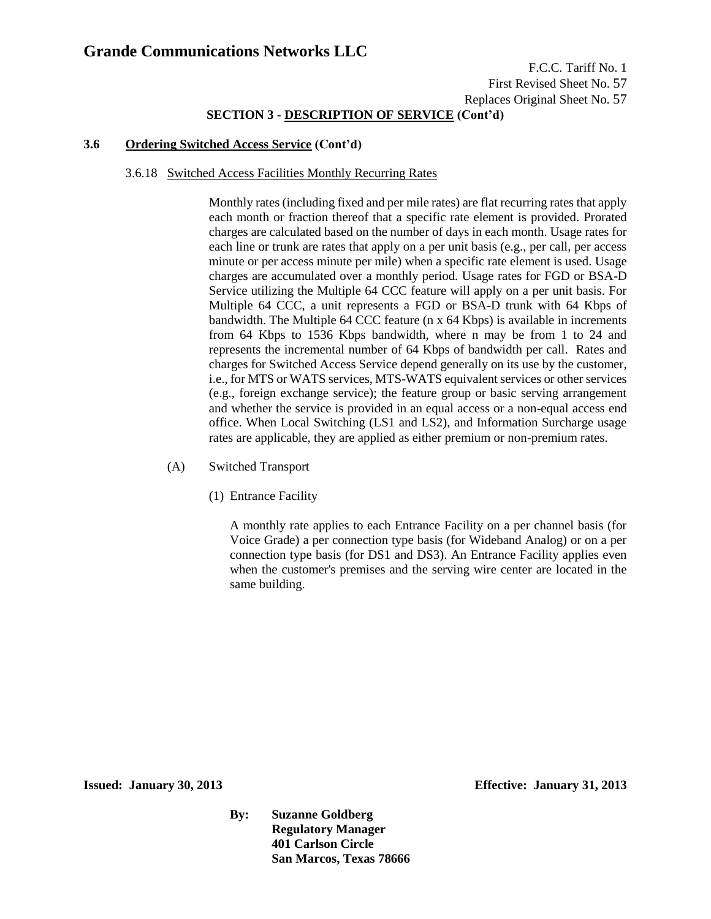# Grande Communications Networks LLC

F.C.C. Tariff No. 1
First Revised Sheet No. 57
Replaces Original Sheet No. 57

**SECTION 3 - DESCRIPTION OF SERVICE (Cont'd)**

**3.6 Ordering Switched Access Service (Cont'd)**

3.6.18 Switched Access Facilities Monthly Recurring Rates

Monthly rates (including fixed and per mile rates) are flat recurring rates that apply each month or fraction thereof that a specific rate element is provided. Prorated charges are calculated based on the number of days in each month. Usage rates for each line or trunk are rates that apply on a per unit basis (e.g., per call, per access minute or per access minute per mile) when a specific rate element is used. Usage charges are accumulated over a monthly period. Usage rates for FGD or BSA-D Service utilizing the Multiple 64 CCC feature will apply on a per unit basis. For Multiple 64 CCC, a unit represents a FGD or BSA-D trunk with 64 Kbps of bandwidth. The Multiple 64 CCC feature (n x 64 Kbps) is available in increments from 64 Kbps to 1536 Kbps bandwidth, where n may be from 1 to 24 and represents the incremental number of 64 Kbps of bandwidth per call. Rates and charges for Switched Access Service depend generally on its use by the customer, i.e., for MTS or WATS services, MTS-WATS equivalent services or other services (e.g., foreign exchange service); the feature group or basic serving arrangement and whether the service is provided in an equal access or a non-equal access end office. When Local Switching (LS1 and LS2), and Information Surcharge usage rates are applicable, they are applied as either premium or non-premium rates.

(A) Switched Transport

(1) Entrance Facility

A monthly rate applies to each Entrance Facility on a per channel basis (for Voice Grade) a per connection type basis (for Wideband Analog) or on a per connection type basis (for DS1 and DS3). An Entrance Facility applies even when the customer's premises and the serving wire center are located in the same building.

**Issued: January 30, 2013** **Effective: January 31, 2013**

**By: Suzanne Goldberg**
**Regulatory Manager**
**401 Carlson Circle**
**San Marcos, Texas 78666**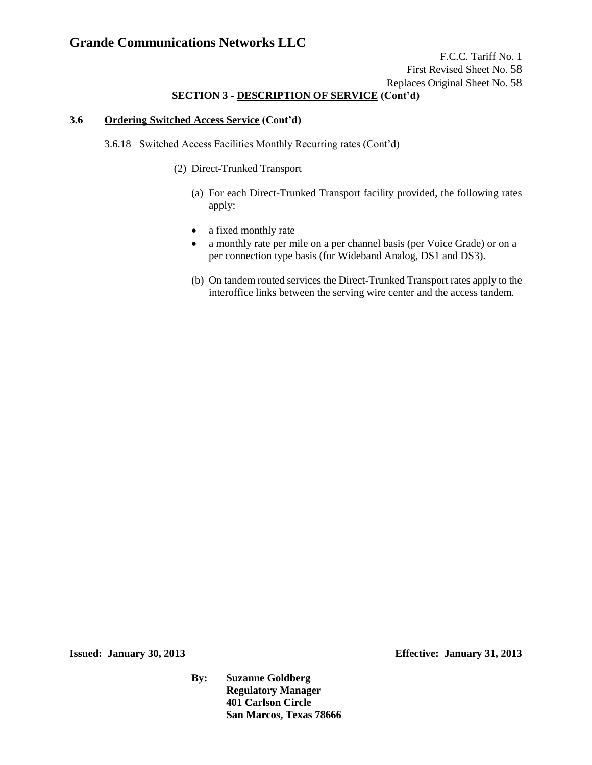## SECTION 3 - DESCRIPTION OF SERVICE (Cont'd)

### 3.6 Ordering Switched Access Service (Cont'd)

3.6.18 Switched Access Facilities Monthly Recurring rates (Cont'd)

(2) Direct-Trunked Transport

(a) For each Direct-Trunked Transport facility provided, the following rates apply:

- a fixed monthly rate
- a monthly rate per mile on a per channel basis (per Voice Grade) or on a per connection type basis (for Wideband Analog, DS1 and DS3).

(b) On tandem routed services the Direct-Trunked Transport rates apply to the interoffice links between the serving wire center and the access tandem.

**Issued: January 30, 2013** **Effective: January 31, 2013**

**By: Suzanne Goldberg**
**Regulatory Manager**
**401 Carlson Circle**
**San Marcos, Texas 78666**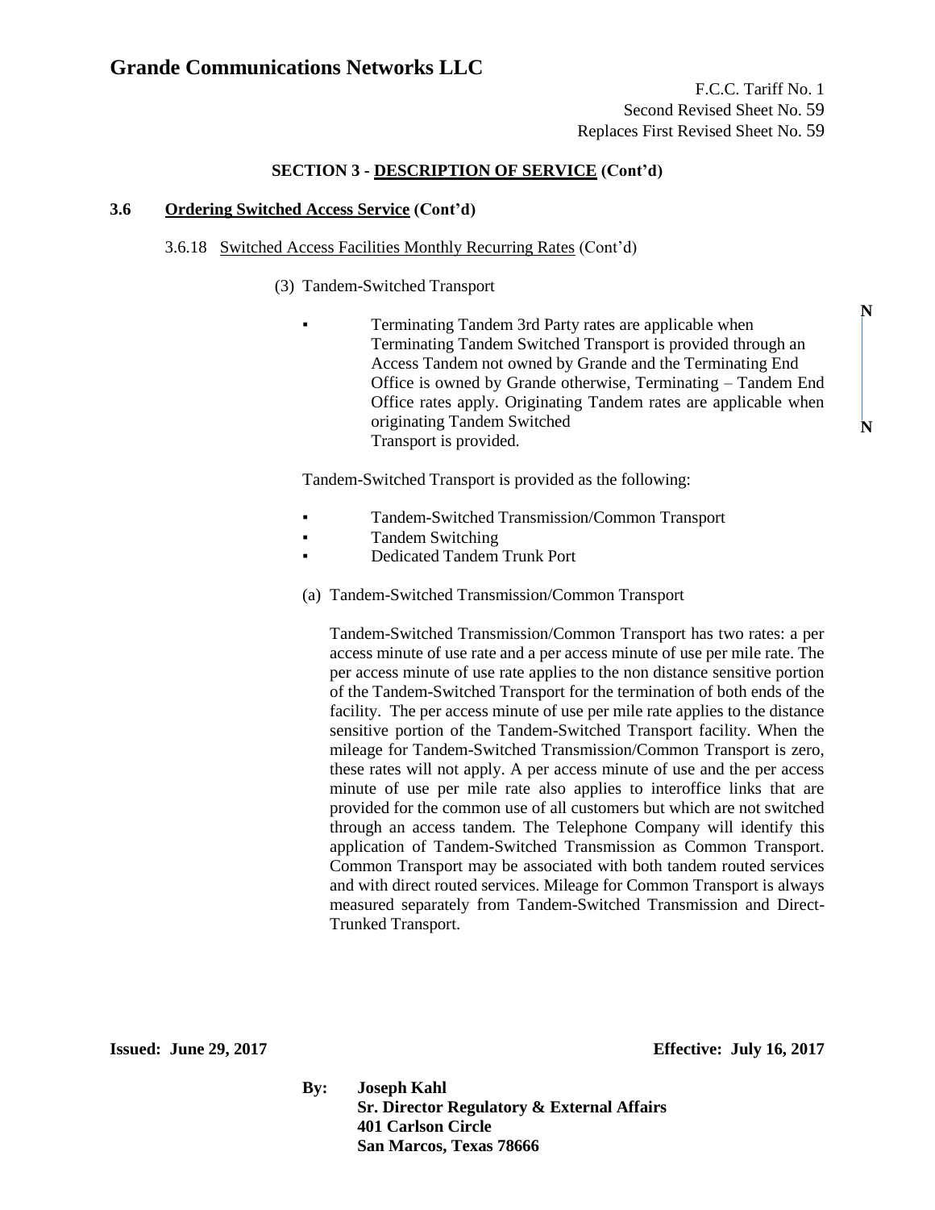# Grande Communications Networks LLC

F.C.C. Tariff No. 1
Second Revised Sheet No. 59
Replaces First Revised Sheet No. 59

## SECTION 3 - DESCRIPTION OF SERVICE (Cont'd)

### 3.6 Ordering Switched Access Service (Cont'd)

3.6.18 Switched Access Facilities Monthly Recurring Rates (Cont'd)

(3) Tandem-Switched Transport

- Terminating Tandem 3rd Party rates are applicable when Terminating Tandem Switched Transport is provided through an Access Tandem not owned by Grande and the Terminating End Office is owned by Grande otherwise, Terminating – Tandem End Office rates apply. Originating Tandem rates are applicable when originating Tandem Switched Transport is provided. **N**

Tandem-Switched Transport is provided as the following:

- Tandem-Switched Transmission/Common Transport
- Tandem Switching
- Dedicated Tandem Trunk Port

(a) Tandem-Switched Transmission/Common Transport

Tandem-Switched Transmission/Common Transport has two rates: a per access minute of use rate and a per access minute of use per mile rate. The per access minute of use rate applies to the non distance sensitive portion of the Tandem-Switched Transport for the termination of both ends of the facility. The per access minute of use per mile rate applies to the distance sensitive portion of the Tandem-Switched Transport facility. When the mileage for Tandem-Switched Transmission/Common Transport is zero, these rates will not apply. A per access minute of use and the per access minute of use per mile rate also applies to interoffice links that are provided for the common use of all customers but which are not switched through an access tandem. The Telephone Company will identify this application of Tandem-Switched Transmission as Common Transport. Common Transport may be associated with both tandem routed services and with direct routed services. Mileage for Common Transport is always measured separately from Tandem-Switched Transmission and Direct-Trunked Transport.

**Issued: June 29, 2017** **Effective: July 16, 2017**

**By: Joseph Kahl**
**Sr. Director Regulatory & External Affairs**
**401 Carlson Circle**
**San Marcos, Texas 78666**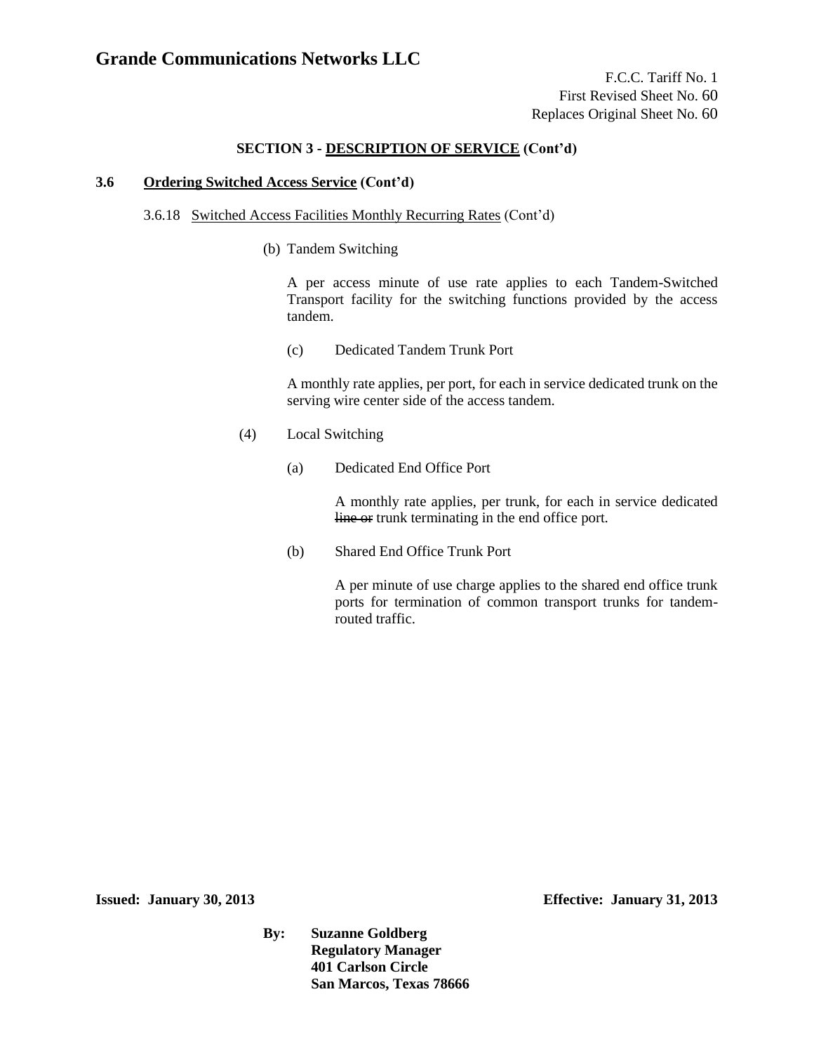# Grande Communications Networks LLC

F.C.C. Tariff No. 1
First Revised Sheet No. 60
Replaces Original Sheet No. 60

**SECTION 3 - DESCRIPTION OF SERVICE (Cont'd)**

**3.6 Ordering Switched Access Service (Cont'd)**

3.6.18 Switched Access Facilities Monthly Recurring Rates (Cont'd)

(b) Tandem Switching

A per access minute of use rate applies to each Tandem-Switched Transport facility for the switching functions provided by the access tandem.

(c) Dedicated Tandem Trunk Port

A monthly rate applies, per port, for each in service dedicated trunk on the serving wire center side of the access tandem.

(4) Local Switching

(a) Dedicated End Office Port

A monthly rate applies, per trunk, for each in service dedicated ~~line or~~ trunk terminating in the end office port.

(b) Shared End Office Trunk Port

A per minute of use charge applies to the shared end office trunk ports for termination of common transport trunks for tandem-routed traffic.

**Issued: January 30, 2013** **Effective: January 31, 2013**

**By: Suzanne Goldberg**
**Regulatory Manager**
**401 Carlson Circle**
**San Marcos, Texas 78666**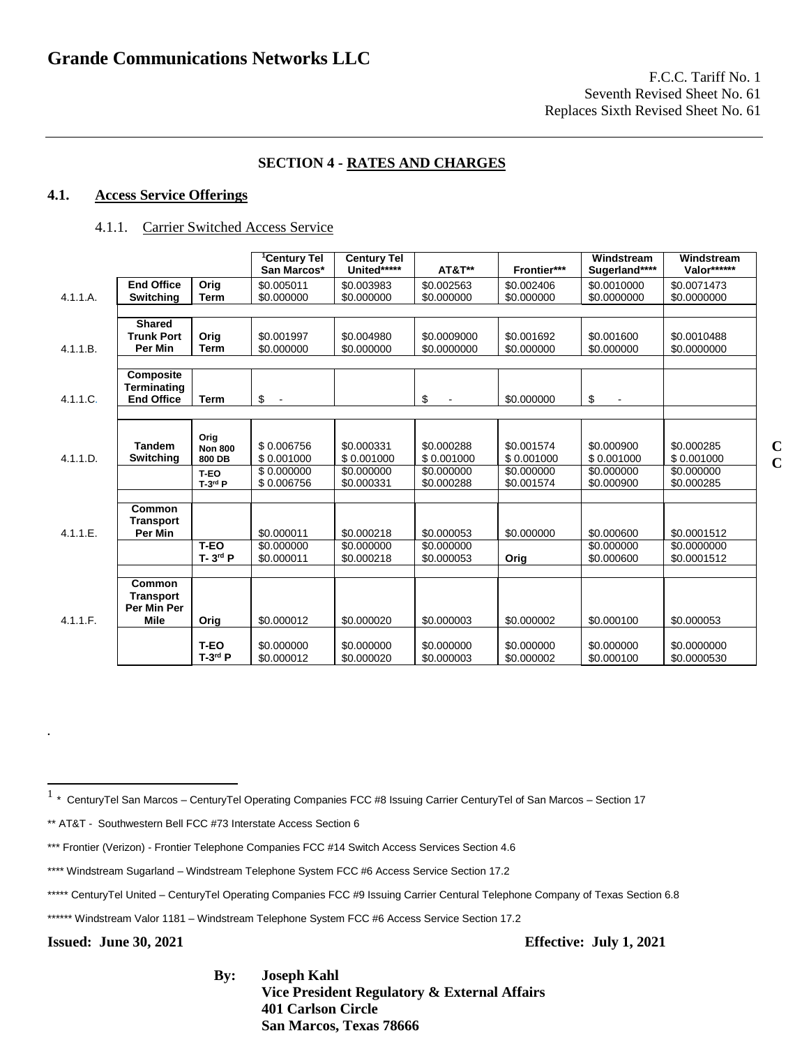# Grande Communications Networks LLC

F.C.C. Tariff No. 1
Seventh Revised Sheet No. 61
Replaces Sixth Revised Sheet No. 61

## SECTION 4 - RATES AND CHARGES

### 4.1. Access Service Offerings

4.1.1. Carrier Switched Access Service

| | | | [1]Century Tel San Marcos* | Century Tel United***** | AT&T** | Frontier*** | Windstream Sugerland**** | Windstream Valor****** | |
|---|---|---|---|---|---|---|---|---|---|
| 4.1.1.A. | **End Office Switching** | **Orig** | $0.005011 | $0.003983 | $0.002563 | $0.002406 | $0.0010000 | $0.0071473 | |
| | | **Term** | $0.000000 | $0.000000 | $0.000000 | $0.000000 | $0.0000000 | $0.0000000 | |
| 4.1.1.B. | **Shared Trunk Port Per Min** | **Orig** | $0.001997 | $0.004980 | $0.0009000 | $0.001692 | $0.001600 | $0.0010488 | |
| | | **Term** | $0.000000 | $0.000000 | $0.0000000 | $0.000000 | $0.000000 | $0.0000000 | |
| 4.1.1.C. | **Composite Terminating End Office** | **Term** | $ - | | $ - | $0.000000 | $ - | | |
| 4.1.1.D. | **Tandem Switching** | **Orig** | $ 0.006756 | $0.000331 | $0.000288 | $0.001574 | $0.000900 | $0.000285 | C |
| | | **Non 800 800 DB** | $ 0.001000 | $ 0.001000 | $ 0.001000 | $ 0.001000 | $ 0.001000 | $ 0.001000 | C |
| | | **T-EO** | $ 0.000000 | $0.000000 | $0.000000 | $0.000000 | $0.000000 | $0.000000 | |
| | | **T-3rd P** | $ 0.006756 | $0.000331 | $0.000288 | $0.001574 | $0.000900 | $0.000285 | |
| 4.1.1.E. | **Common Transport Per Min** | | $0.000011 | $0.000218 | $0.000053 | $0.000000 | $0.000600 | $0.0001512 | |
| | | **T-EO** | $0.000000 | $0.000000 | $0.000000 | | $0.000000 | $0.0000000 | |
| | | **T- 3rd P** | $0.000011 | $0.000218 | $0.000053 | **Orig** | $0.000600 | $0.0001512 | |
| 4.1.1.F. | **Common Transport Per Min Per Mile** | **Orig** | $0.000012 | $0.000020 | $0.000003 | $0.000002 | $0.000100 | $0.000053 | |
| | | **T-EO** | $0.000000 | $0.000000 | $0.000000 | $0.000000 | $0.000000 | $0.0000000 | |
| | | **T-3rd P** | $0.000012 | $0.000020 | $0.000003 | $0.000002 | $0.000100 | $0.0000530 | |

.

[1] * CenturyTel San Marcos – CenturyTel Operating Companies FCC #8 Issuing Carrier CenturyTel of San Marcos – Section 17

** AT&T - Southwestern Bell FCC #73 Interstate Access Section 6

*** Frontier (Verizon) - Frontier Telephone Companies FCC #14 Switch Access Services Section 4.6

**** Windstream Sugarland – Windstream Telephone System FCC #6 Access Service Section 17.2

***** CenturyTel United – CenturyTel Operating Companies FCC #9 Issuing Carrier Centural Telephone Company of Texas Section 6.8

****** Windstream Valor 1181 – Windstream Telephone System FCC #6 Access Service Section 17.2

**Issued: June 30, 2021** **Effective: July 1, 2021**

**By: Joseph Kahl**
**Vice President Regulatory & External Affairs**
**401 Carlson Circle**
**San Marcos, Texas 78666**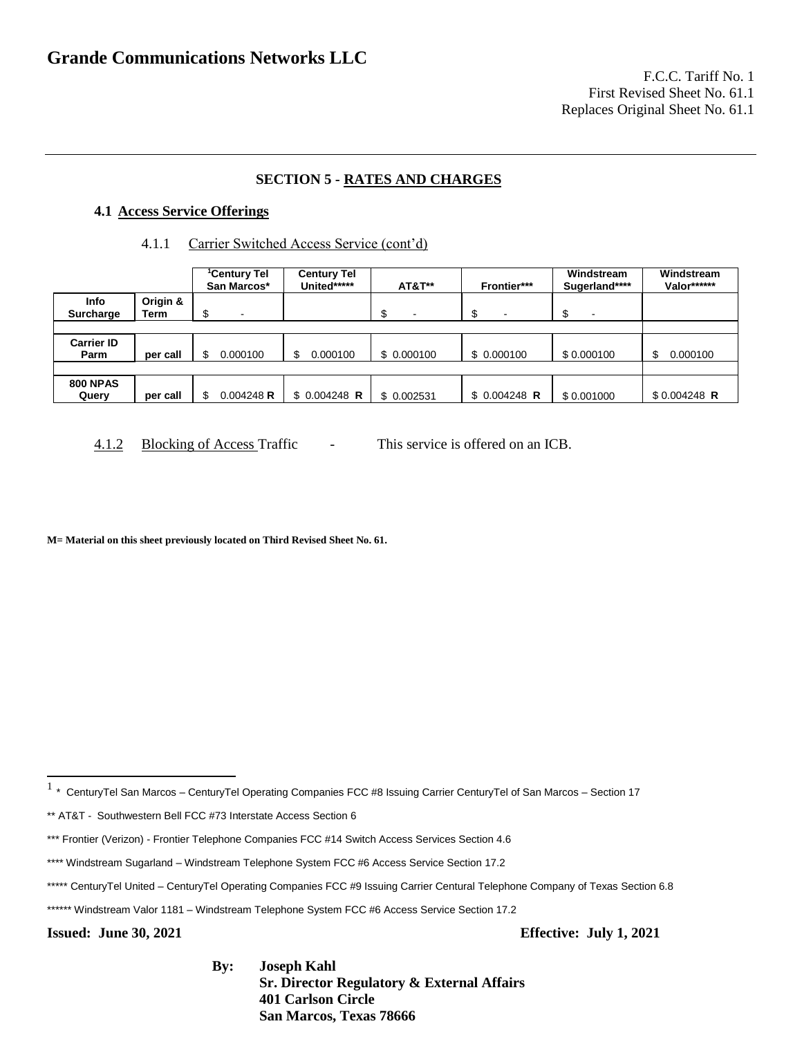# Grande Communications Networks LLC

F.C.C. Tariff No. 1
First Revised Sheet No. 61.1
Replaces Original Sheet No. 61.1

---

**SECTION 5 - RATES AND CHARGES**

**4.1 Access Service Offerings**

4.1.1 Carrier Switched Access Service (cont'd)

| | | [1]Century Tel San Marcos* | Century Tel United***** | AT&T** | Frontier*** | Windstream Sugerland**** | Windstream Valor****** |
|---|---|---|---|---|---|---|---|
| **Info Surcharge** | **Origin & Term** | $ - | | $ - | $ - | $ - | |
| **Carrier ID Parm** | **per call** | $ 0.000100 | $ 0.000100 | $ 0.000100 | $ 0.000100 | $ 0.000100 | $ 0.000100 |
| **800 NPAS Query** | **per call** | $ 0.004248 **R** | $ 0.004248 **R** | $ 0.002531 | $ 0.004248 **R** | $ 0.001000 | $ 0.004248 **R** |

4.1.2 Blocking of Access Traffic - This service is offered on an ICB.

**M= Material on this sheet previously located on Third Revised Sheet No. 61.**

[1] * CenturyTel San Marcos – CenturyTel Operating Companies FCC #8 Issuing Carrier CenturyTel of San Marcos – Section 17

** AT&T - Southwestern Bell FCC #73 Interstate Access Section 6

*** Frontier (Verizon) - Frontier Telephone Companies FCC #14 Switch Access Services Section 4.6

**** Windstream Sugarland – Windstream Telephone System FCC #6 Access Service Section 17.2

***** CenturyTel United – CenturyTel Operating Companies FCC #9 Issuing Carrier Centural Telephone Company of Texas Section 6.8

****** Windstream Valor 1181 – Windstream Telephone System FCC #6 Access Service Section 17.2

**Issued: June 30, 2021** **Effective: July 1, 2021**

**By: Joseph Kahl**
**Sr. Director Regulatory & External Affairs**
**401 Carlson Circle**
**San Marcos, Texas 78666**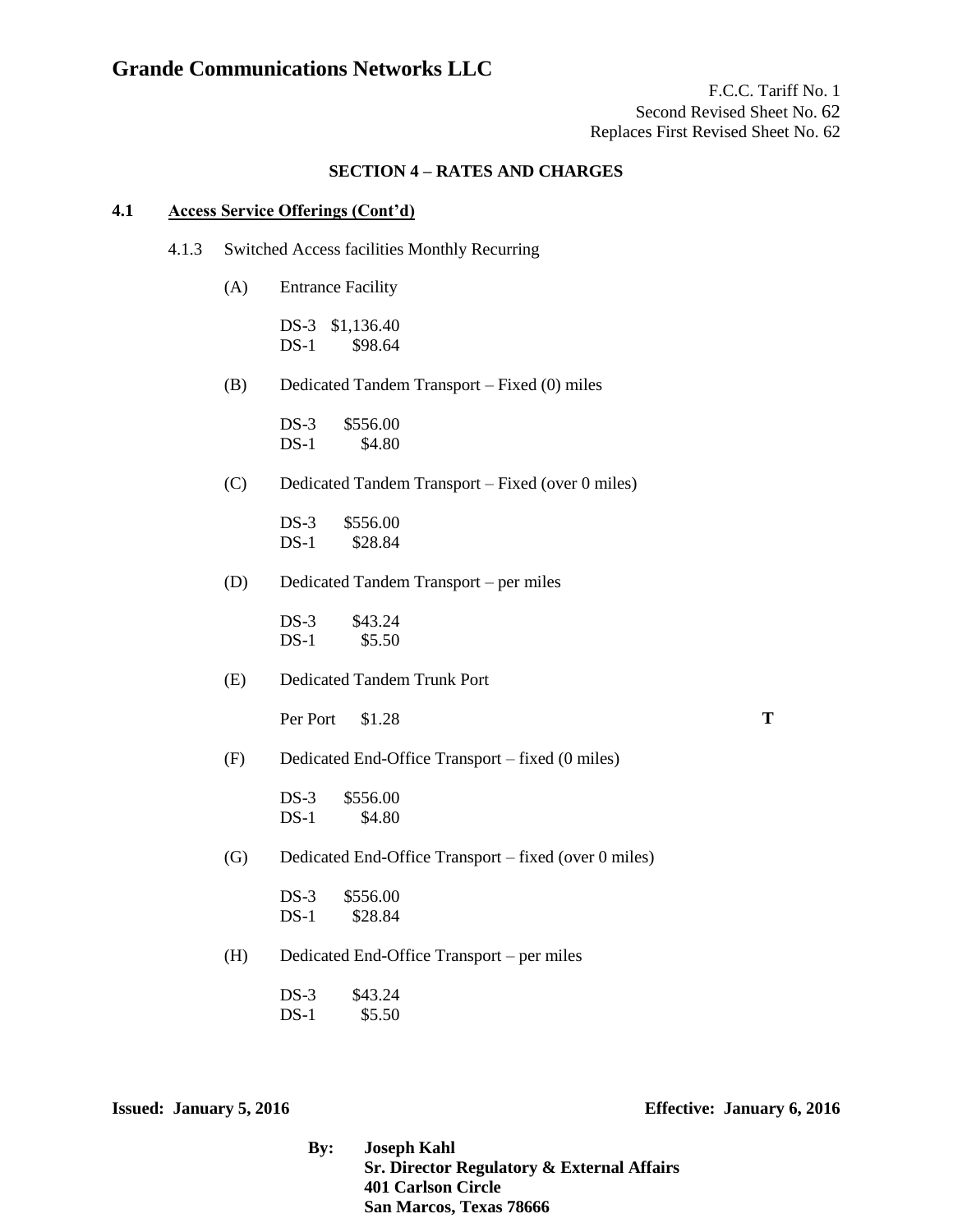# Grande Communications Networks LLC

F.C.C. Tariff No. 1
Second Revised Sheet No. 62
Replaces First Revised Sheet No. 62

**SECTION 4 – RATES AND CHARGES**

**4.1 Access Service Offerings (Cont'd)**

4.1.3 Switched Access facilities Monthly Recurring

(A) Entrance Facility

DS-3 $1,136.40
DS-1 $98.64

(B) Dedicated Tandem Transport – Fixed (0) miles

DS-3 $556.00
DS-1 $4.80

(C) Dedicated Tandem Transport – Fixed (over 0 miles)

DS-3 $556.00
DS-1 $28.84

(D) Dedicated Tandem Transport – per miles

DS-3 $43.24
DS-1 $5.50

(E) Dedicated Tandem Trunk Port

Per Port $1.28 **T**

(F) Dedicated End-Office Transport – fixed (0 miles)

DS-3 $556.00
DS-1 $4.80

(G) Dedicated End-Office Transport – fixed (over 0 miles)

DS-3 $556.00
DS-1 $28.84

(H) Dedicated End-Office Transport – per miles

DS-3 $43.24
DS-1 $5.50

**Issued: January 5, 2016** **Effective: January 6, 2016**

**By: Joseph Kahl**
**Sr. Director Regulatory & External Affairs**
**401 Carlson Circle**
**San Marcos, Texas 78666**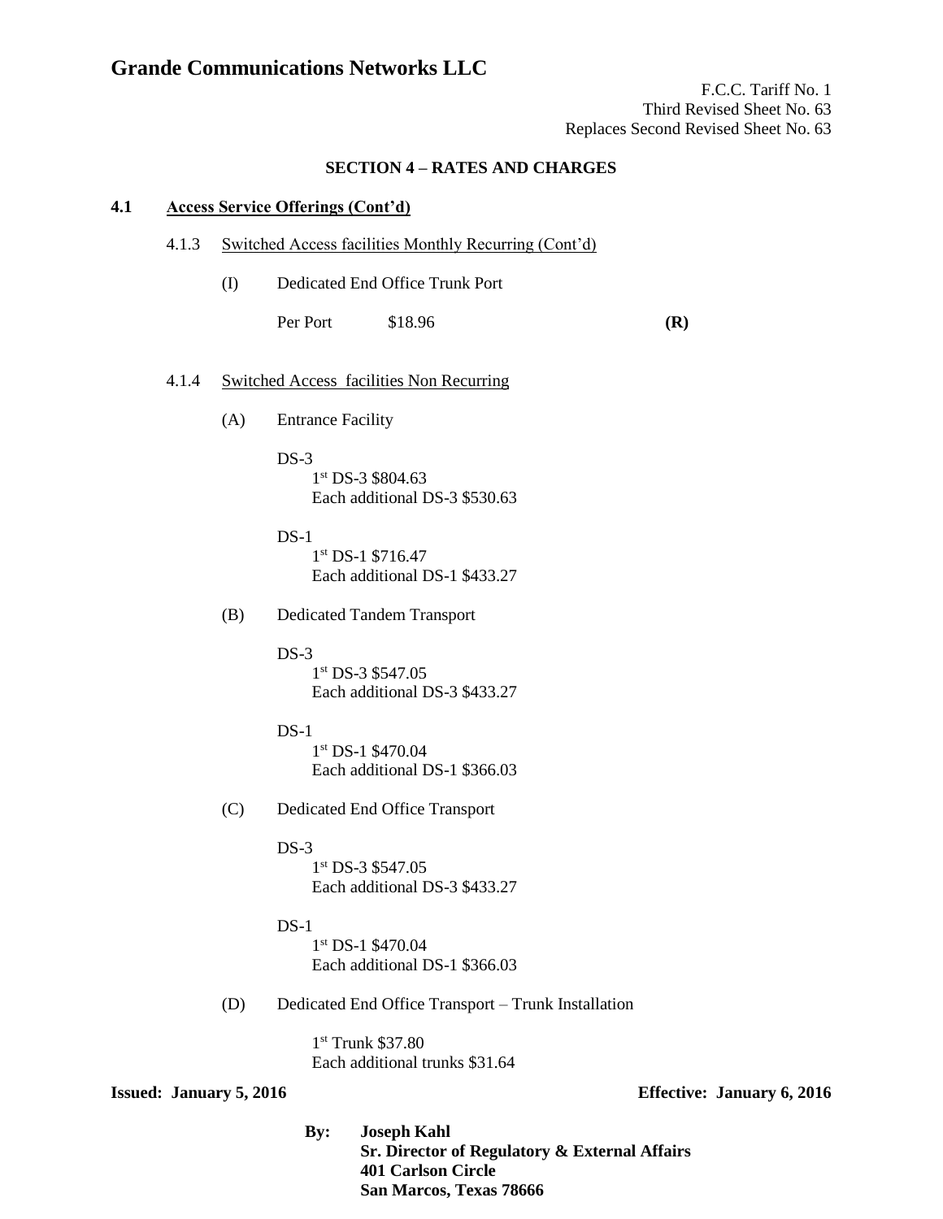# Grande Communications Networks LLC

F.C.C. Tariff No. 1
Third Revised Sheet No. 63
Replaces Second Revised Sheet No. 63

**SECTION 4 – RATES AND CHARGES**

**4.1 Access Service Offerings (Cont'd)**

4.1.3 Switched Access facilities Monthly Recurring (Cont'd)

(I) Dedicated End Office Trunk Port

Per Port $18.96 **(R)**

4.1.4 Switched Access facilities Non Recurring

(A) Entrance Facility

DS-3
1st DS-3 $804.63
Each additional DS-3 $530.63

DS-1
1st DS-1 $716.47
Each additional DS-1 $433.27

(B) Dedicated Tandem Transport

DS-3
1st DS-3 $547.05
Each additional DS-3 $433.27

DS-1
1st DS-1 $470.04
Each additional DS-1 $366.03

(C) Dedicated End Office Transport

DS-3
1st DS-3 $547.05
Each additional DS-3 $433.27

DS-1
1st DS-1 $470.04
Each additional DS-1 $366.03

(D) Dedicated End Office Transport – Trunk Installation

1st Trunk $37.80
Each additional trunks $31.64

**Issued: January 5, 2016** **Effective: January 6, 2016**

**By: Joseph Kahl**
**Sr. Director of Regulatory & External Affairs**
**401 Carlson Circle**
**San Marcos, Texas 78666**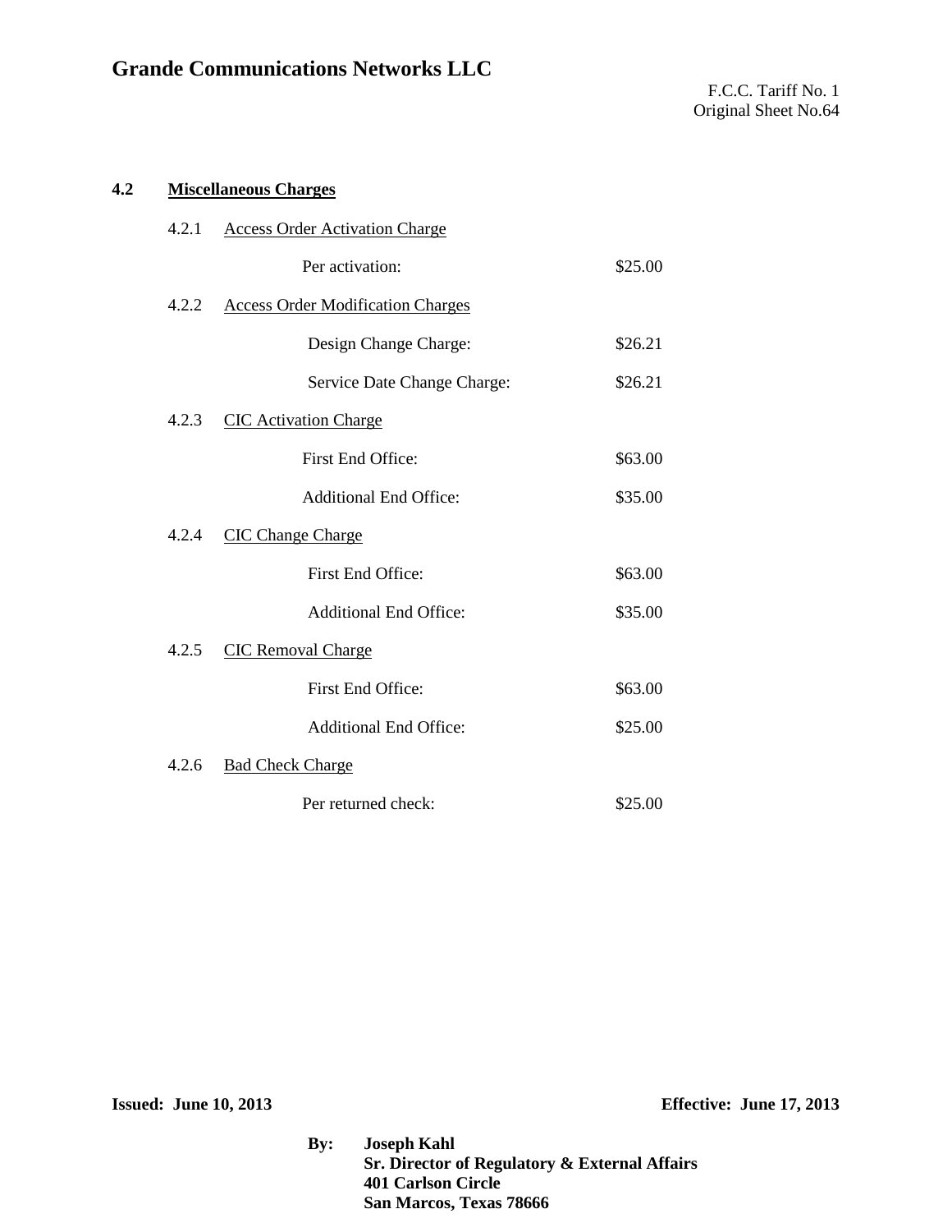## 4.2 Miscellaneous Charges

4.2.1 Access Order Activation Charge

| | |
|---|---|
| Per activation: | $25.00 |

4.2.2 Access Order Modification Charges

| | |
|---|---|
| Design Change Charge: | $26.21 |
| Service Date Change Charge: | $26.21 |

4.2.3 CIC Activation Charge

| | |
|---|---|
| First End Office: | $63.00 |
| Additional End Office: | $35.00 |

4.2.4 CIC Change Charge

| | |
|---|---|
| First End Office: | $63.00 |
| Additional End Office: | $35.00 |

4.2.5 CIC Removal Charge

| | |
|---|---|
| First End Office: | $63.00 |
| Additional End Office: | $25.00 |

4.2.6 Bad Check Charge

| | |
|---|---|
| Per returned check: | $25.00 |